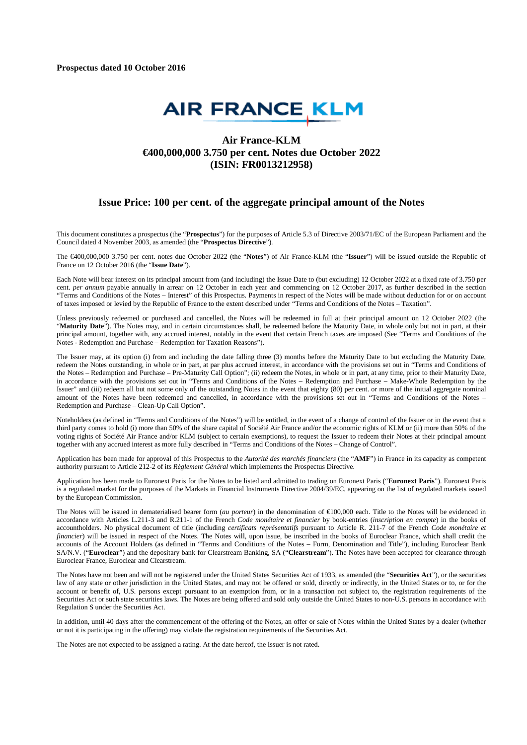**Prospectus dated 10 October 2016**

AIR FRANCE KLM

# Air France-KLM
# €400,000,000 3.750 per cent. Notes due October 2022
# (ISIN: FR0013212958)

## Issue Price: 100 per cent. of the aggregate principal amount of the Notes

This document constitutes a prospectus (the "**Prospectus**") for the purposes of Article 5.3 of Directive 2003/71/EC of the European Parliament and the Council dated 4 November 2003, as amended (the "**Prospectus Directive**").

The €400,000,000 3.750 per cent. notes due October 2022 (the "**Notes**") of Air France-KLM (the "**Issuer**") will be issued outside the Republic of France on 12 October 2016 (the "**Issue Date**").

Each Note will bear interest on its principal amount from (and including) the Issue Date to (but excluding) 12 October 2022 at a fixed rate of 3.750 per cent. *per annum* payable annually in arrear on 12 October in each year and commencing on 12 October 2017, as further described in the section "Terms and Conditions of the Notes – Interest" of this Prospectus. Payments in respect of the Notes will be made without deduction for or on account of taxes imposed or levied by the Republic of France to the extent described under "Terms and Conditions of the Notes – Taxation".

Unless previously redeemed or purchased and cancelled, the Notes will be redeemed in full at their principal amount on 12 October 2022 (the "**Maturity Date**"). The Notes may, and in certain circumstances shall, be redeemed before the Maturity Date, in whole only but not in part, at their principal amount, together with, any accrued interest, notably in the event that certain French taxes are imposed (See "Terms and Conditions of the Notes - Redemption and Purchase – Redemption for Taxation Reasons").

The Issuer may, at its option (i) from and including the date falling three (3) months before the Maturity Date to but excluding the Maturity Date, redeem the Notes outstanding, in whole or in part, at par plus accrued interest, in accordance with the provisions set out in "Terms and Conditions of the Notes – Redemption and Purchase – Pre-Maturity Call Option"; (ii) redeem the Notes, in whole or in part, at any time, prior to their Maturity Date, in accordance with the provisions set out in "Terms and Conditions of the Notes – Redemption and Purchase – Make-Whole Redemption by the Issuer" and (iii) redeem all but not some only of the outstanding Notes in the event that eighty (80) per cent. or more of the initial aggregate nominal amount of the Notes have been redeemed and cancelled, in accordance with the provisions set out in "Terms and Conditions of the Notes – Redemption and Purchase – Clean-Up Call Option".

Noteholders (as defined in "Terms and Conditions of the Notes") will be entitled, in the event of a change of control of the Issuer or in the event that a third party comes to hold (i) more than 50% of the share capital of Société Air France and/or the economic rights of KLM or (ii) more than 50% of the voting rights of Société Air France and/or KLM (subject to certain exemptions), to request the Issuer to redeem their Notes at their principal amount together with any accrued interest as more fully described in "Terms and Conditions of the Notes – Change of Control".

Application has been made for approval of this Prospectus to the *Autorité des marchés financiers* (the "**AMF**") in France in its capacity as competent authority pursuant to Article 212-2 of its *Règlement Général* which implements the Prospectus Directive.

Application has been made to Euronext Paris for the Notes to be listed and admitted to trading on Euronext Paris ("**Euronext Paris**"). Euronext Paris is a regulated market for the purposes of the Markets in Financial Instruments Directive 2004/39/EC, appearing on the list of regulated markets issued by the European Commission.

The Notes will be issued in dematerialised bearer form (*au porteur*) in the denomination of €100,000 each. Title to the Notes will be evidenced in accordance with Articles L.211-3 and R.211-1 of the French *Code monétaire et financier* by book-entries (*inscription en compte*) in the books of accountholders. No physical document of title (including *certificats représentatifs* pursuant to Article R. 211-7 of the French *Code monétaire et financier*) will be issued in respect of the Notes. The Notes will, upon issue, be inscribed in the books of Euroclear France, which shall credit the accounts of the Account Holders (as defined in "Terms and Conditions of the Notes – Form, Denomination and Title"), including Euroclear Bank SA/N.V. ("**Euroclear**") and the depositary bank for Clearstream Banking, SA ("**Clearstream**"). The Notes have been accepted for clearance through Euroclear France, Euroclear and Clearstream.

The Notes have not been and will not be registered under the United States Securities Act of 1933, as amended (the "**Securities Act**"), or the securities law of any state or other jurisdiction in the United States, and may not be offered or sold, directly or indirectly, in the United States or to, or for the account or benefit of, U.S. persons except pursuant to an exemption from, or in a transaction not subject to, the registration requirements of the Securities Act or such state securities laws. The Notes are being offered and sold only outside the United States to non-U.S. persons in accordance with Regulation S under the Securities Act.

In addition, until 40 days after the commencement of the offering of the Notes, an offer or sale of Notes within the United States by a dealer (whether or not it is participating in the offering) may violate the registration requirements of the Securities Act.

The Notes are not expected to be assigned a rating. At the date hereof, the Issuer is not rated.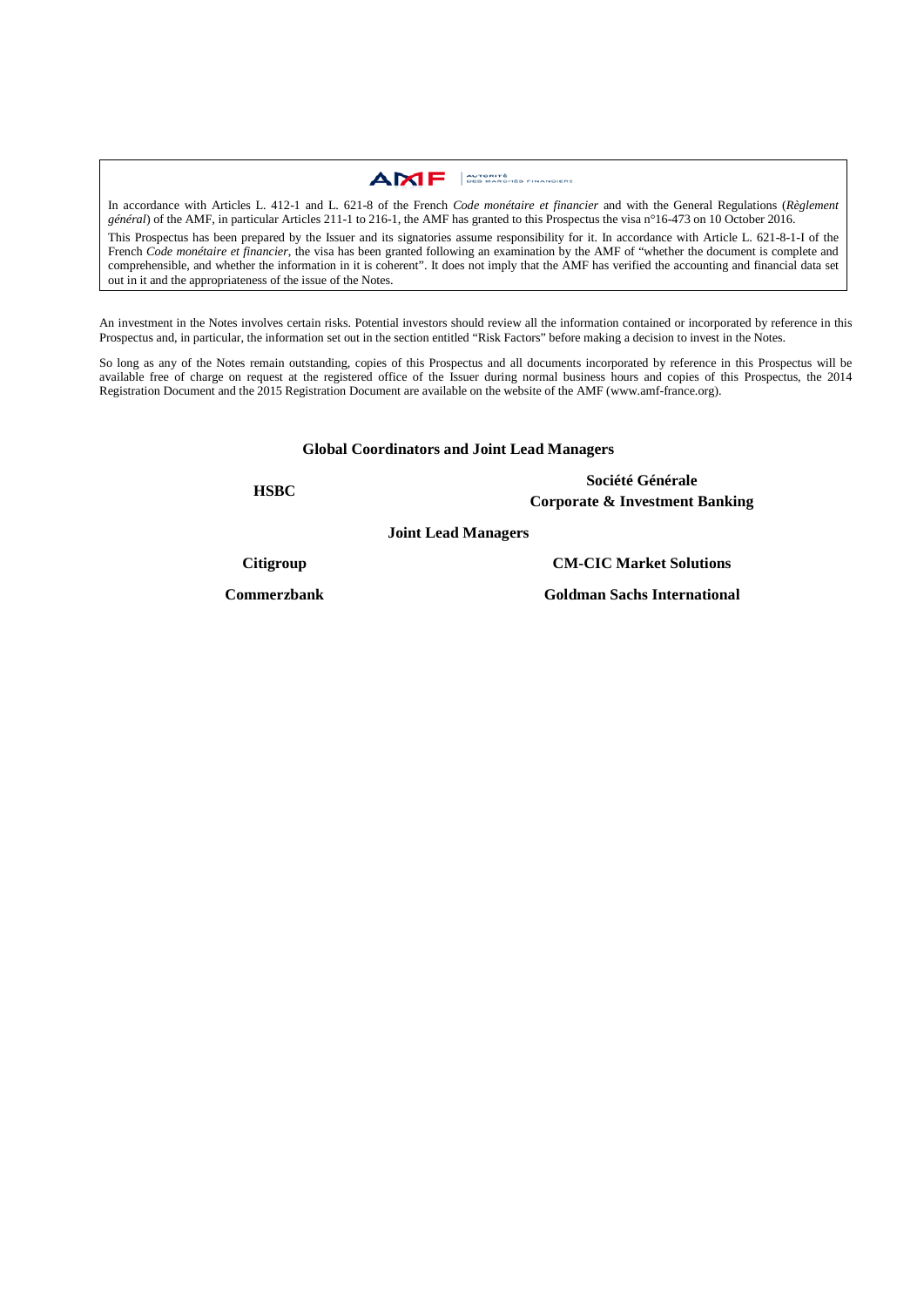**AMF** AUTORITÉ DES MARCHÉS FINANCIERS

In accordance with Articles L. 412-1 and L. 621-8 of the French *Code monétaire et financier* and with the General Regulations (*Règlement général*) of the AMF, in particular Articles 211-1 to 216-1, the AMF has granted to this Prospectus the visa n°16-473 on 10 October 2016.

This Prospectus has been prepared by the Issuer and its signatories assume responsibility for it. In accordance with Article L. 621-8-1-I of the French *Code monétaire et financier*, the visa has been granted following an examination by the AMF of "whether the document is complete and comprehensible, and whether the information in it is coherent". It does not imply that the AMF has verified the accounting and financial data set out in it and the appropriateness of the issue of the Notes.

An investment in the Notes involves certain risks. Potential investors should review all the information contained or incorporated by reference in this Prospectus and, in particular, the information set out in the section entitled "Risk Factors" before making a decision to invest in the Notes.

So long as any of the Notes remain outstanding, copies of this Prospectus and all documents incorporated by reference in this Prospectus will be available free of charge on request at the registered office of the Issuer during normal business hours and copies of this Prospectus, the 2014 Registration Document and the 2015 Registration Document are available on the website of the AMF (www.amf-france.org).

**Global Coordinators and Joint Lead Managers**

**HSBC**

**Société Générale Corporate & Investment Banking**

**Joint Lead Managers**

**Citigroup**

**CM-CIC Market Solutions**

**Commerzbank**

**Goldman Sachs International**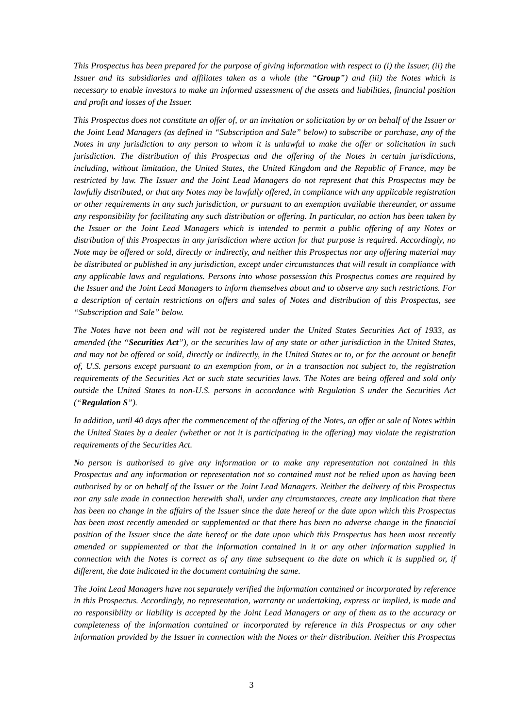*This Prospectus has been prepared for the purpose of giving information with respect to (i) the Issuer, (ii) the Issuer and its subsidiaries and affiliates taken as a whole (the "**Group**") and (iii) the Notes which is necessary to enable investors to make an informed assessment of the assets and liabilities, financial position and profit and losses of the Issuer.*

*This Prospectus does not constitute an offer of, or an invitation or solicitation by or on behalf of the Issuer or the Joint Lead Managers (as defined in "Subscription and Sale" below) to subscribe or purchase, any of the Notes in any jurisdiction to any person to whom it is unlawful to make the offer or solicitation in such jurisdiction. The distribution of this Prospectus and the offering of the Notes in certain jurisdictions, including, without limitation, the United States, the United Kingdom and the Republic of France, may be restricted by law. The Issuer and the Joint Lead Managers do not represent that this Prospectus may be lawfully distributed, or that any Notes may be lawfully offered, in compliance with any applicable registration or other requirements in any such jurisdiction, or pursuant to an exemption available thereunder, or assume any responsibility for facilitating any such distribution or offering. In particular, no action has been taken by the Issuer or the Joint Lead Managers which is intended to permit a public offering of any Notes or distribution of this Prospectus in any jurisdiction where action for that purpose is required. Accordingly, no Note may be offered or sold, directly or indirectly, and neither this Prospectus nor any offering material may be distributed or published in any jurisdiction, except under circumstances that will result in compliance with any applicable laws and regulations. Persons into whose possession this Prospectus comes are required by the Issuer and the Joint Lead Managers to inform themselves about and to observe any such restrictions. For a description of certain restrictions on offers and sales of Notes and distribution of this Prospectus, see "Subscription and Sale" below.*

*The Notes have not been and will not be registered under the United States Securities Act of 1933, as amended (the "**Securities Act**"), or the securities law of any state or other jurisdiction in the United States, and may not be offered or sold, directly or indirectly, in the United States or to, or for the account or benefit of, U.S. persons except pursuant to an exemption from, or in a transaction not subject to, the registration requirements of the Securities Act or such state securities laws. The Notes are being offered and sold only outside the United States to non-U.S. persons in accordance with Regulation S under the Securities Act ("**Regulation S**").*

*In addition, until 40 days after the commencement of the offering of the Notes, an offer or sale of Notes within the United States by a dealer (whether or not it is participating in the offering) may violate the registration requirements of the Securities Act.*

*No person is authorised to give any information or to make any representation not contained in this Prospectus and any information or representation not so contained must not be relied upon as having been authorised by or on behalf of the Issuer or the Joint Lead Managers. Neither the delivery of this Prospectus nor any sale made in connection herewith shall, under any circumstances, create any implication that there has been no change in the affairs of the Issuer since the date hereof or the date upon which this Prospectus has been most recently amended or supplemented or that there has been no adverse change in the financial position of the Issuer since the date hereof or the date upon which this Prospectus has been most recently amended or supplemented or that the information contained in it or any other information supplied in connection with the Notes is correct as of any time subsequent to the date on which it is supplied or, if different, the date indicated in the document containing the same.*

*The Joint Lead Managers have not separately verified the information contained or incorporated by reference in this Prospectus. Accordingly, no representation, warranty or undertaking, express or implied, is made and no responsibility or liability is accepted by the Joint Lead Managers or any of them as to the accuracy or completeness of the information contained or incorporated by reference in this Prospectus or any other information provided by the Issuer in connection with the Notes or their distribution. Neither this Prospectus*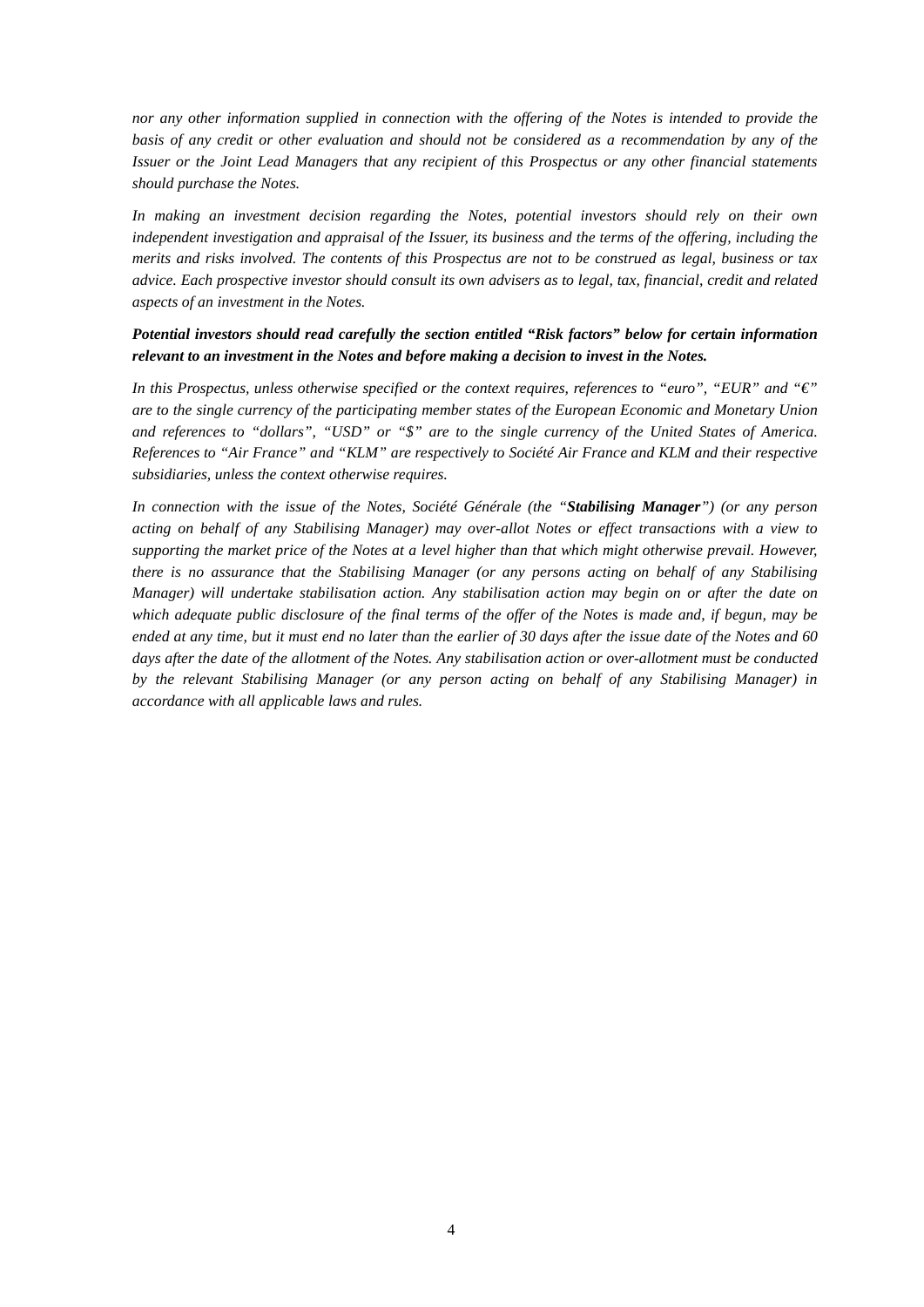*nor any other information supplied in connection with the offering of the Notes is intended to provide the basis of any credit or other evaluation and should not be considered as a recommendation by any of the Issuer or the Joint Lead Managers that any recipient of this Prospectus or any other financial statements should purchase the Notes.*

*In making an investment decision regarding the Notes, potential investors should rely on their own independent investigation and appraisal of the Issuer, its business and the terms of the offering, including the merits and risks involved. The contents of this Prospectus are not to be construed as legal, business or tax advice. Each prospective investor should consult its own advisers as to legal, tax, financial, credit and related aspects of an investment in the Notes.*

***Potential investors should read carefully the section entitled "Risk factors" below for certain information relevant to an investment in the Notes and before making a decision to invest in the Notes.***

*In this Prospectus, unless otherwise specified or the context requires, references to "euro", "EUR" and "€" are to the single currency of the participating member states of the European Economic and Monetary Union and references to "dollars", "USD" or "$" are to the single currency of the United States of America. References to "Air France" and "KLM" are respectively to Société Air France and KLM and their respective subsidiaries, unless the context otherwise requires.*

*In connection with the issue of the Notes, Société Générale (the "**Stabilising Manager**") (or any person acting on behalf of any Stabilising Manager) may over-allot Notes or effect transactions with a view to supporting the market price of the Notes at a level higher than that which might otherwise prevail. However, there is no assurance that the Stabilising Manager (or any persons acting on behalf of any Stabilising Manager) will undertake stabilisation action. Any stabilisation action may begin on or after the date on which adequate public disclosure of the final terms of the offer of the Notes is made and, if begun, may be ended at any time, but it must end no later than the earlier of 30 days after the issue date of the Notes and 60 days after the date of the allotment of the Notes. Any stabilisation action or over-allotment must be conducted by the relevant Stabilising Manager (or any person acting on behalf of any Stabilising Manager) in accordance with all applicable laws and rules.*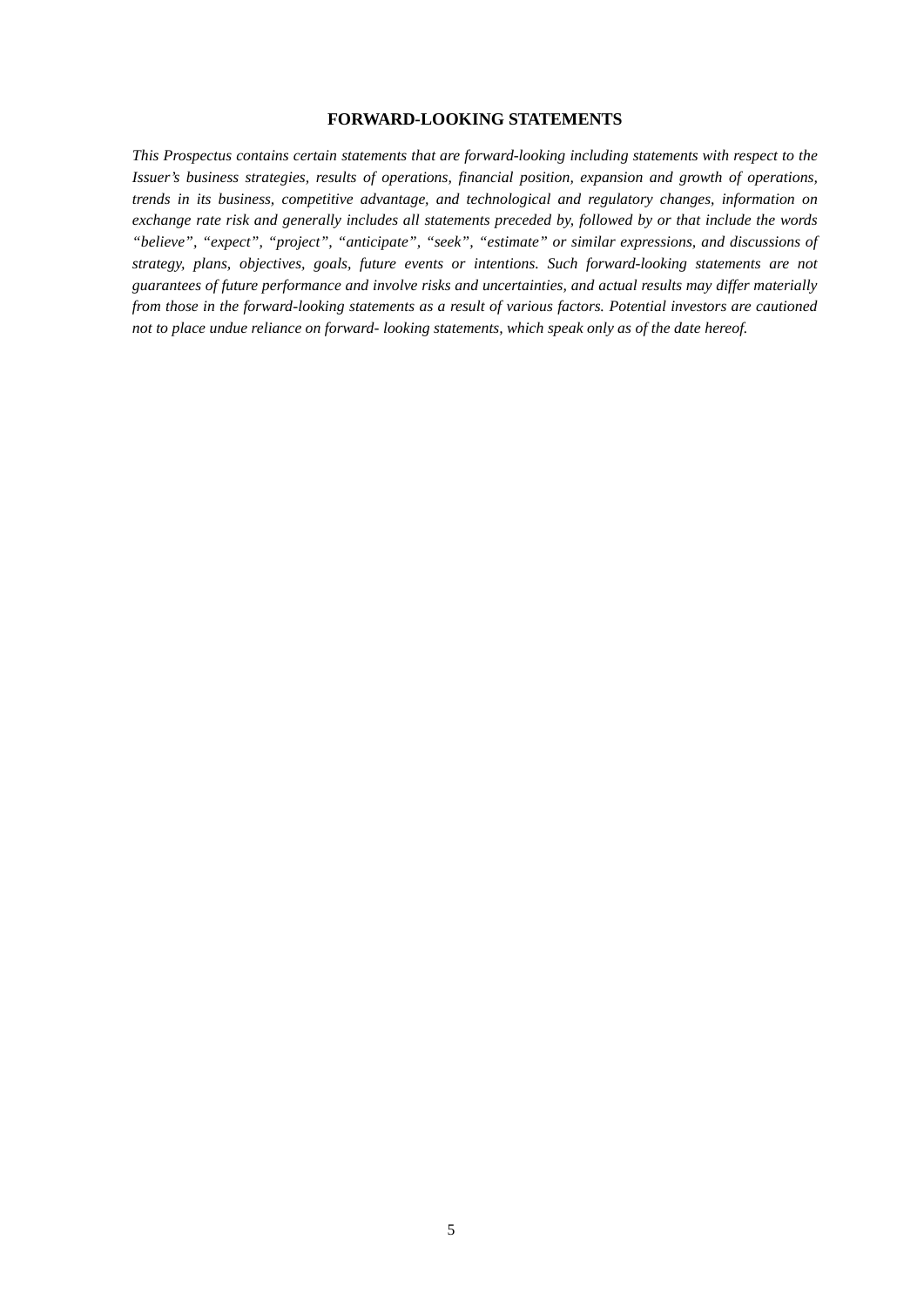## FORWARD-LOOKING STATEMENTS

*This Prospectus contains certain statements that are forward-looking including statements with respect to the Issuer's business strategies, results of operations, financial position, expansion and growth of operations, trends in its business, competitive advantage, and technological and regulatory changes, information on exchange rate risk and generally includes all statements preceded by, followed by or that include the words "believe", "expect", "project", "anticipate", "seek", "estimate" or similar expressions, and discussions of strategy, plans, objectives, goals, future events or intentions. Such forward-looking statements are not guarantees of future performance and involve risks and uncertainties, and actual results may differ materially from those in the forward-looking statements as a result of various factors. Potential investors are cautioned not to place undue reliance on forward- looking statements, which speak only as of the date hereof.*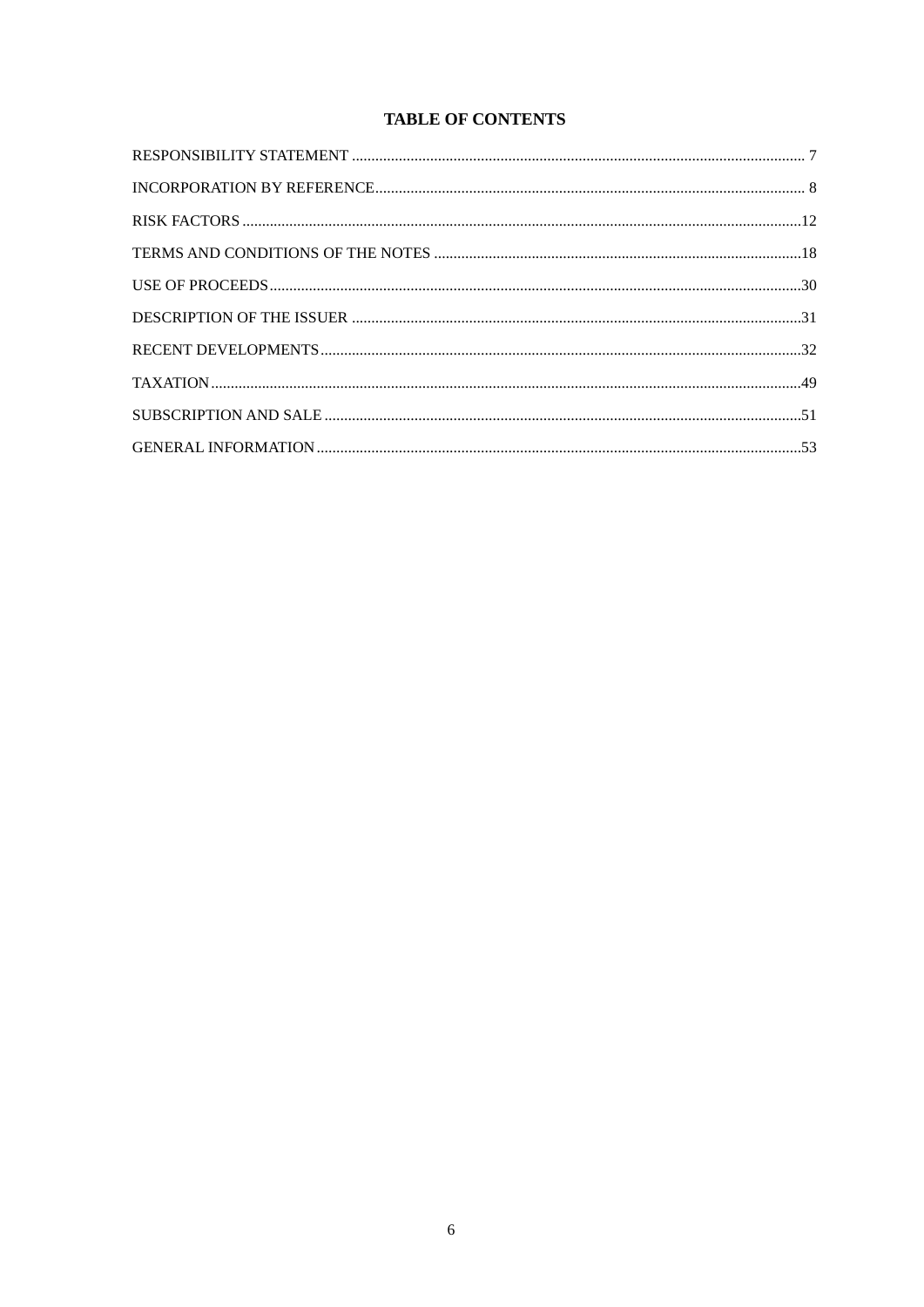# TABLE OF CONTENTS

| | |
|---|---|
| RESPONSIBILITY STATEMENT | 7 |
| INCORPORATION BY REFERENCE | 8 |
| RISK FACTORS | 12 |
| TERMS AND CONDITIONS OF THE NOTES | 18 |
| USE OF PROCEEDS | 30 |
| DESCRIPTION OF THE ISSUER | 31 |
| RECENT DEVELOPMENTS | 32 |
| TAXATION | 49 |
| SUBSCRIPTION AND SALE | 51 |
| GENERAL INFORMATION | 53 |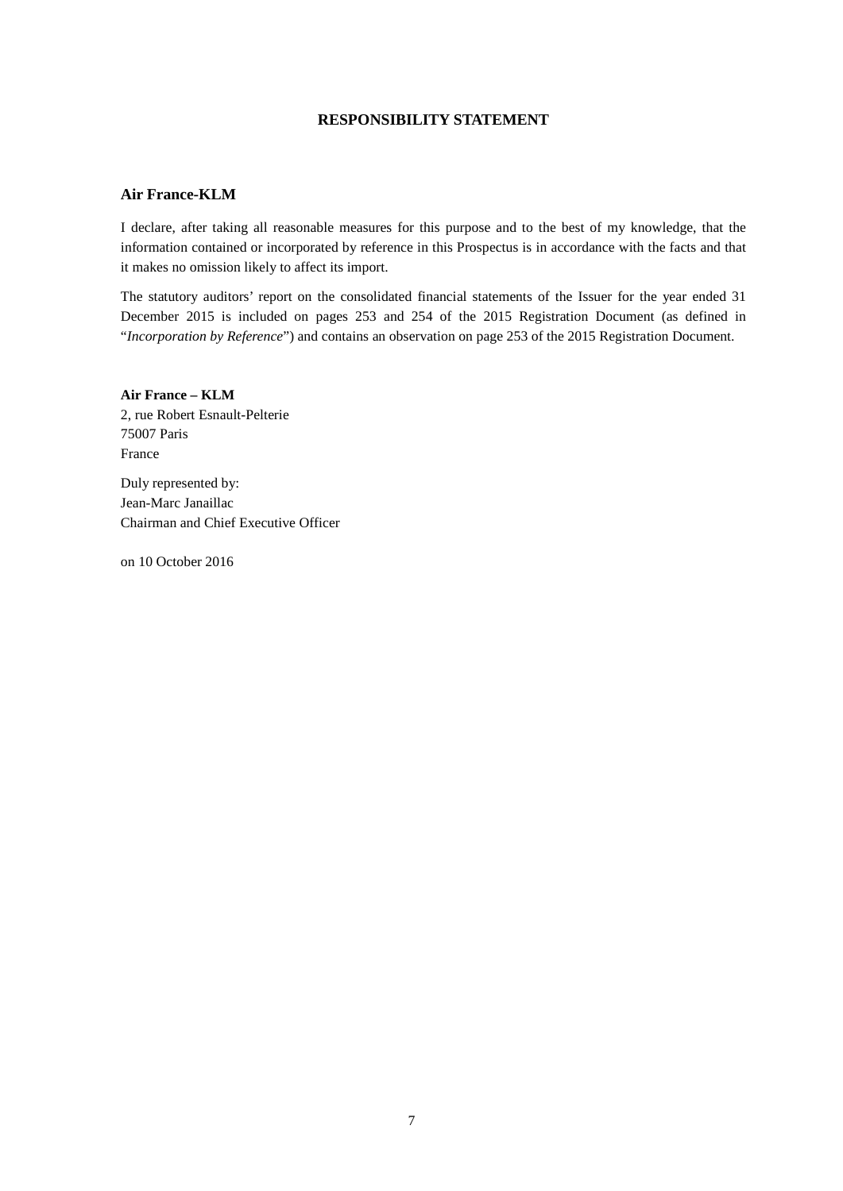# RESPONSIBILITY STATEMENT

## Air France-KLM

I declare, after taking all reasonable measures for this purpose and to the best of my knowledge, that the information contained or incorporated by reference in this Prospectus is in accordance with the facts and that it makes no omission likely to affect its import.

The statutory auditors' report on the consolidated financial statements of the Issuer for the year ended 31 December 2015 is included on pages 253 and 254 of the 2015 Registration Document (as defined in "*Incorporation by Reference*") and contains an observation on page 253 of the 2015 Registration Document.

**Air France – KLM**
2, rue Robert Esnault-Pelterie
75007 Paris
France

Duly represented by:
Jean-Marc Janaillac
Chairman and Chief Executive Officer

on 10 October 2016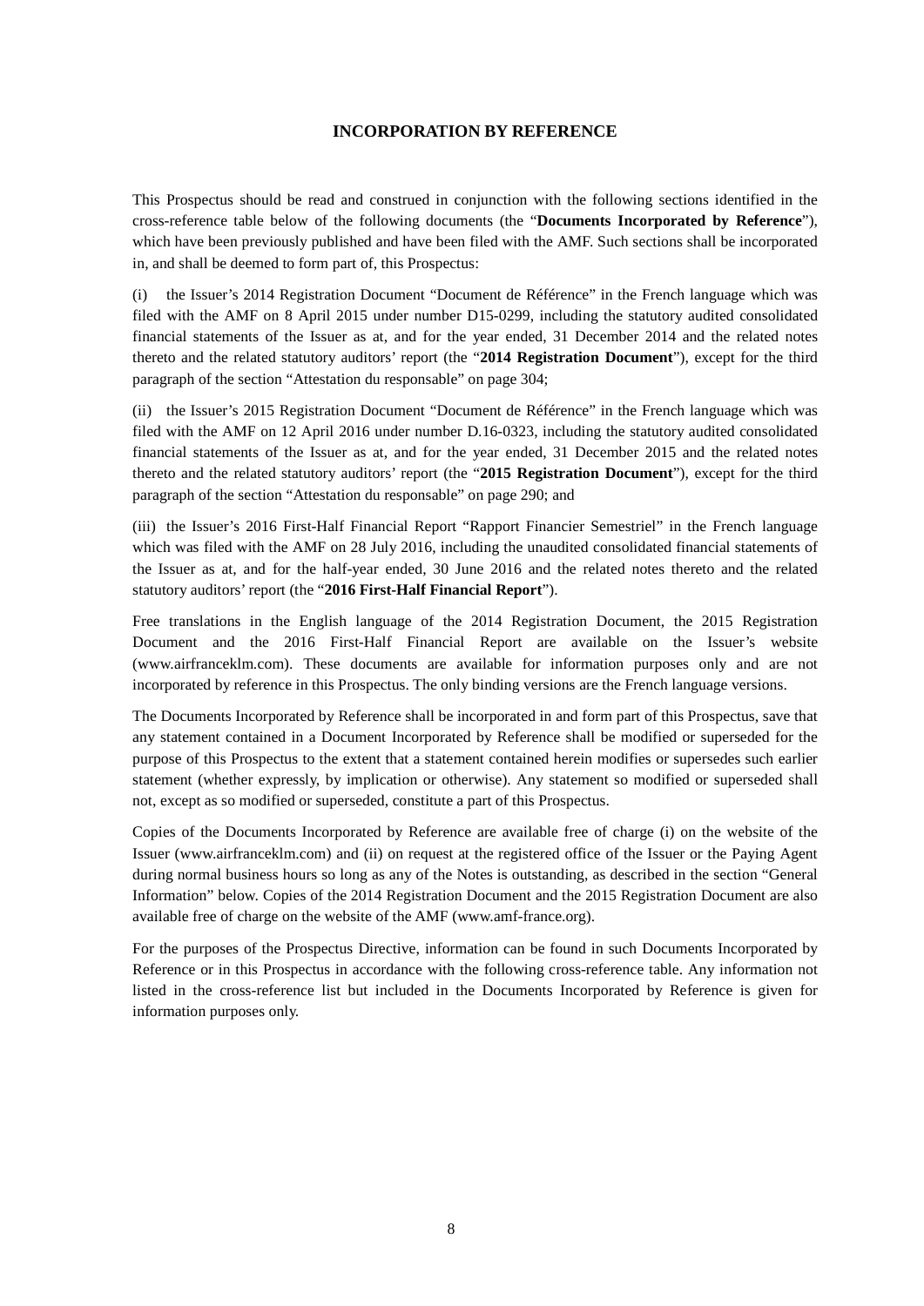# INCORPORATION BY REFERENCE

This Prospectus should be read and construed in conjunction with the following sections identified in the cross-reference table below of the following documents (the "**Documents Incorporated by Reference**"), which have been previously published and have been filed with the AMF. Such sections shall be incorporated in, and shall be deemed to form part of, this Prospectus:

(i) the Issuer's 2014 Registration Document "Document de Référence" in the French language which was filed with the AMF on 8 April 2015 under number D15-0299, including the statutory audited consolidated financial statements of the Issuer as at, and for the year ended, 31 December 2014 and the related notes thereto and the related statutory auditors' report (the "**2014 Registration Document**"), except for the third paragraph of the section "Attestation du responsable" on page 304;

(ii) the Issuer's 2015 Registration Document "Document de Référence" in the French language which was filed with the AMF on 12 April 2016 under number D.16-0323, including the statutory audited consolidated financial statements of the Issuer as at, and for the year ended, 31 December 2015 and the related notes thereto and the related statutory auditors' report (the "**2015 Registration Document**"), except for the third paragraph of the section "Attestation du responsable" on page 290; and

(iii) the Issuer's 2016 First-Half Financial Report "Rapport Financier Semestriel" in the French language which was filed with the AMF on 28 July 2016, including the unaudited consolidated financial statements of the Issuer as at, and for the half-year ended, 30 June 2016 and the related notes thereto and the related statutory auditors' report (the "**2016 First-Half Financial Report**").

Free translations in the English language of the 2014 Registration Document, the 2015 Registration Document and the 2016 First-Half Financial Report are available on the Issuer's website (www.airfranceklm.com). These documents are available for information purposes only and are not incorporated by reference in this Prospectus. The only binding versions are the French language versions.

The Documents Incorporated by Reference shall be incorporated in and form part of this Prospectus, save that any statement contained in a Document Incorporated by Reference shall be modified or superseded for the purpose of this Prospectus to the extent that a statement contained herein modifies or supersedes such earlier statement (whether expressly, by implication or otherwise). Any statement so modified or superseded shall not, except as so modified or superseded, constitute a part of this Prospectus.

Copies of the Documents Incorporated by Reference are available free of charge (i) on the website of the Issuer (www.airfranceklm.com) and (ii) on request at the registered office of the Issuer or the Paying Agent during normal business hours so long as any of the Notes is outstanding, as described in the section "General Information" below. Copies of the 2014 Registration Document and the 2015 Registration Document are also available free of charge on the website of the AMF (www.amf-france.org).

For the purposes of the Prospectus Directive, information can be found in such Documents Incorporated by Reference or in this Prospectus in accordance with the following cross-reference table. Any information not listed in the cross-reference list but included in the Documents Incorporated by Reference is given for information purposes only.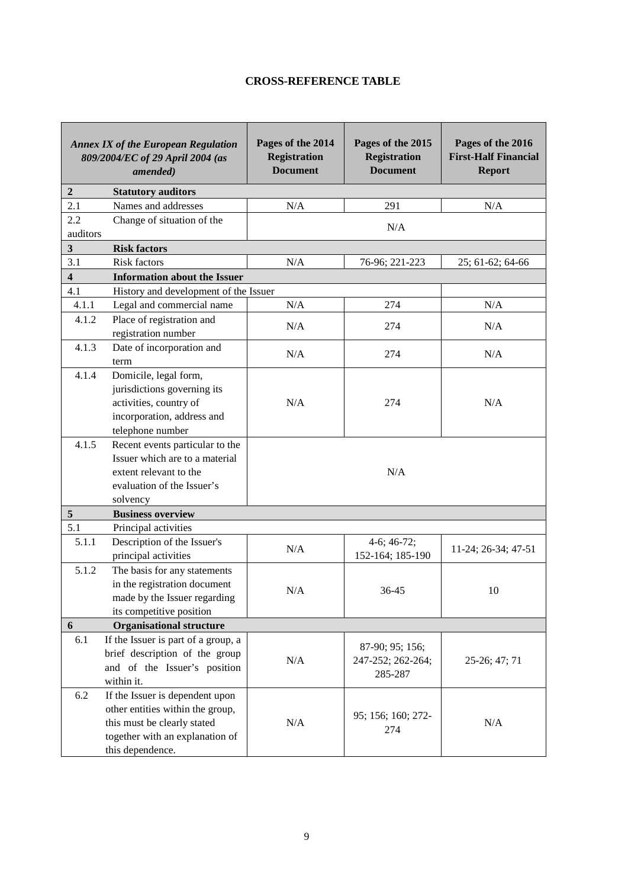**CROSS-REFERENCE TABLE**

| *Annex IX of the European Regulation 809/2004/EC of 29 April 2004 (as amended)* | | Pages of the 2014 Registration Document | Pages of the 2015 Registration Document | Pages of the 2016 First-Half Financial Report |
|---|---|---|---|---|
| **2** | **Statutory auditors** | | | |
| 2.1 | Names and addresses | N/A | 291 | N/A |
| 2.2 | Change of situation of the auditors | N/A | | |
| **3** | **Risk factors** | | | |
| 3.1 | Risk factors | N/A | 76-96; 221-223 | 25; 61-62; 64-66 |
| **4** | **Information about the Issuer** | | | |
| 4.1 | History and development of the Issuer | | | |
| 4.1.1 | Legal and commercial name | N/A | 274 | N/A |
| 4.1.2 | Place of registration and registration number | N/A | 274 | N/A |
| 4.1.3 | Date of incorporation and term | N/A | 274 | N/A |
| 4.1.4 | Domicile, legal form, jurisdictions governing its activities, country of incorporation, address and telephone number | N/A | 274 | N/A |
| 4.1.5 | Recent events particular to the Issuer which are to a material extent relevant to the evaluation of the Issuer's solvency | N/A | | |
| **5** | **Business overview** | | | |
| 5.1 | Principal activities | | | |
| 5.1.1 | Description of the Issuer's principal activities | N/A | 4-6; 46-72; 152-164; 185-190 | 11-24; 26-34; 47-51 |
| 5.1.2 | The basis for any statements in the registration document made by the Issuer regarding its competitive position | N/A | 36-45 | 10 |
| **6** | **Organisational structure** | | | |
| 6.1 | If the Issuer is part of a group, a brief description of the group and of the Issuer's position within it. | N/A | 87-90; 95; 156; 247-252; 262-264; 285-287 | 25-26; 47; 71 |
| 6.2 | If the Issuer is dependent upon other entities within the group, this must be clearly stated together with an explanation of this dependence. | N/A | 95; 156; 160; 272-274 | N/A |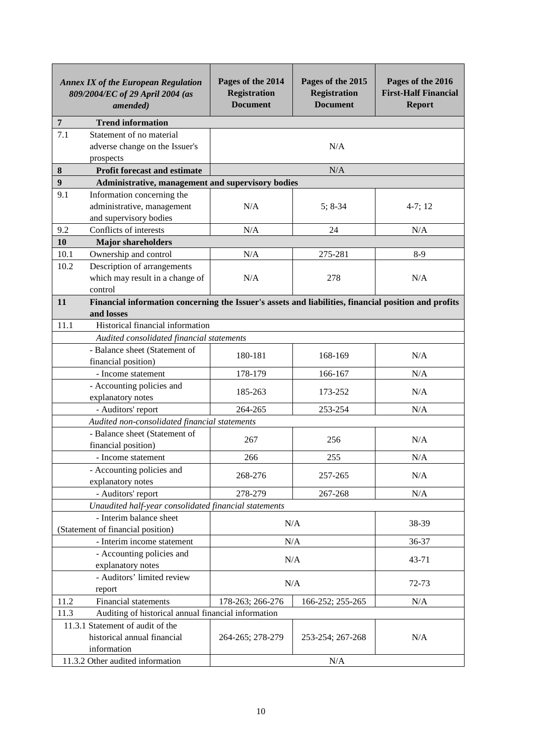| *Annex IX of the European Regulation 809/2004/EC of 29 April 2004 (as amended)* | | **Pages of the 2014 Registration Document** | **Pages of the 2015 Registration Document** | **Pages of the 2016 First-Half Financial Report** |
|---|---|---|---|---|
| **7** | **Trend information** | | | |
| 7.1 | Statement of no material adverse change on the Issuer's prospects | N/A | | |
| **8** | **Profit forecast and estimate** | N/A | | |
| **9** | **Administrative, management and supervisory bodies** | | | |
| 9.1 | Information concerning the administrative, management and supervisory bodies | N/A | 5; 8-34 | 4-7; 12 |
| 9.2 | Conflicts of interests | N/A | 24 | N/A |
| **10** | **Major shareholders** | | | |
| 10.1 | Ownership and control | N/A | 275-281 | 8-9 |
| 10.2 | Description of arrangements which may result in a change of control | N/A | 278 | N/A |
| **11** | **Financial information concerning the Issuer's assets and liabilities, financial position and profits and losses** | | | |
| 11.1 | Historical financial information | | | |
| | *Audited consolidated financial statements* | | | |
| | - Balance sheet (Statement of financial position) | 180-181 | 168-169 | N/A |
| | - Income statement | 178-179 | 166-167 | N/A |
| | - Accounting policies and explanatory notes | 185-263 | 173-252 | N/A |
| | - Auditors' report | 264-265 | 253-254 | N/A |
| | *Audited non-consolidated financial statements* | | | |
| | - Balance sheet (Statement of financial position) | 267 | 256 | N/A |
| | - Income statement | 266 | 255 | N/A |
| | - Accounting policies and explanatory notes | 268-276 | 257-265 | N/A |
| | - Auditors' report | 278-279 | 267-268 | N/A |
| | *Unaudited half-year consolidated financial statements* | | | |
| | - Interim balance sheet (Statement of financial position) | N/A | | 38-39 |
| | - Interim income statement | N/A | | 36-37 |
| | - Accounting policies and explanatory notes | N/A | | 43-71 |
| | - Auditors' limited review report | N/A | | 72-73 |
| 11.2 | Financial statements | 178-263; 266-276 | 166-252; 255-265 | N/A |
| 11.3 | Auditing of historical annual financial information | | | |
| | 11.3.1 Statement of audit of the historical annual financial information | 264-265; 278-279 | 253-254; 267-268 | N/A |
| | 11.3.2 Other audited information | N/A | | |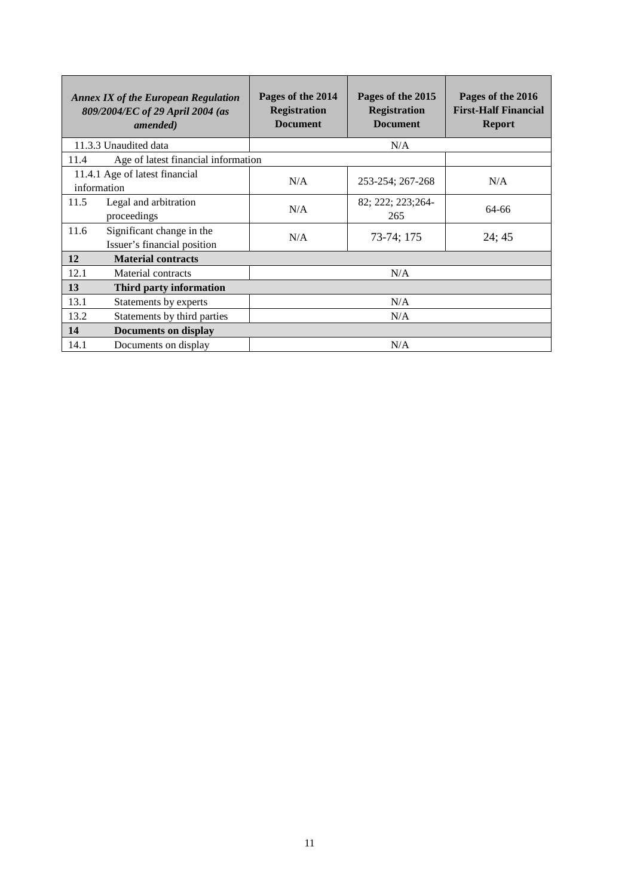| *Annex IX of the European Regulation 809/2004/EC of 29 April 2004 (as amended)* | **Pages of the 2014 Registration Document** | **Pages of the 2015 Registration Document** | **Pages of the 2016 First-Half Financial Report** |
|---|---|---|---|
| 11.3.3 Unaudited data | N/A | | |
| 11.4 Age of latest financial information | | | |
| 11.4.1 Age of latest financial information | N/A | 253-254; 267-268 | N/A |
| 11.5 Legal and arbitration proceedings | N/A | 82; 222; 223;264-265 | 64-66 |
| 11.6 Significant change in the Issuer's financial position | N/A | 73-74; 175 | 24; 45 |
| **12 Material contracts** | | | |
| 12.1 Material contracts | N/A | | |
| **13 Third party information** | | | |
| 13.1 Statements by experts | N/A | | |
| 13.2 Statements by third parties | N/A | | |
| **14 Documents on display** | | | |
| 14.1 Documents on display | N/A | | |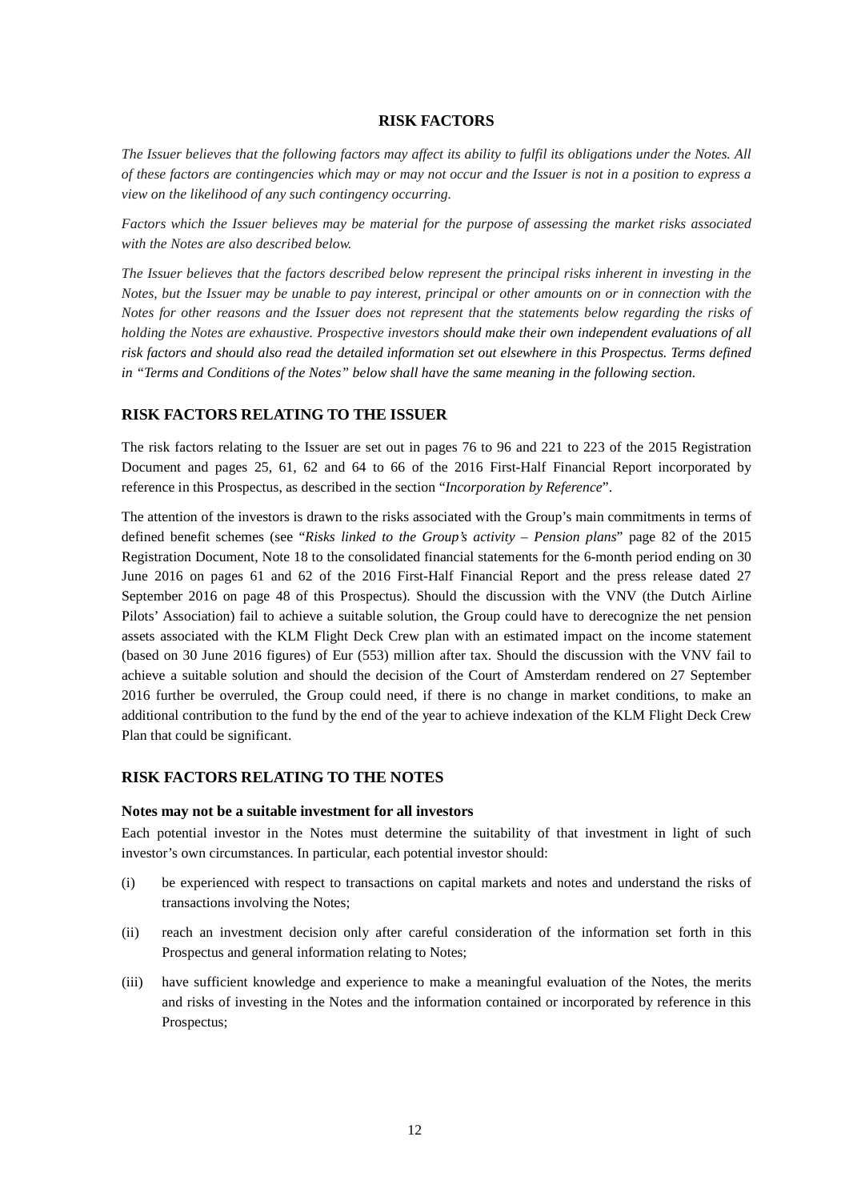# RISK FACTORS

*The Issuer believes that the following factors may affect its ability to fulfil its obligations under the Notes. All of these factors are contingencies which may or may not occur and the Issuer is not in a position to express a view on the likelihood of any such contingency occurring.*

*Factors which the Issuer believes may be material for the purpose of assessing the market risks associated with the Notes are also described below.*

*The Issuer believes that the factors described below represent the principal risks inherent in investing in the Notes, but the Issuer may be unable to pay interest, principal or other amounts on or in connection with the Notes for other reasons and the Issuer does not represent that the statements below regarding the risks of holding the Notes are exhaustive. Prospective investors should make their own independent evaluations of all risk factors and should also read the detailed information set out elsewhere in this Prospectus. Terms defined in "Terms and Conditions of the Notes" below shall have the same meaning in the following section.*

## RISK FACTORS RELATING TO THE ISSUER

The risk factors relating to the Issuer are set out in pages 76 to 96 and 221 to 223 of the 2015 Registration Document and pages 25, 61, 62 and 64 to 66 of the 2016 First-Half Financial Report incorporated by reference in this Prospectus, as described in the section "*Incorporation by Reference*".

The attention of the investors is drawn to the risks associated with the Group's main commitments in terms of defined benefit schemes (see "*Risks linked to the Group's activity – Pension plans*" page 82 of the 2015 Registration Document, Note 18 to the consolidated financial statements for the 6-month period ending on 30 June 2016 on pages 61 and 62 of the 2016 First-Half Financial Report and the press release dated 27 September 2016 on page 48 of this Prospectus). Should the discussion with the VNV (the Dutch Airline Pilots' Association) fail to achieve a suitable solution, the Group could have to derecognize the net pension assets associated with the KLM Flight Deck Crew plan with an estimated impact on the income statement (based on 30 June 2016 figures) of Eur (553) million after tax. Should the discussion with the VNV fail to achieve a suitable solution and should the decision of the Court of Amsterdam rendered on 27 September 2016 further be overruled, the Group could need, if there is no change in market conditions, to make an additional contribution to the fund by the end of the year to achieve indexation of the KLM Flight Deck Crew Plan that could be significant.

## RISK FACTORS RELATING TO THE NOTES

### Notes may not be a suitable investment for all investors

Each potential investor in the Notes must determine the suitability of that investment in light of such investor's own circumstances. In particular, each potential investor should:

(i) be experienced with respect to transactions on capital markets and notes and understand the risks of transactions involving the Notes;

(ii) reach an investment decision only after careful consideration of the information set forth in this Prospectus and general information relating to Notes;

(iii) have sufficient knowledge and experience to make a meaningful evaluation of the Notes, the merits and risks of investing in the Notes and the information contained or incorporated by reference in this Prospectus;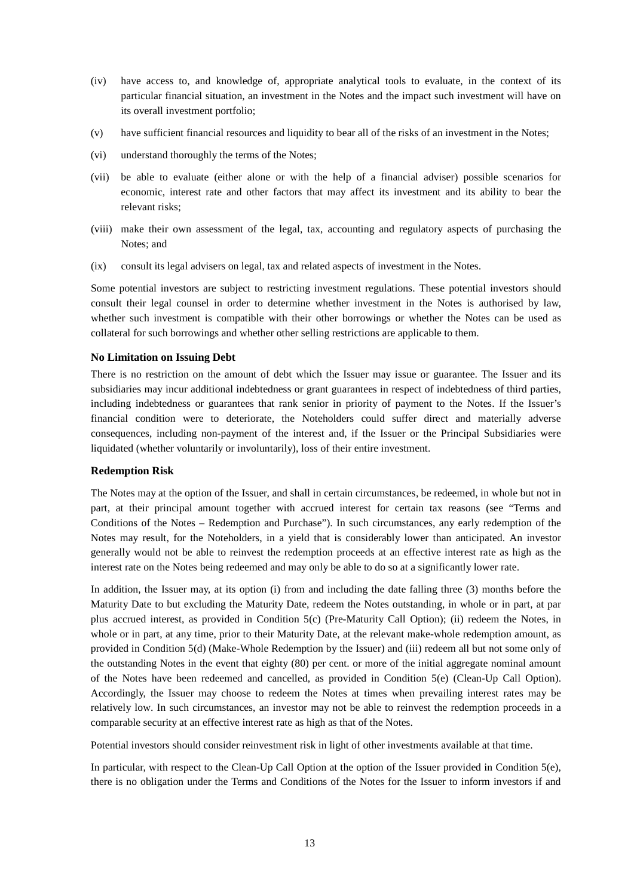(iv) have access to, and knowledge of, appropriate analytical tools to evaluate, in the context of its particular financial situation, an investment in the Notes and the impact such investment will have on its overall investment portfolio;

(v) have sufficient financial resources and liquidity to bear all of the risks of an investment in the Notes;

(vi) understand thoroughly the terms of the Notes;

(vii) be able to evaluate (either alone or with the help of a financial adviser) possible scenarios for economic, interest rate and other factors that may affect its investment and its ability to bear the relevant risks;

(viii) make their own assessment of the legal, tax, accounting and regulatory aspects of purchasing the Notes; and

(ix) consult its legal advisers on legal, tax and related aspects of investment in the Notes.

Some potential investors are subject to restricting investment regulations. These potential investors should consult their legal counsel in order to determine whether investment in the Notes is authorised by law, whether such investment is compatible with their other borrowings or whether the Notes can be used as collateral for such borrowings and whether other selling restrictions are applicable to them.

**No Limitation on Issuing Debt**

There is no restriction on the amount of debt which the Issuer may issue or guarantee. The Issuer and its subsidiaries may incur additional indebtedness or grant guarantees in respect of indebtedness of third parties, including indebtedness or guarantees that rank senior in priority of payment to the Notes. If the Issuer's financial condition were to deteriorate, the Noteholders could suffer direct and materially adverse consequences, including non-payment of the interest and, if the Issuer or the Principal Subsidiaries were liquidated (whether voluntarily or involuntarily), loss of their entire investment.

**Redemption Risk**

The Notes may at the option of the Issuer, and shall in certain circumstances, be redeemed, in whole but not in part, at their principal amount together with accrued interest for certain tax reasons (see "Terms and Conditions of the Notes – Redemption and Purchase"). In such circumstances, any early redemption of the Notes may result, for the Noteholders, in a yield that is considerably lower than anticipated. An investor generally would not be able to reinvest the redemption proceeds at an effective interest rate as high as the interest rate on the Notes being redeemed and may only be able to do so at a significantly lower rate.

In addition, the Issuer may, at its option (i) from and including the date falling three (3) months before the Maturity Date to but excluding the Maturity Date, redeem the Notes outstanding, in whole or in part, at par plus accrued interest, as provided in Condition 5(c) (Pre-Maturity Call Option); (ii) redeem the Notes, in whole or in part, at any time, prior to their Maturity Date, at the relevant make-whole redemption amount, as provided in Condition 5(d) (Make-Whole Redemption by the Issuer) and (iii) redeem all but not some only of the outstanding Notes in the event that eighty (80) per cent. or more of the initial aggregate nominal amount of the Notes have been redeemed and cancelled, as provided in Condition 5(e) (Clean-Up Call Option). Accordingly, the Issuer may choose to redeem the Notes at times when prevailing interest rates may be relatively low. In such circumstances, an investor may not be able to reinvest the redemption proceeds in a comparable security at an effective interest rate as high as that of the Notes.

Potential investors should consider reinvestment risk in light of other investments available at that time.

In particular, with respect to the Clean-Up Call Option at the option of the Issuer provided in Condition 5(e), there is no obligation under the Terms and Conditions of the Notes for the Issuer to inform investors if and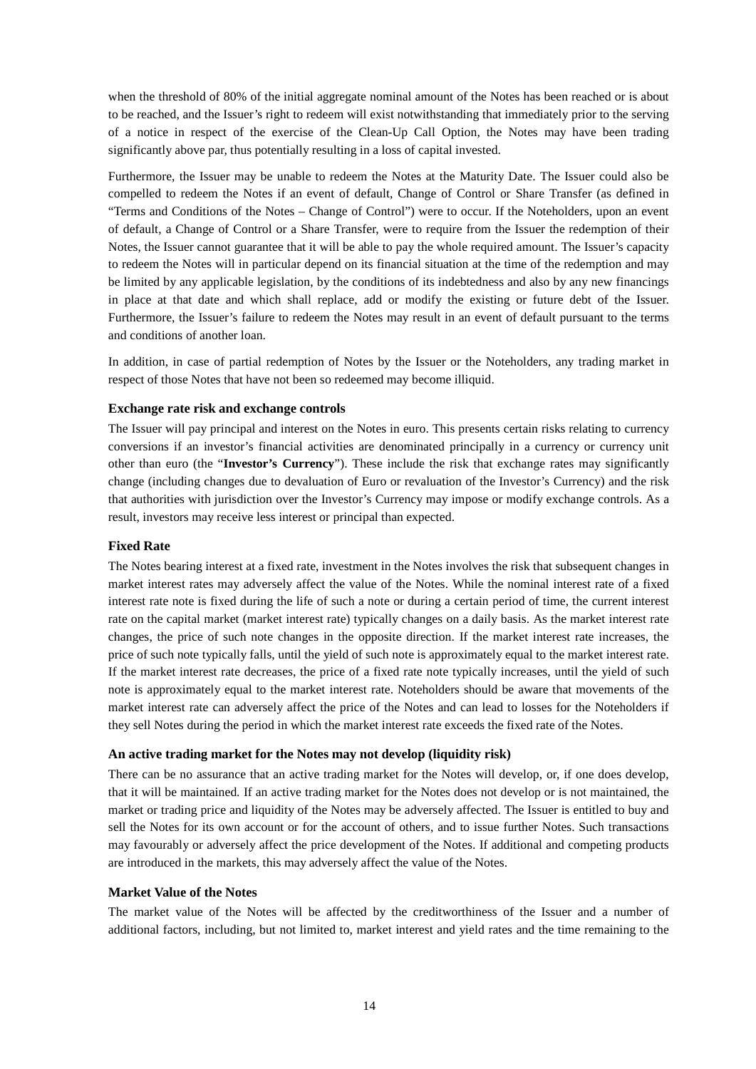when the threshold of 80% of the initial aggregate nominal amount of the Notes has been reached or is about to be reached, and the Issuer's right to redeem will exist notwithstanding that immediately prior to the serving of a notice in respect of the exercise of the Clean-Up Call Option, the Notes may have been trading significantly above par, thus potentially resulting in a loss of capital invested.

Furthermore, the Issuer may be unable to redeem the Notes at the Maturity Date. The Issuer could also be compelled to redeem the Notes if an event of default, Change of Control or Share Transfer (as defined in "Terms and Conditions of the Notes – Change of Control") were to occur. If the Noteholders, upon an event of default, a Change of Control or a Share Transfer, were to require from the Issuer the redemption of their Notes, the Issuer cannot guarantee that it will be able to pay the whole required amount. The Issuer's capacity to redeem the Notes will in particular depend on its financial situation at the time of the redemption and may be limited by any applicable legislation, by the conditions of its indebtedness and also by any new financings in place at that date and which shall replace, add or modify the existing or future debt of the Issuer. Furthermore, the Issuer's failure to redeem the Notes may result in an event of default pursuant to the terms and conditions of another loan.

In addition, in case of partial redemption of Notes by the Issuer or the Noteholders, any trading market in respect of those Notes that have not been so redeemed may become illiquid.

### Exchange rate risk and exchange controls

The Issuer will pay principal and interest on the Notes in euro. This presents certain risks relating to currency conversions if an investor's financial activities are denominated principally in a currency or currency unit other than euro (the "**Investor's Currency**"). These include the risk that exchange rates may significantly change (including changes due to devaluation of Euro or revaluation of the Investor's Currency) and the risk that authorities with jurisdiction over the Investor's Currency may impose or modify exchange controls. As a result, investors may receive less interest or principal than expected.

### Fixed Rate

The Notes bearing interest at a fixed rate, investment in the Notes involves the risk that subsequent changes in market interest rates may adversely affect the value of the Notes. While the nominal interest rate of a fixed interest rate note is fixed during the life of such a note or during a certain period of time, the current interest rate on the capital market (market interest rate) typically changes on a daily basis. As the market interest rate changes, the price of such note changes in the opposite direction. If the market interest rate increases, the price of such note typically falls, until the yield of such note is approximately equal to the market interest rate. If the market interest rate decreases, the price of a fixed rate note typically increases, until the yield of such note is approximately equal to the market interest rate. Noteholders should be aware that movements of the market interest rate can adversely affect the price of the Notes and can lead to losses for the Noteholders if they sell Notes during the period in which the market interest rate exceeds the fixed rate of the Notes.

### An active trading market for the Notes may not develop (liquidity risk)

There can be no assurance that an active trading market for the Notes will develop, or, if one does develop, that it will be maintained. If an active trading market for the Notes does not develop or is not maintained, the market or trading price and liquidity of the Notes may be adversely affected. The Issuer is entitled to buy and sell the Notes for its own account or for the account of others, and to issue further Notes. Such transactions may favourably or adversely affect the price development of the Notes. If additional and competing products are introduced in the markets, this may adversely affect the value of the Notes.

### Market Value of the Notes

The market value of the Notes will be affected by the creditworthiness of the Issuer and a number of additional factors, including, but not limited to, market interest and yield rates and the time remaining to the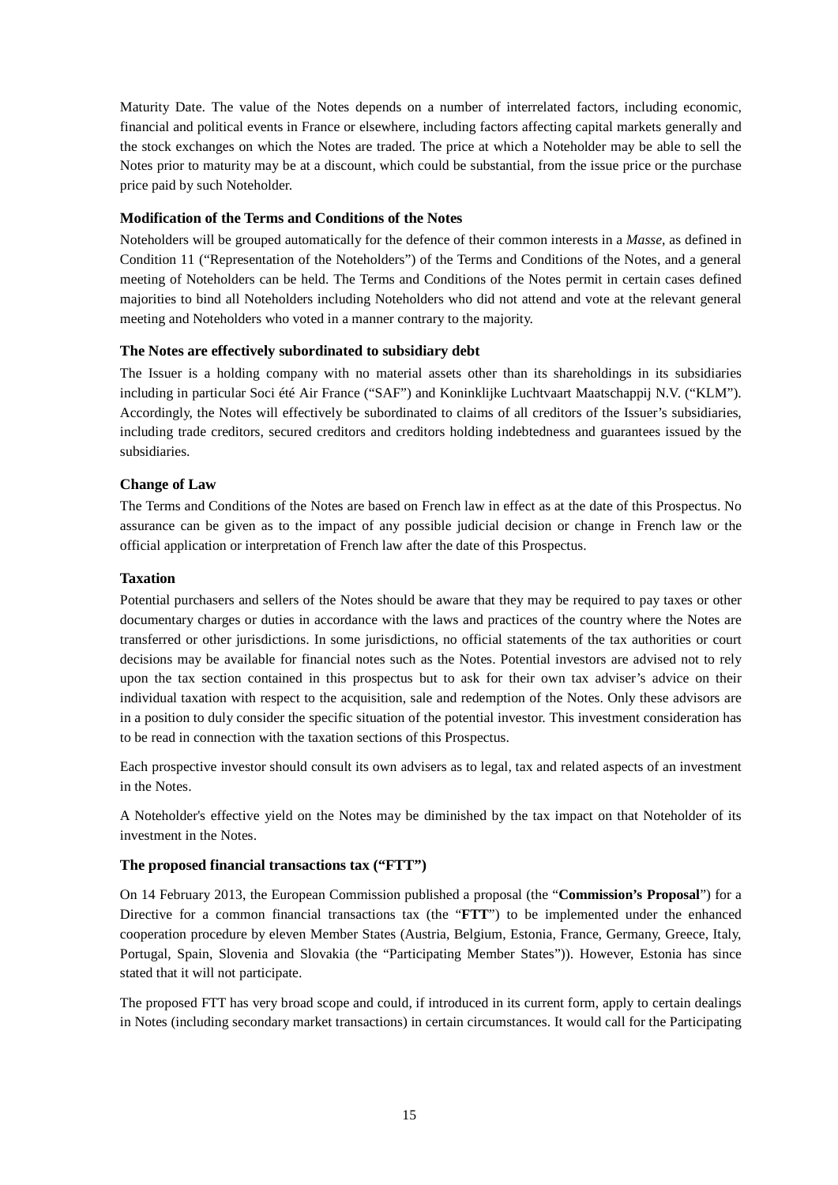Maturity Date. The value of the Notes depends on a number of interrelated factors, including economic, financial and political events in France or elsewhere, including factors affecting capital markets generally and the stock exchanges on which the Notes are traded. The price at which a Noteholder may be able to sell the Notes prior to maturity may be at a discount, which could be substantial, from the issue price or the purchase price paid by such Noteholder.

**Modification of the Terms and Conditions of the Notes**

Noteholders will be grouped automatically for the defence of their common interests in a *Masse*, as defined in Condition 11 ("Representation of the Noteholders") of the Terms and Conditions of the Notes, and a general meeting of Noteholders can be held. The Terms and Conditions of the Notes permit in certain cases defined majorities to bind all Noteholders including Noteholders who did not attend and vote at the relevant general meeting and Noteholders who voted in a manner contrary to the majority.

**The Notes are effectively subordinated to subsidiary debt**

The Issuer is a holding company with no material assets other than its shareholdings in its subsidiaries including in particular Société Air France ("SAF") and Koninklijke Luchtvaart Maatschappij N.V. ("KLM"). Accordingly, the Notes will effectively be subordinated to claims of all creditors of the Issuer's subsidiaries, including trade creditors, secured creditors and creditors holding indebtedness and guarantees issued by the subsidiaries.

**Change of Law**

The Terms and Conditions of the Notes are based on French law in effect as at the date of this Prospectus. No assurance can be given as to the impact of any possible judicial decision or change in French law or the official application or interpretation of French law after the date of this Prospectus.

**Taxation**

Potential purchasers and sellers of the Notes should be aware that they may be required to pay taxes or other documentary charges or duties in accordance with the laws and practices of the country where the Notes are transferred or other jurisdictions. In some jurisdictions, no official statements of the tax authorities or court decisions may be available for financial notes such as the Notes. Potential investors are advised not to rely upon the tax section contained in this prospectus but to ask for their own tax adviser's advice on their individual taxation with respect to the acquisition, sale and redemption of the Notes. Only these advisors are in a position to duly consider the specific situation of the potential investor. This investment consideration has to be read in connection with the taxation sections of this Prospectus.

Each prospective investor should consult its own advisers as to legal, tax and related aspects of an investment in the Notes.

A Noteholder's effective yield on the Notes may be diminished by the tax impact on that Noteholder of its investment in the Notes.

**The proposed financial transactions tax ("FTT")**

On 14 February 2013, the European Commission published a proposal (the "**Commission's Proposal**") for a Directive for a common financial transactions tax (the "**FTT**") to be implemented under the enhanced cooperation procedure by eleven Member States (Austria, Belgium, Estonia, France, Germany, Greece, Italy, Portugal, Spain, Slovenia and Slovakia (the "Participating Member States")). However, Estonia has since stated that it will not participate.

The proposed FTT has very broad scope and could, if introduced in its current form, apply to certain dealings in Notes (including secondary market transactions) in certain circumstances. It would call for the Participating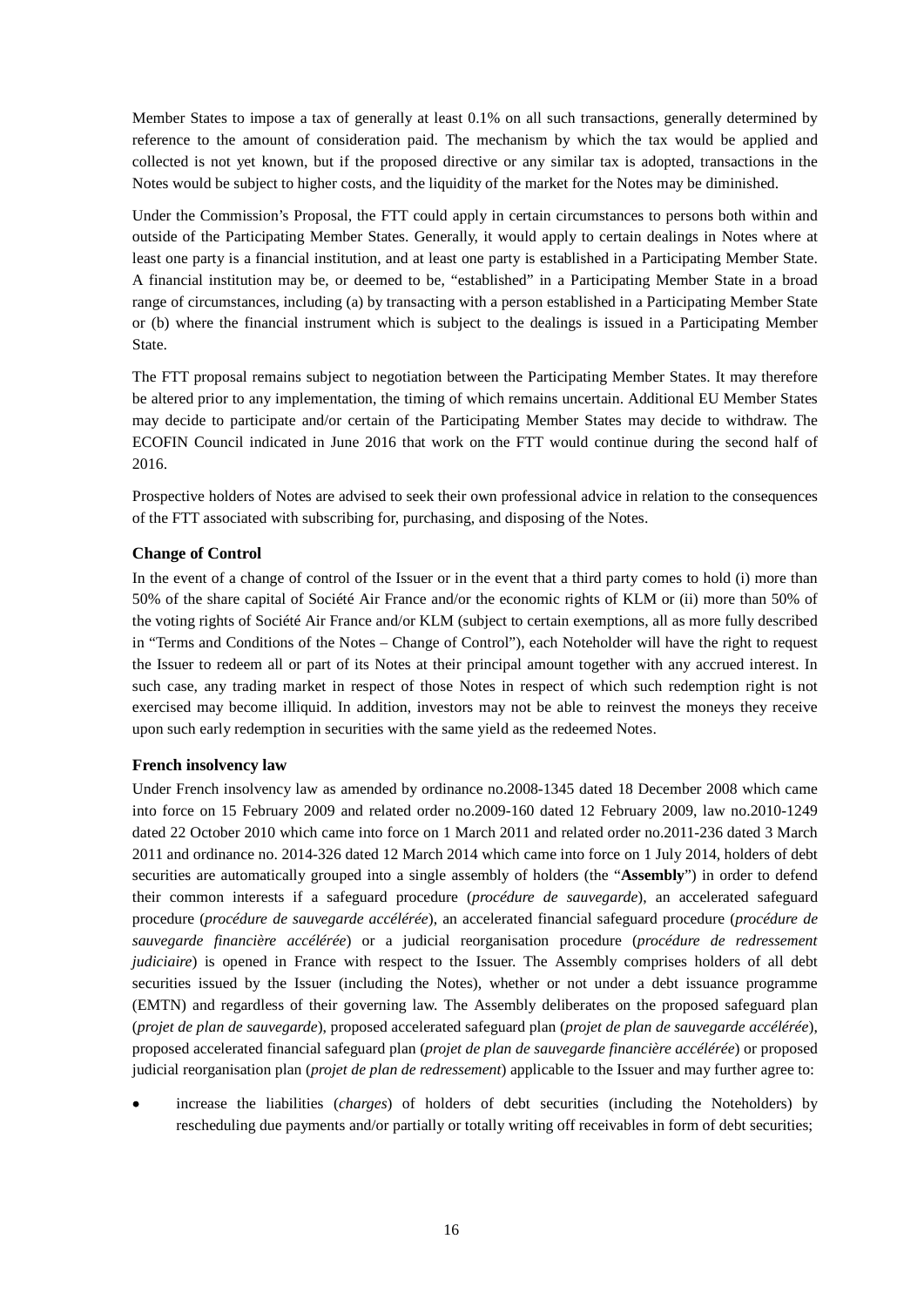Member States to impose a tax of generally at least 0.1% on all such transactions, generally determined by reference to the amount of consideration paid. The mechanism by which the tax would be applied and collected is not yet known, but if the proposed directive or any similar tax is adopted, transactions in the Notes would be subject to higher costs, and the liquidity of the market for the Notes may be diminished.

Under the Commission's Proposal, the FTT could apply in certain circumstances to persons both within and outside of the Participating Member States. Generally, it would apply to certain dealings in Notes where at least one party is a financial institution, and at least one party is established in a Participating Member State. A financial institution may be, or deemed to be, "established" in a Participating Member State in a broad range of circumstances, including (a) by transacting with a person established in a Participating Member State or (b) where the financial instrument which is subject to the dealings is issued in a Participating Member State.

The FTT proposal remains subject to negotiation between the Participating Member States. It may therefore be altered prior to any implementation, the timing of which remains uncertain. Additional EU Member States may decide to participate and/or certain of the Participating Member States may decide to withdraw. The ECOFIN Council indicated in June 2016 that work on the FTT would continue during the second half of 2016.

Prospective holders of Notes are advised to seek their own professional advice in relation to the consequences of the FTT associated with subscribing for, purchasing, and disposing of the Notes.

**Change of Control**

In the event of a change of control of the Issuer or in the event that a third party comes to hold (i) more than 50% of the share capital of Société Air France and/or the economic rights of KLM or (ii) more than 50% of the voting rights of Société Air France and/or KLM (subject to certain exemptions, all as more fully described in "Terms and Conditions of the Notes – Change of Control"), each Noteholder will have the right to request the Issuer to redeem all or part of its Notes at their principal amount together with any accrued interest. In such case, any trading market in respect of those Notes in respect of which such redemption right is not exercised may become illiquid. In addition, investors may not be able to reinvest the moneys they receive upon such early redemption in securities with the same yield as the redeemed Notes.

**French insolvency law**

Under French insolvency law as amended by ordinance no.2008-1345 dated 18 December 2008 which came into force on 15 February 2009 and related order no.2009-160 dated 12 February 2009, law no.2010-1249 dated 22 October 2010 which came into force on 1 March 2011 and related order no.2011-236 dated 3 March 2011 and ordinance no. 2014-326 dated 12 March 2014 which came into force on 1 July 2014, holders of debt securities are automatically grouped into a single assembly of holders (the "**Assembly**") in order to defend their common interests if a safeguard procedure (*procédure de sauvegarde*), an accelerated safeguard procedure (*procédure de sauvegarde accélérée*), an accelerated financial safeguard procedure (*procédure de sauvegarde financière accélérée*) or a judicial reorganisation procedure (*procédure de redressement judiciaire*) is opened in France with respect to the Issuer. The Assembly comprises holders of all debt securities issued by the Issuer (including the Notes), whether or not under a debt issuance programme (EMTN) and regardless of their governing law. The Assembly deliberates on the proposed safeguard plan (*projet de plan de sauvegarde*), proposed accelerated safeguard plan (*projet de plan de sauvegarde accélérée*), proposed accelerated financial safeguard plan (*projet de plan de sauvegarde financière accélérée*) or proposed judicial reorganisation plan (*projet de plan de redressement*) applicable to the Issuer and may further agree to:

- increase the liabilities (*charges*) of holders of debt securities (including the Noteholders) by rescheduling due payments and/or partially or totally writing off receivables in form of debt securities;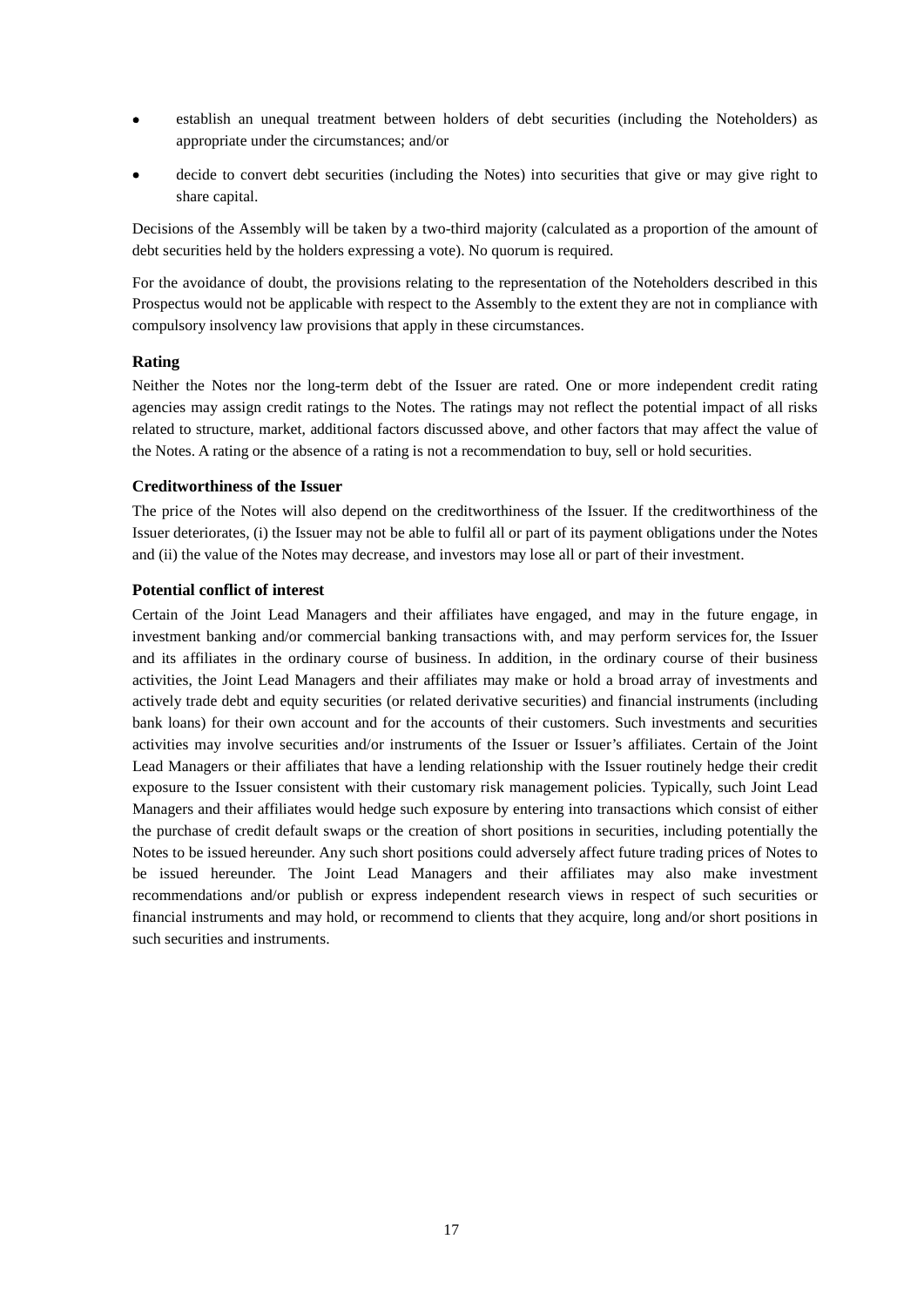- establish an unequal treatment between holders of debt securities (including the Noteholders) as appropriate under the circumstances; and/or
- decide to convert debt securities (including the Notes) into securities that give or may give right to share capital.

Decisions of the Assembly will be taken by a two-third majority (calculated as a proportion of the amount of debt securities held by the holders expressing a vote). No quorum is required.

For the avoidance of doubt, the provisions relating to the representation of the Noteholders described in this Prospectus would not be applicable with respect to the Assembly to the extent they are not in compliance with compulsory insolvency law provisions that apply in these circumstances.

### Rating

Neither the Notes nor the long-term debt of the Issuer are rated. One or more independent credit rating agencies may assign credit ratings to the Notes. The ratings may not reflect the potential impact of all risks related to structure, market, additional factors discussed above, and other factors that may affect the value of the Notes. A rating or the absence of a rating is not a recommendation to buy, sell or hold securities.

### Creditworthiness of the Issuer

The price of the Notes will also depend on the creditworthiness of the Issuer. If the creditworthiness of the Issuer deteriorates, (i) the Issuer may not be able to fulfil all or part of its payment obligations under the Notes and (ii) the value of the Notes may decrease, and investors may lose all or part of their investment.

### Potential conflict of interest

Certain of the Joint Lead Managers and their affiliates have engaged, and may in the future engage, in investment banking and/or commercial banking transactions with, and may perform services for, the Issuer and its affiliates in the ordinary course of business. In addition, in the ordinary course of their business activities, the Joint Lead Managers and their affiliates may make or hold a broad array of investments and actively trade debt and equity securities (or related derivative securities) and financial instruments (including bank loans) for their own account and for the accounts of their customers. Such investments and securities activities may involve securities and/or instruments of the Issuer or Issuer's affiliates. Certain of the Joint Lead Managers or their affiliates that have a lending relationship with the Issuer routinely hedge their credit exposure to the Issuer consistent with their customary risk management policies. Typically, such Joint Lead Managers and their affiliates would hedge such exposure by entering into transactions which consist of either the purchase of credit default swaps or the creation of short positions in securities, including potentially the Notes to be issued hereunder. Any such short positions could adversely affect future trading prices of Notes to be issued hereunder. The Joint Lead Managers and their affiliates may also make investment recommendations and/or publish or express independent research views in respect of such securities or financial instruments and may hold, or recommend to clients that they acquire, long and/or short positions in such securities and instruments.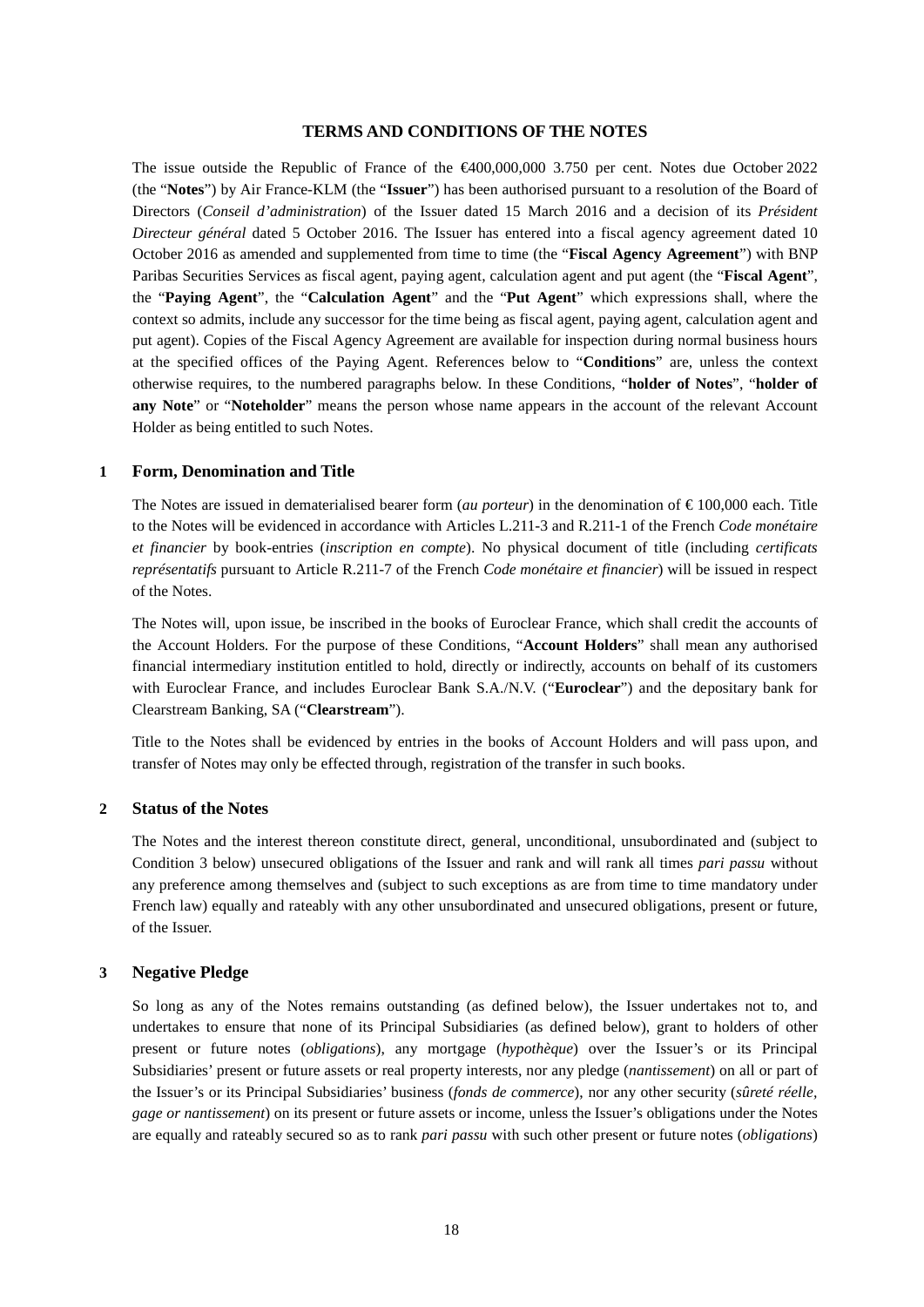## TERMS AND CONDITIONS OF THE NOTES

The issue outside the Republic of France of the €400,000,000 3.750 per cent. Notes due October 2022 (the "**Notes**") by Air France-KLM (the "**Issuer**") has been authorised pursuant to a resolution of the Board of Directors (*Conseil d'administration*) of the Issuer dated 15 March 2016 and a decision of its *Président Directeur général* dated 5 October 2016. The Issuer has entered into a fiscal agency agreement dated 10 October 2016 as amended and supplemented from time to time (the "**Fiscal Agency Agreement**") with BNP Paribas Securities Services as fiscal agent, paying agent, calculation agent and put agent (the "**Fiscal Agent**", the "**Paying Agent**", the "**Calculation Agent**" and the "**Put Agent**" which expressions shall, where the context so admits, include any successor for the time being as fiscal agent, paying agent, calculation agent and put agent). Copies of the Fiscal Agency Agreement are available for inspection during normal business hours at the specified offices of the Paying Agent. References below to "**Conditions**" are, unless the context otherwise requires, to the numbered paragraphs below. In these Conditions, "**holder of Notes**", "**holder of any Note**" or "**Noteholder**" means the person whose name appears in the account of the relevant Account Holder as being entitled to such Notes.

### 1 Form, Denomination and Title

The Notes are issued in dematerialised bearer form (*au porteur*) in the denomination of € 100,000 each. Title to the Notes will be evidenced in accordance with Articles L.211-3 and R.211-1 of the French *Code monétaire et financier* by book-entries (*inscription en compte*). No physical document of title (including *certificats représentatifs* pursuant to Article R.211-7 of the French *Code monétaire et financier*) will be issued in respect of the Notes.

The Notes will, upon issue, be inscribed in the books of Euroclear France, which shall credit the accounts of the Account Holders. For the purpose of these Conditions, "**Account Holders**" shall mean any authorised financial intermediary institution entitled to hold, directly or indirectly, accounts on behalf of its customers with Euroclear France, and includes Euroclear Bank S.A./N.V. ("**Euroclear**") and the depositary bank for Clearstream Banking, SA ("**Clearstream**").

Title to the Notes shall be evidenced by entries in the books of Account Holders and will pass upon, and transfer of Notes may only be effected through, registration of the transfer in such books.

### 2 Status of the Notes

The Notes and the interest thereon constitute direct, general, unconditional, unsubordinated and (subject to Condition 3 below) unsecured obligations of the Issuer and rank and will rank all times *pari passu* without any preference among themselves and (subject to such exceptions as are from time to time mandatory under French law) equally and rateably with any other unsubordinated and unsecured obligations, present or future, of the Issuer.

### 3 Negative Pledge

So long as any of the Notes remains outstanding (as defined below), the Issuer undertakes not to, and undertakes to ensure that none of its Principal Subsidiaries (as defined below), grant to holders of other present or future notes (*obligations*), any mortgage (*hypothèque*) over the Issuer's or its Principal Subsidiaries' present or future assets or real property interests, nor any pledge (*nantissement*) on all or part of the Issuer's or its Principal Subsidiaries' business (*fonds de commerce*), nor any other security (*sûreté réelle, gage or nantissement*) on its present or future assets or income, unless the Issuer's obligations under the Notes are equally and rateably secured so as to rank *pari passu* with such other present or future notes (*obligations*)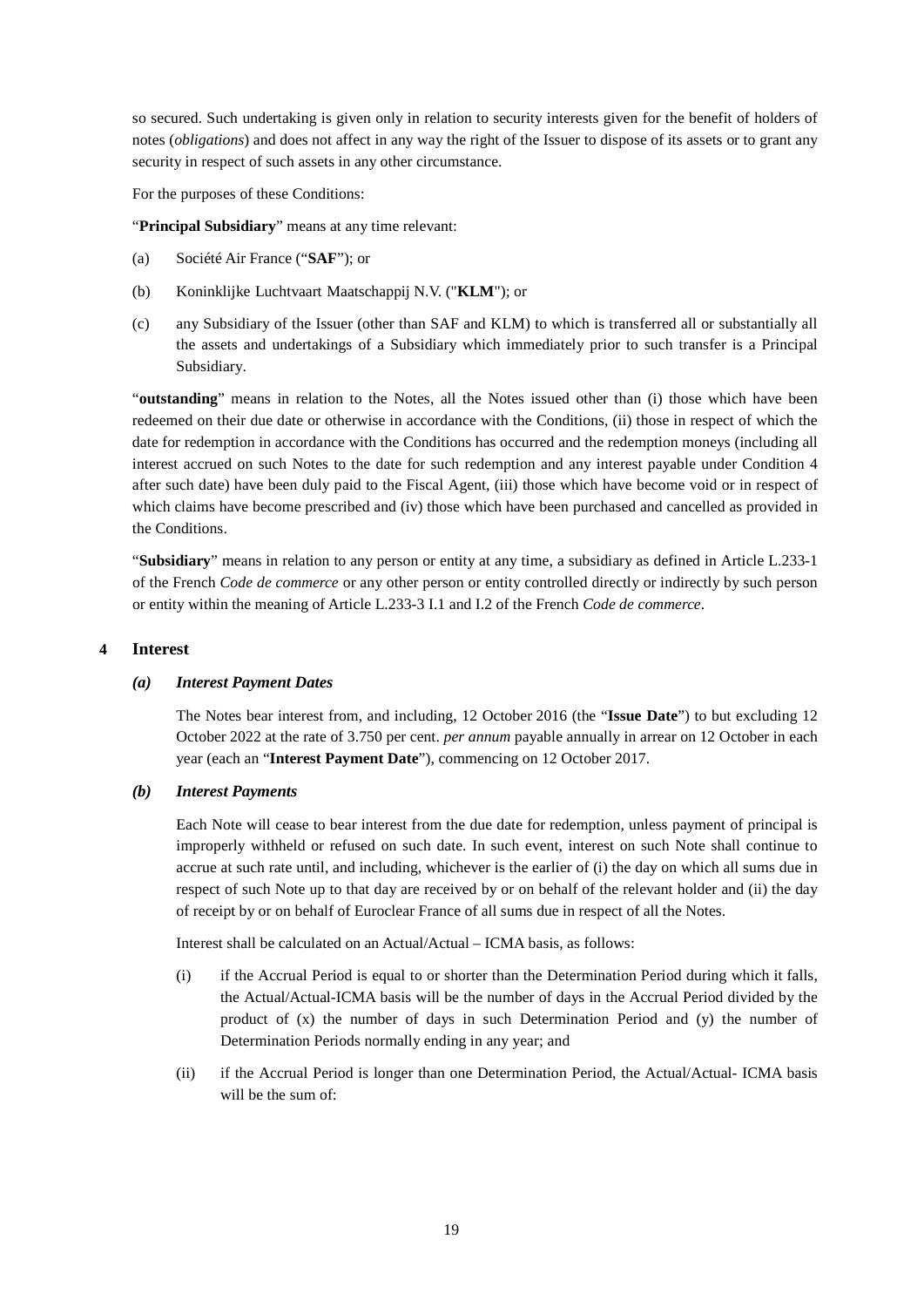so secured. Such undertaking is given only in relation to security interests given for the benefit of holders of notes (*obligations*) and does not affect in any way the right of the Issuer to dispose of its assets or to grant any security in respect of such assets in any other circumstance.

For the purposes of these Conditions:

"**Principal Subsidiary**" means at any time relevant:

(a) Société Air France ("**SAF**"); or

(b) Koninklijke Luchtvaart Maatschappij N.V. ("**KLM**"); or

(c) any Subsidiary of the Issuer (other than SAF and KLM) to which is transferred all or substantially all the assets and undertakings of a Subsidiary which immediately prior to such transfer is a Principal Subsidiary.

"**outstanding**" means in relation to the Notes, all the Notes issued other than (i) those which have been redeemed on their due date or otherwise in accordance with the Conditions, (ii) those in respect of which the date for redemption in accordance with the Conditions has occurred and the redemption moneys (including all interest accrued on such Notes to the date for such redemption and any interest payable under Condition 4 after such date) have been duly paid to the Fiscal Agent, (iii) those which have become void or in respect of which claims have become prescribed and (iv) those which have been purchased and cancelled as provided in the Conditions.

"**Subsidiary**" means in relation to any person or entity at any time, a subsidiary as defined in Article L.233-1 of the French *Code de commerce* or any other person or entity controlled directly or indirectly by such person or entity within the meaning of Article L.233-3 I.1 and I.2 of the French *Code de commerce*.

## 4 Interest

### *(a) Interest Payment Dates*

The Notes bear interest from, and including, 12 October 2016 (the "**Issue Date**") to but excluding 12 October 2022 at the rate of 3.750 per cent. *per annum* payable annually in arrear on 12 October in each year (each an "**Interest Payment Date**"), commencing on 12 October 2017.

### *(b) Interest Payments*

Each Note will cease to bear interest from the due date for redemption, unless payment of principal is improperly withheld or refused on such date. In such event, interest on such Note shall continue to accrue at such rate until, and including, whichever is the earlier of (i) the day on which all sums due in respect of such Note up to that day are received by or on behalf of the relevant holder and (ii) the day of receipt by or on behalf of Euroclear France of all sums due in respect of all the Notes.

Interest shall be calculated on an Actual/Actual – ICMA basis, as follows:

(i) if the Accrual Period is equal to or shorter than the Determination Period during which it falls, the Actual/Actual-ICMA basis will be the number of days in the Accrual Period divided by the product of (x) the number of days in such Determination Period and (y) the number of Determination Periods normally ending in any year; and

(ii) if the Accrual Period is longer than one Determination Period, the Actual/Actual- ICMA basis will be the sum of: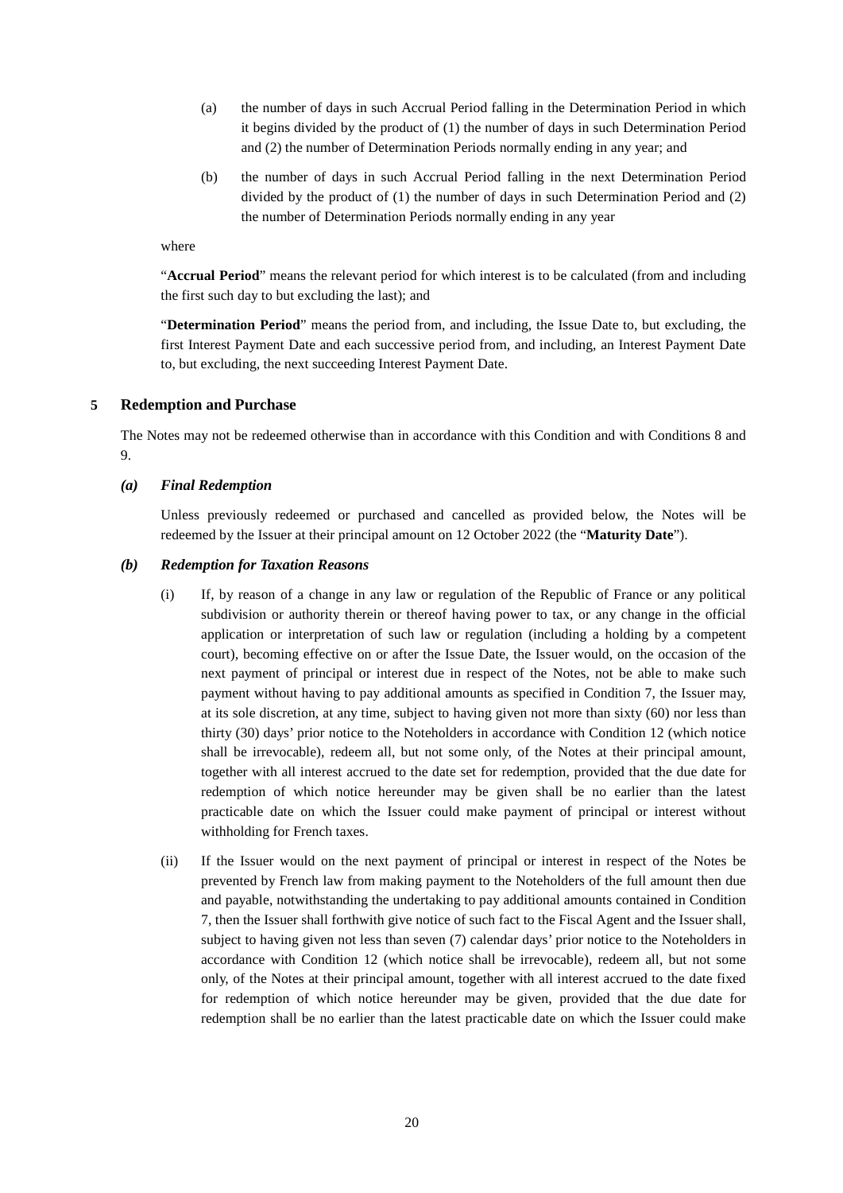(a) the number of days in such Accrual Period falling in the Determination Period in which it begins divided by the product of (1) the number of days in such Determination Period and (2) the number of Determination Periods normally ending in any year; and

(b) the number of days in such Accrual Period falling in the next Determination Period divided by the product of (1) the number of days in such Determination Period and (2) the number of Determination Periods normally ending in any year

where

"**Accrual Period**" means the relevant period for which interest is to be calculated (from and including the first such day to but excluding the last); and

"**Determination Period**" means the period from, and including, the Issue Date to, but excluding, the first Interest Payment Date and each successive period from, and including, an Interest Payment Date to, but excluding, the next succeeding Interest Payment Date.

## 5 Redemption and Purchase

The Notes may not be redeemed otherwise than in accordance with this Condition and with Conditions 8 and 9.

### *(a) Final Redemption*

Unless previously redeemed or purchased and cancelled as provided below, the Notes will be redeemed by the Issuer at their principal amount on 12 October 2022 (the "**Maturity Date**").

### *(b) Redemption for Taxation Reasons*

(i) If, by reason of a change in any law or regulation of the Republic of France or any political subdivision or authority therein or thereof having power to tax, or any change in the official application or interpretation of such law or regulation (including a holding by a competent court), becoming effective on or after the Issue Date, the Issuer would, on the occasion of the next payment of principal or interest due in respect of the Notes, not be able to make such payment without having to pay additional amounts as specified in Condition 7, the Issuer may, at its sole discretion, at any time, subject to having given not more than sixty (60) nor less than thirty (30) days' prior notice to the Noteholders in accordance with Condition 12 (which notice shall be irrevocable), redeem all, but not some only, of the Notes at their principal amount, together with all interest accrued to the date set for redemption, provided that the due date for redemption of which notice hereunder may be given shall be no earlier than the latest practicable date on which the Issuer could make payment of principal or interest without withholding for French taxes.

(ii) If the Issuer would on the next payment of principal or interest in respect of the Notes be prevented by French law from making payment to the Noteholders of the full amount then due and payable, notwithstanding the undertaking to pay additional amounts contained in Condition 7, then the Issuer shall forthwith give notice of such fact to the Fiscal Agent and the Issuer shall, subject to having given not less than seven (7) calendar days' prior notice to the Noteholders in accordance with Condition 12 (which notice shall be irrevocable), redeem all, but not some only, of the Notes at their principal amount, together with all interest accrued to the date fixed for redemption of which notice hereunder may be given, provided that the due date for redemption shall be no earlier than the latest practicable date on which the Issuer could make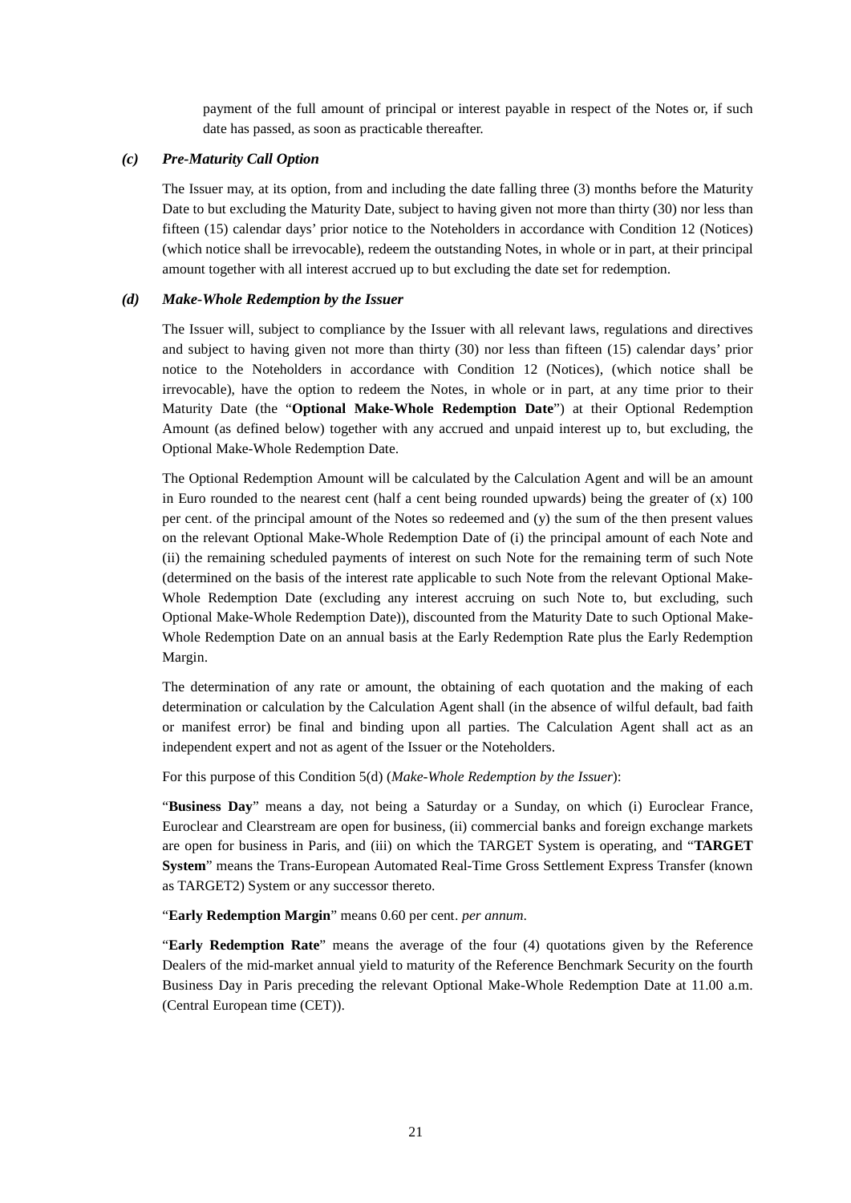payment of the full amount of principal or interest payable in respect of the Notes or, if such date has passed, as soon as practicable thereafter.

### *(c) Pre-Maturity Call Option*

The Issuer may, at its option, from and including the date falling three (3) months before the Maturity Date to but excluding the Maturity Date, subject to having given not more than thirty (30) nor less than fifteen (15) calendar days' prior notice to the Noteholders in accordance with Condition 12 (Notices) (which notice shall be irrevocable), redeem the outstanding Notes, in whole or in part, at their principal amount together with all interest accrued up to but excluding the date set for redemption.

### *(d) Make-Whole Redemption by the Issuer*

The Issuer will, subject to compliance by the Issuer with all relevant laws, regulations and directives and subject to having given not more than thirty (30) nor less than fifteen (15) calendar days' prior notice to the Noteholders in accordance with Condition 12 (Notices), (which notice shall be irrevocable), have the option to redeem the Notes, in whole or in part, at any time prior to their Maturity Date (the "**Optional Make-Whole Redemption Date**") at their Optional Redemption Amount (as defined below) together with any accrued and unpaid interest up to, but excluding, the Optional Make-Whole Redemption Date.

The Optional Redemption Amount will be calculated by the Calculation Agent and will be an amount in Euro rounded to the nearest cent (half a cent being rounded upwards) being the greater of (x) 100 per cent. of the principal amount of the Notes so redeemed and (y) the sum of the then present values on the relevant Optional Make-Whole Redemption Date of (i) the principal amount of each Note and (ii) the remaining scheduled payments of interest on such Note for the remaining term of such Note (determined on the basis of the interest rate applicable to such Note from the relevant Optional Make-Whole Redemption Date (excluding any interest accruing on such Note to, but excluding, such Optional Make-Whole Redemption Date)), discounted from the Maturity Date to such Optional Make-Whole Redemption Date on an annual basis at the Early Redemption Rate plus the Early Redemption Margin.

The determination of any rate or amount, the obtaining of each quotation and the making of each determination or calculation by the Calculation Agent shall (in the absence of wilful default, bad faith or manifest error) be final and binding upon all parties. The Calculation Agent shall act as an independent expert and not as agent of the Issuer or the Noteholders.

For this purpose of this Condition 5(d) (*Make-Whole Redemption by the Issuer*):

"**Business Day**" means a day, not being a Saturday or a Sunday, on which (i) Euroclear France, Euroclear and Clearstream are open for business, (ii) commercial banks and foreign exchange markets are open for business in Paris, and (iii) on which the TARGET System is operating, and "**TARGET System**" means the Trans-European Automated Real-Time Gross Settlement Express Transfer (known as TARGET2) System or any successor thereto.

"**Early Redemption Margin**" means 0.60 per cent. *per annum*.

"**Early Redemption Rate**" means the average of the four (4) quotations given by the Reference Dealers of the mid-market annual yield to maturity of the Reference Benchmark Security on the fourth Business Day in Paris preceding the relevant Optional Make-Whole Redemption Date at 11.00 a.m. (Central European time (CET)).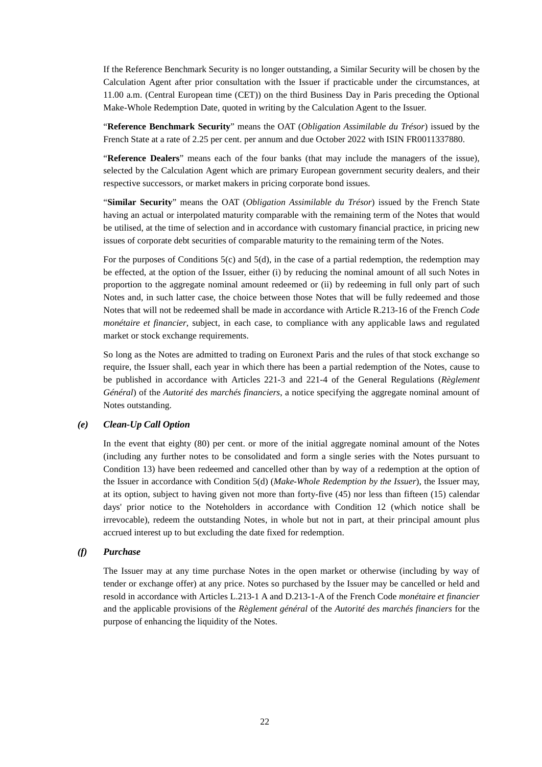If the Reference Benchmark Security is no longer outstanding, a Similar Security will be chosen by the Calculation Agent after prior consultation with the Issuer if practicable under the circumstances, at 11.00 a.m. (Central European time (CET)) on the third Business Day in Paris preceding the Optional Make-Whole Redemption Date, quoted in writing by the Calculation Agent to the Issuer.

"**Reference Benchmark Security**" means the OAT (*Obligation Assimilable du Trésor*) issued by the French State at a rate of 2.25 per cent. per annum and due October 2022 with ISIN FR0011337880.

"**Reference Dealers**" means each of the four banks (that may include the managers of the issue), selected by the Calculation Agent which are primary European government security dealers, and their respective successors, or market makers in pricing corporate bond issues.

"**Similar Security**" means the OAT (*Obligation Assimilable du Trésor*) issued by the French State having an actual or interpolated maturity comparable with the remaining term of the Notes that would be utilised, at the time of selection and in accordance with customary financial practice, in pricing new issues of corporate debt securities of comparable maturity to the remaining term of the Notes.

For the purposes of Conditions 5(c) and 5(d), in the case of a partial redemption, the redemption may be effected, at the option of the Issuer, either (i) by reducing the nominal amount of all such Notes in proportion to the aggregate nominal amount redeemed or (ii) by redeeming in full only part of such Notes and, in such latter case, the choice between those Notes that will be fully redeemed and those Notes that will not be redeemed shall be made in accordance with Article R.213-16 of the French *Code monétaire et financier*, subject, in each case, to compliance with any applicable laws and regulated market or stock exchange requirements.

So long as the Notes are admitted to trading on Euronext Paris and the rules of that stock exchange so require, the Issuer shall, each year in which there has been a partial redemption of the Notes, cause to be published in accordance with Articles 221-3 and 221-4 of the General Regulations (*Règlement Général*) of the *Autorité des marchés financiers*, a notice specifying the aggregate nominal amount of Notes outstanding.

***(e) Clean-Up Call Option***

In the event that eighty (80) per cent. or more of the initial aggregate nominal amount of the Notes (including any further notes to be consolidated and form a single series with the Notes pursuant to Condition 13) have been redeemed and cancelled other than by way of a redemption at the option of the Issuer in accordance with Condition 5(d) (*Make-Whole Redemption by the Issuer*), the Issuer may, at its option, subject to having given not more than forty-five (45) nor less than fifteen (15) calendar days' prior notice to the Noteholders in accordance with Condition 12 (which notice shall be irrevocable), redeem the outstanding Notes, in whole but not in part, at their principal amount plus accrued interest up to but excluding the date fixed for redemption.

***(f) Purchase***

The Issuer may at any time purchase Notes in the open market or otherwise (including by way of tender or exchange offer) at any price. Notes so purchased by the Issuer may be cancelled or held and resold in accordance with Articles L.213-1 A and D.213-1-A of the French Code *monétaire et financier* and the applicable provisions of the *Règlement général* of the *Autorité des marchés financiers* for the purpose of enhancing the liquidity of the Notes.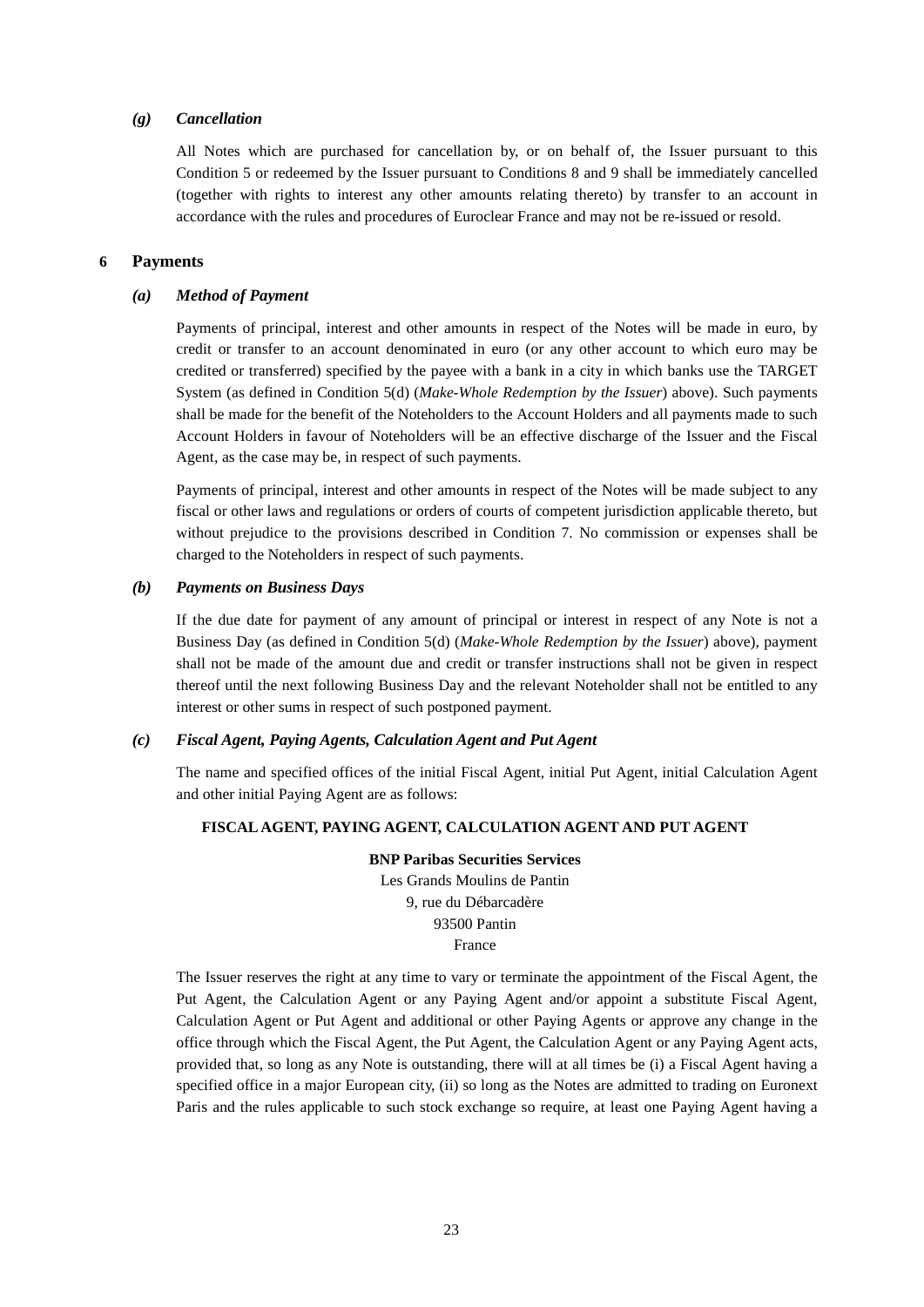### *(g)* *Cancellation*

All Notes which are purchased for cancellation by, or on behalf of, the Issuer pursuant to this Condition 5 or redeemed by the Issuer pursuant to Conditions 8 and 9 shall be immediately cancelled (together with rights to interest any other amounts relating thereto) by transfer to an account in accordance with the rules and procedures of Euroclear France and may not be re-issued or resold.

## 6 Payments

### *(a)* *Method of Payment*

Payments of principal, interest and other amounts in respect of the Notes will be made in euro, by credit or transfer to an account denominated in euro (or any other account to which euro may be credited or transferred) specified by the payee with a bank in a city in which banks use the TARGET System (as defined in Condition 5(d) (*Make-Whole Redemption by the Issuer*) above). Such payments shall be made for the benefit of the Noteholders to the Account Holders and all payments made to such Account Holders in favour of Noteholders will be an effective discharge of the Issuer and the Fiscal Agent, as the case may be, in respect of such payments.

Payments of principal, interest and other amounts in respect of the Notes will be made subject to any fiscal or other laws and regulations or orders of courts of competent jurisdiction applicable thereto, but without prejudice to the provisions described in Condition 7. No commission or expenses shall be charged to the Noteholders in respect of such payments.

### *(b)* *Payments on Business Days*

If the due date for payment of any amount of principal or interest in respect of any Note is not a Business Day (as defined in Condition 5(d) (*Make-Whole Redemption by the Issuer*) above), payment shall not be made of the amount due and credit or transfer instructions shall not be given in respect thereof until the next following Business Day and the relevant Noteholder shall not be entitled to any interest or other sums in respect of such postponed payment.

### *(c)* *Fiscal Agent, Paying Agents, Calculation Agent and Put Agent*

The name and specified offices of the initial Fiscal Agent, initial Put Agent, initial Calculation Agent and other initial Paying Agent are as follows:

**FISCAL AGENT, PAYING AGENT, CALCULATION AGENT AND PUT AGENT**

**BNP Paribas Securities Services**
Les Grands Moulins de Pantin
9, rue du Débarcadère
93500 Pantin
France

The Issuer reserves the right at any time to vary or terminate the appointment of the Fiscal Agent, the Put Agent, the Calculation Agent or any Paying Agent and/or appoint a substitute Fiscal Agent, Calculation Agent or Put Agent and additional or other Paying Agents or approve any change in the office through which the Fiscal Agent, the Put Agent, the Calculation Agent or any Paying Agent acts, provided that, so long as any Note is outstanding, there will at all times be (i) a Fiscal Agent having a specified office in a major European city, (ii) so long as the Notes are admitted to trading on Euronext Paris and the rules applicable to such stock exchange so require, at least one Paying Agent having a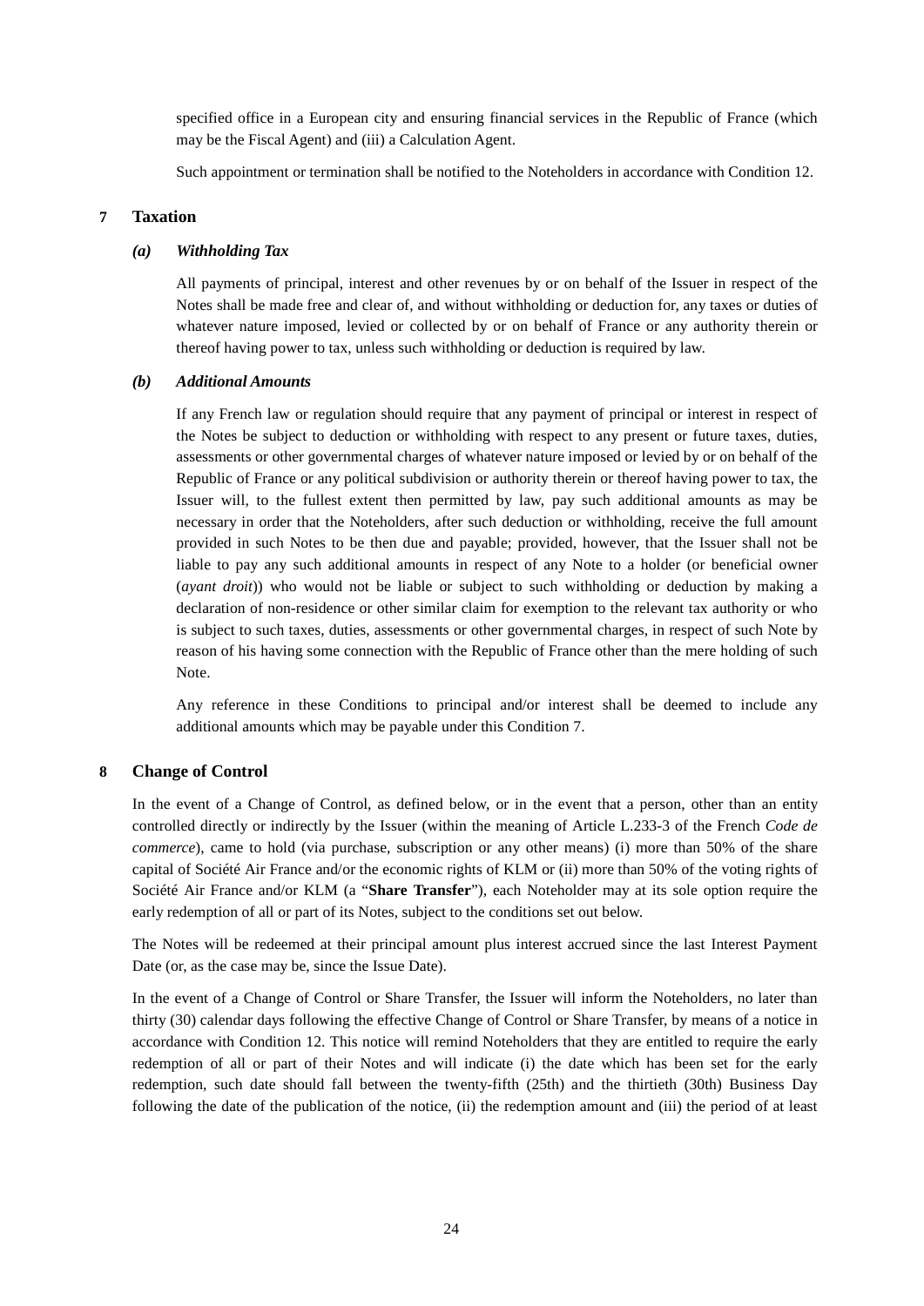specified office in a European city and ensuring financial services in the Republic of France (which may be the Fiscal Agent) and (iii) a Calculation Agent.

Such appointment or termination shall be notified to the Noteholders in accordance with Condition 12.

## 7 Taxation

### *(a) Withholding Tax*

All payments of principal, interest and other revenues by or on behalf of the Issuer in respect of the Notes shall be made free and clear of, and without withholding or deduction for, any taxes or duties of whatever nature imposed, levied or collected by or on behalf of France or any authority therein or thereof having power to tax, unless such withholding or deduction is required by law.

### *(b) Additional Amounts*

If any French law or regulation should require that any payment of principal or interest in respect of the Notes be subject to deduction or withholding with respect to any present or future taxes, duties, assessments or other governmental charges of whatever nature imposed or levied by or on behalf of the Republic of France or any political subdivision or authority therein or thereof having power to tax, the Issuer will, to the fullest extent then permitted by law, pay such additional amounts as may be necessary in order that the Noteholders, after such deduction or withholding, receive the full amount provided in such Notes to be then due and payable; provided, however, that the Issuer shall not be liable to pay any such additional amounts in respect of any Note to a holder (or beneficial owner (*ayant droit*)) who would not be liable or subject to such withholding or deduction by making a declaration of non-residence or other similar claim for exemption to the relevant tax authority or who is subject to such taxes, duties, assessments or other governmental charges, in respect of such Note by reason of his having some connection with the Republic of France other than the mere holding of such Note.

Any reference in these Conditions to principal and/or interest shall be deemed to include any additional amounts which may be payable under this Condition 7.

## 8 Change of Control

In the event of a Change of Control, as defined below, or in the event that a person, other than an entity controlled directly or indirectly by the Issuer (within the meaning of Article L.233-3 of the French *Code de commerce*), came to hold (via purchase, subscription or any other means) (i) more than 50% of the share capital of Société Air France and/or the economic rights of KLM or (ii) more than 50% of the voting rights of Société Air France and/or KLM (a "**Share Transfer**"), each Noteholder may at its sole option require the early redemption of all or part of its Notes, subject to the conditions set out below.

The Notes will be redeemed at their principal amount plus interest accrued since the last Interest Payment Date (or, as the case may be, since the Issue Date).

In the event of a Change of Control or Share Transfer, the Issuer will inform the Noteholders, no later than thirty (30) calendar days following the effective Change of Control or Share Transfer, by means of a notice in accordance with Condition 12. This notice will remind Noteholders that they are entitled to require the early redemption of all or part of their Notes and will indicate (i) the date which has been set for the early redemption, such date should fall between the twenty-fifth (25th) and the thirtieth (30th) Business Day following the date of the publication of the notice, (ii) the redemption amount and (iii) the period of at least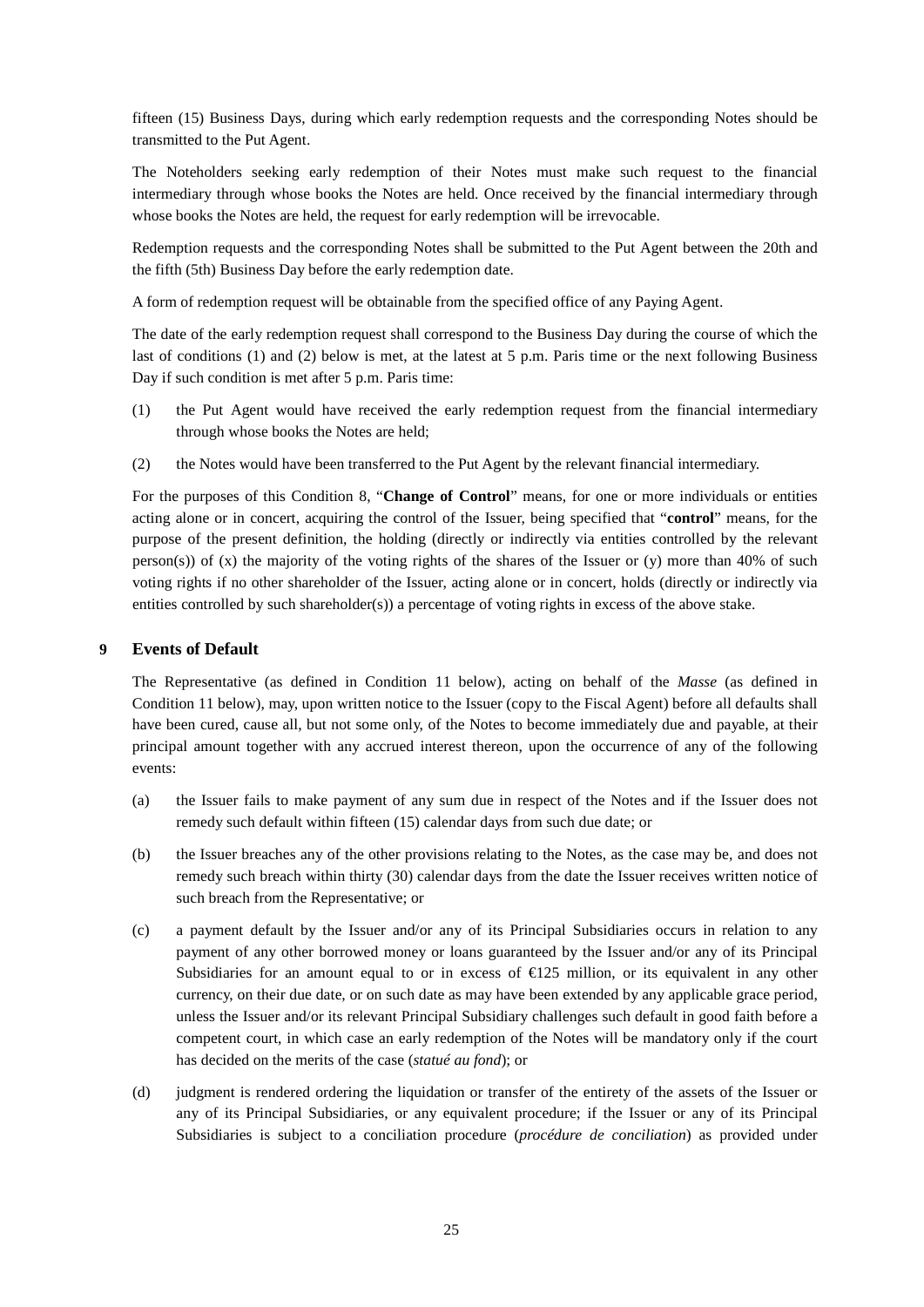fifteen (15) Business Days, during which early redemption requests and the corresponding Notes should be transmitted to the Put Agent.

The Noteholders seeking early redemption of their Notes must make such request to the financial intermediary through whose books the Notes are held. Once received by the financial intermediary through whose books the Notes are held, the request for early redemption will be irrevocable.

Redemption requests and the corresponding Notes shall be submitted to the Put Agent between the 20th and the fifth (5th) Business Day before the early redemption date.

A form of redemption request will be obtainable from the specified office of any Paying Agent.

The date of the early redemption request shall correspond to the Business Day during the course of which the last of conditions (1) and (2) below is met, at the latest at 5 p.m. Paris time or the next following Business Day if such condition is met after 5 p.m. Paris time:

(1) the Put Agent would have received the early redemption request from the financial intermediary through whose books the Notes are held;

(2) the Notes would have been transferred to the Put Agent by the relevant financial intermediary.

For the purposes of this Condition 8, "**Change of Control**" means, for one or more individuals or entities acting alone or in concert, acquiring the control of the Issuer, being specified that "**control**" means, for the purpose of the present definition, the holding (directly or indirectly via entities controlled by the relevant person(s)) of (x) the majority of the voting rights of the shares of the Issuer or (y) more than 40% of such voting rights if no other shareholder of the Issuer, acting alone or in concert, holds (directly or indirectly via entities controlled by such shareholder(s)) a percentage of voting rights in excess of the above stake.

## 9 Events of Default

The Representative (as defined in Condition 11 below), acting on behalf of the *Masse* (as defined in Condition 11 below), may, upon written notice to the Issuer (copy to the Fiscal Agent) before all defaults shall have been cured, cause all, but not some only, of the Notes to become immediately due and payable, at their principal amount together with any accrued interest thereon, upon the occurrence of any of the following events:

(a) the Issuer fails to make payment of any sum due in respect of the Notes and if the Issuer does not remedy such default within fifteen (15) calendar days from such due date; or

(b) the Issuer breaches any of the other provisions relating to the Notes, as the case may be, and does not remedy such breach within thirty (30) calendar days from the date the Issuer receives written notice of such breach from the Representative; or

(c) a payment default by the Issuer and/or any of its Principal Subsidiaries occurs in relation to any payment of any other borrowed money or loans guaranteed by the Issuer and/or any of its Principal Subsidiaries for an amount equal to or in excess of €125 million, or its equivalent in any other currency, on their due date, or on such date as may have been extended by any applicable grace period, unless the Issuer and/or its relevant Principal Subsidiary challenges such default in good faith before a competent court, in which case an early redemption of the Notes will be mandatory only if the court has decided on the merits of the case (*statué au fond*); or

(d) judgment is rendered ordering the liquidation or transfer of the entirety of the assets of the Issuer or any of its Principal Subsidiaries, or any equivalent procedure; if the Issuer or any of its Principal Subsidiaries is subject to a conciliation procedure (*procédure de conciliation*) as provided under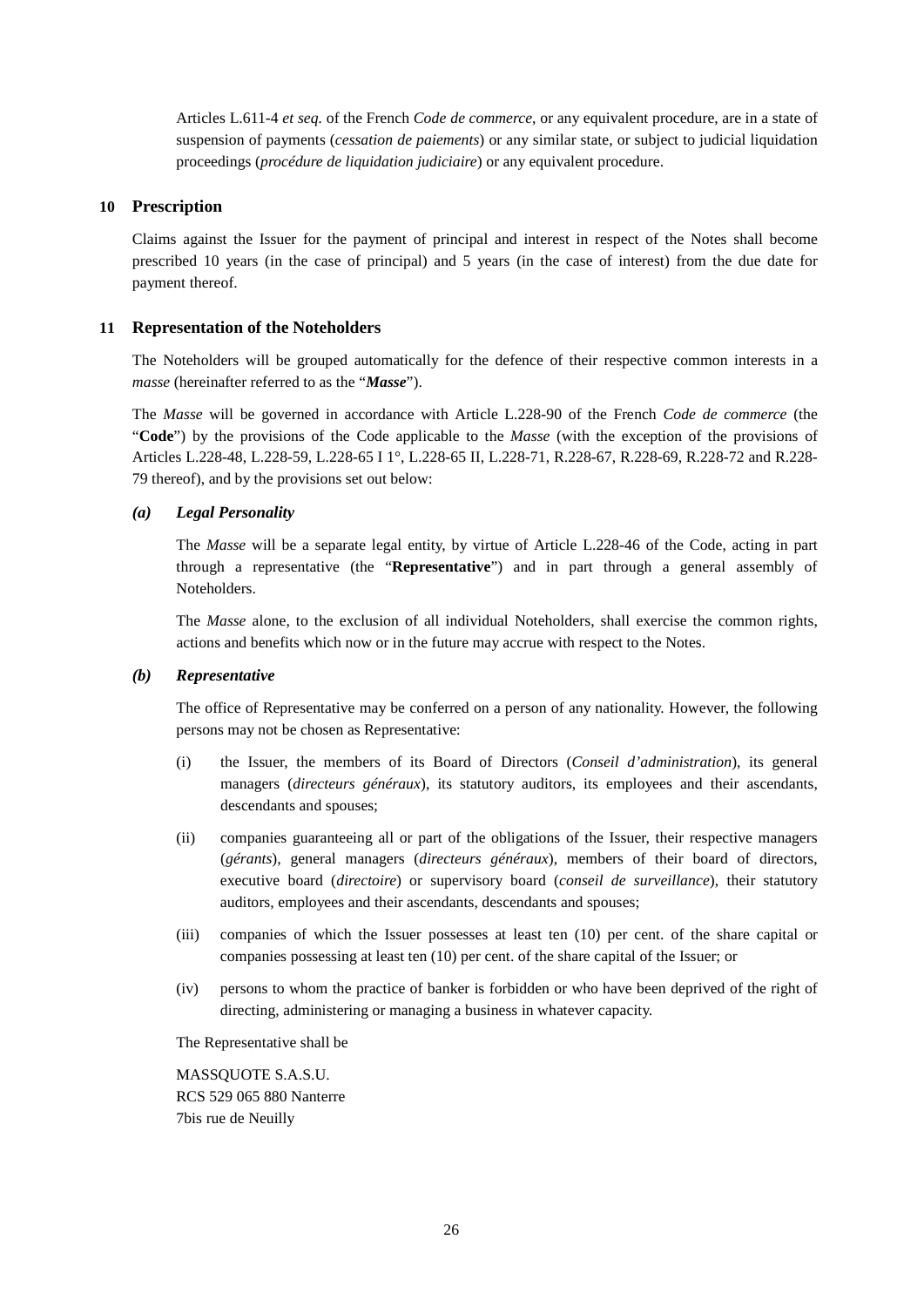Articles L.611-4 *et seq.* of the French *Code de commerce*, or any equivalent procedure, are in a state of suspension of payments (*cessation de paiements*) or any similar state, or subject to judicial liquidation proceedings (*procédure de liquidation judiciaire*) or any equivalent procedure.

## 10 Prescription

Claims against the Issuer for the payment of principal and interest in respect of the Notes shall become prescribed 10 years (in the case of principal) and 5 years (in the case of interest) from the due date for payment thereof.

## 11 Representation of the Noteholders

The Noteholders will be grouped automatically for the defence of their respective common interests in a *masse* (hereinafter referred to as the "***Masse***").

The *Masse* will be governed in accordance with Article L.228-90 of the French *Code de commerce* (the "**Code**") by the provisions of the Code applicable to the *Masse* (with the exception of the provisions of Articles L.228-48, L.228-59, L.228-65 I 1°, L.228-65 II, L.228-71, R.228-67, R.228-69, R.228-72 and R.228-79 thereof), and by the provisions set out below:

### *(a) Legal Personality*

The *Masse* will be a separate legal entity, by virtue of Article L.228-46 of the Code, acting in part through a representative (the "**Representative**") and in part through a general assembly of Noteholders.

The *Masse* alone, to the exclusion of all individual Noteholders, shall exercise the common rights, actions and benefits which now or in the future may accrue with respect to the Notes.

### *(b) Representative*

The office of Representative may be conferred on a person of any nationality. However, the following persons may not be chosen as Representative:

(i) the Issuer, the members of its Board of Directors (*Conseil d'administration*), its general managers (*directeurs généraux*), its statutory auditors, its employees and their ascendants, descendants and spouses;

(ii) companies guaranteeing all or part of the obligations of the Issuer, their respective managers (*gérants*), general managers (*directeurs généraux*), members of their board of directors, executive board (*directoire*) or supervisory board (*conseil de surveillance*), their statutory auditors, employees and their ascendants, descendants and spouses;

(iii) companies of which the Issuer possesses at least ten (10) per cent. of the share capital or companies possessing at least ten (10) per cent. of the share capital of the Issuer; or

(iv) persons to whom the practice of banker is forbidden or who have been deprived of the right of directing, administering or managing a business in whatever capacity.

The Representative shall be

MASSQUOTE S.A.S.U.
RCS 529 065 880 Nanterre
7bis rue de Neuilly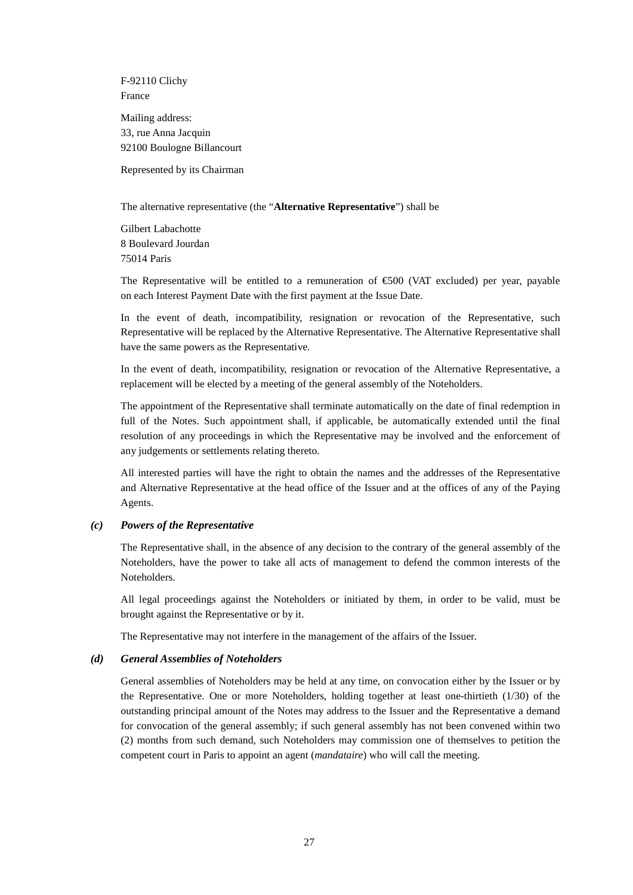F-92110 Clichy
France

Mailing address:
33, rue Anna Jacquin
92100 Boulogne Billancourt

Represented by its Chairman

The alternative representative (the "**Alternative Representative**") shall be

Gilbert Labachotte
8 Boulevard Jourdan
75014 Paris

The Representative will be entitled to a remuneration of €500 (VAT excluded) per year, payable on each Interest Payment Date with the first payment at the Issue Date.

In the event of death, incompatibility, resignation or revocation of the Representative, such Representative will be replaced by the Alternative Representative. The Alternative Representative shall have the same powers as the Representative.

In the event of death, incompatibility, resignation or revocation of the Alternative Representative, a replacement will be elected by a meeting of the general assembly of the Noteholders.

The appointment of the Representative shall terminate automatically on the date of final redemption in full of the Notes. Such appointment shall, if applicable, be automatically extended until the final resolution of any proceedings in which the Representative may be involved and the enforcement of any judgements or settlements relating thereto.

All interested parties will have the right to obtain the names and the addresses of the Representative and Alternative Representative at the head office of the Issuer and at the offices of any of the Paying Agents.

***(c) Powers of the Representative***

The Representative shall, in the absence of any decision to the contrary of the general assembly of the Noteholders, have the power to take all acts of management to defend the common interests of the Noteholders.

All legal proceedings against the Noteholders or initiated by them, in order to be valid, must be brought against the Representative or by it.

The Representative may not interfere in the management of the affairs of the Issuer.

***(d) General Assemblies of Noteholders***

General assemblies of Noteholders may be held at any time, on convocation either by the Issuer or by the Representative. One or more Noteholders, holding together at least one-thirtieth (1/30) of the outstanding principal amount of the Notes may address to the Issuer and the Representative a demand for convocation of the general assembly; if such general assembly has not been convened within two (2) months from such demand, such Noteholders may commission one of themselves to petition the competent court in Paris to appoint an agent (*mandataire*) who will call the meeting.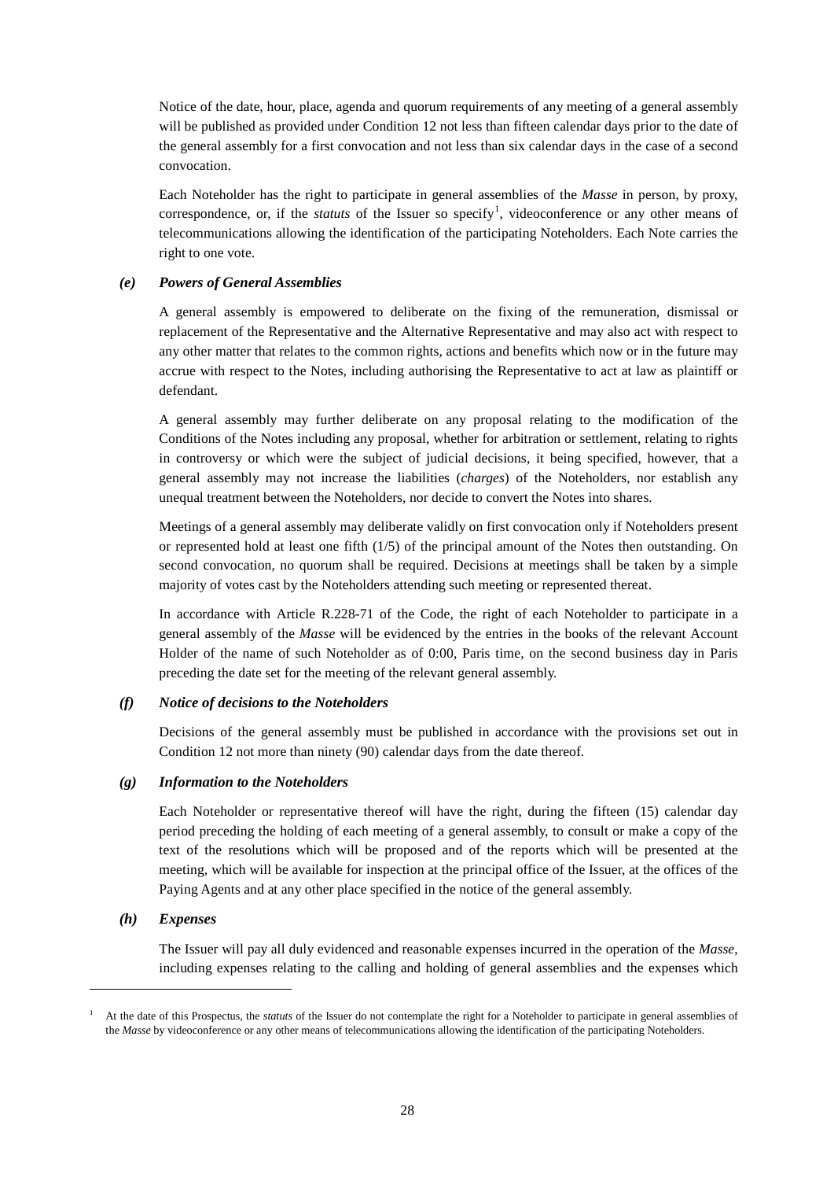Notice of the date, hour, place, agenda and quorum requirements of any meeting of a general assembly will be published as provided under Condition 12 not less than fifteen calendar days prior to the date of the general assembly for a first convocation and not less than six calendar days in the case of a second convocation.

Each Noteholder has the right to participate in general assemblies of the *Masse* in person, by proxy, correspondence, or, if the *statuts* of the Issuer so specify[1], videoconference or any other means of telecommunications allowing the identification of the participating Noteholders. Each Note carries the right to one vote.

### *(e) Powers of General Assemblies*

A general assembly is empowered to deliberate on the fixing of the remuneration, dismissal or replacement of the Representative and the Alternative Representative and may also act with respect to any other matter that relates to the common rights, actions and benefits which now or in the future may accrue with respect to the Notes, including authorising the Representative to act at law as plaintiff or defendant.

A general assembly may further deliberate on any proposal relating to the modification of the Conditions of the Notes including any proposal, whether for arbitration or settlement, relating to rights in controversy or which were the subject of judicial decisions, it being specified, however, that a general assembly may not increase the liabilities (*charges*) of the Noteholders, nor establish any unequal treatment between the Noteholders, nor decide to convert the Notes into shares.

Meetings of a general assembly may deliberate validly on first convocation only if Noteholders present or represented hold at least one fifth (1/5) of the principal amount of the Notes then outstanding. On second convocation, no quorum shall be required. Decisions at meetings shall be taken by a simple majority of votes cast by the Noteholders attending such meeting or represented thereat.

In accordance with Article R.228-71 of the Code, the right of each Noteholder to participate in a general assembly of the *Masse* will be evidenced by the entries in the books of the relevant Account Holder of the name of such Noteholder as of 0:00, Paris time, on the second business day in Paris preceding the date set for the meeting of the relevant general assembly.

### *(f) Notice of decisions to the Noteholders*

Decisions of the general assembly must be published in accordance with the provisions set out in Condition 12 not more than ninety (90) calendar days from the date thereof.

### *(g) Information to the Noteholders*

Each Noteholder or representative thereof will have the right, during the fifteen (15) calendar day period preceding the holding of each meeting of a general assembly, to consult or make a copy of the text of the resolutions which will be proposed and of the reports which will be presented at the meeting, which will be available for inspection at the principal office of the Issuer, at the offices of the Paying Agents and at any other place specified in the notice of the general assembly.

### *(h) Expenses*

The Issuer will pay all duly evidenced and reasonable expenses incurred in the operation of the *Masse*, including expenses relating to the calling and holding of general assemblies and the expenses which

---

[1] At the date of this Prospectus, the *statuts* of the Issuer do not contemplate the right for a Noteholder to participate in general assemblies of the *Masse* by videoconference or any other means of telecommunications allowing the identification of the participating Noteholders.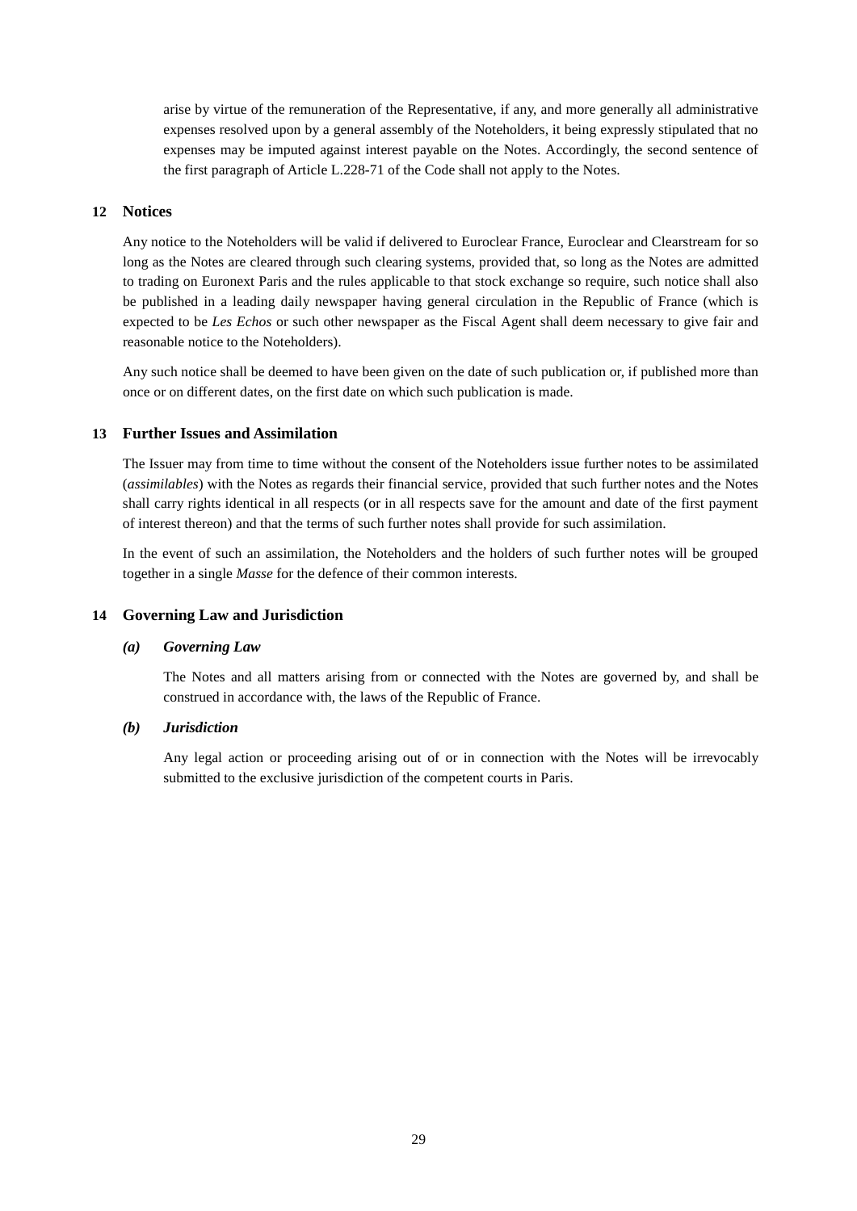arise by virtue of the remuneration of the Representative, if any, and more generally all administrative expenses resolved upon by a general assembly of the Noteholders, it being expressly stipulated that no expenses may be imputed against interest payable on the Notes. Accordingly, the second sentence of the first paragraph of Article L.228-71 of the Code shall not apply to the Notes.

## 12 Notices

Any notice to the Noteholders will be valid if delivered to Euroclear France, Euroclear and Clearstream for so long as the Notes are cleared through such clearing systems, provided that, so long as the Notes are admitted to trading on Euronext Paris and the rules applicable to that stock exchange so require, such notice shall also be published in a leading daily newspaper having general circulation in the Republic of France (which is expected to be *Les Echos* or such other newspaper as the Fiscal Agent shall deem necessary to give fair and reasonable notice to the Noteholders).

Any such notice shall be deemed to have been given on the date of such publication or, if published more than once or on different dates, on the first date on which such publication is made.

## 13 Further Issues and Assimilation

The Issuer may from time to time without the consent of the Noteholders issue further notes to be assimilated (*assimilables*) with the Notes as regards their financial service, provided that such further notes and the Notes shall carry rights identical in all respects (or in all respects save for the amount and date of the first payment of interest thereon) and that the terms of such further notes shall provide for such assimilation.

In the event of such an assimilation, the Noteholders and the holders of such further notes will be grouped together in a single *Masse* for the defence of their common interests.

## 14 Governing Law and Jurisdiction

### *(a) Governing Law*

The Notes and all matters arising from or connected with the Notes are governed by, and shall be construed in accordance with, the laws of the Republic of France.

### *(b) Jurisdiction*

Any legal action or proceeding arising out of or in connection with the Notes will be irrevocably submitted to the exclusive jurisdiction of the competent courts in Paris.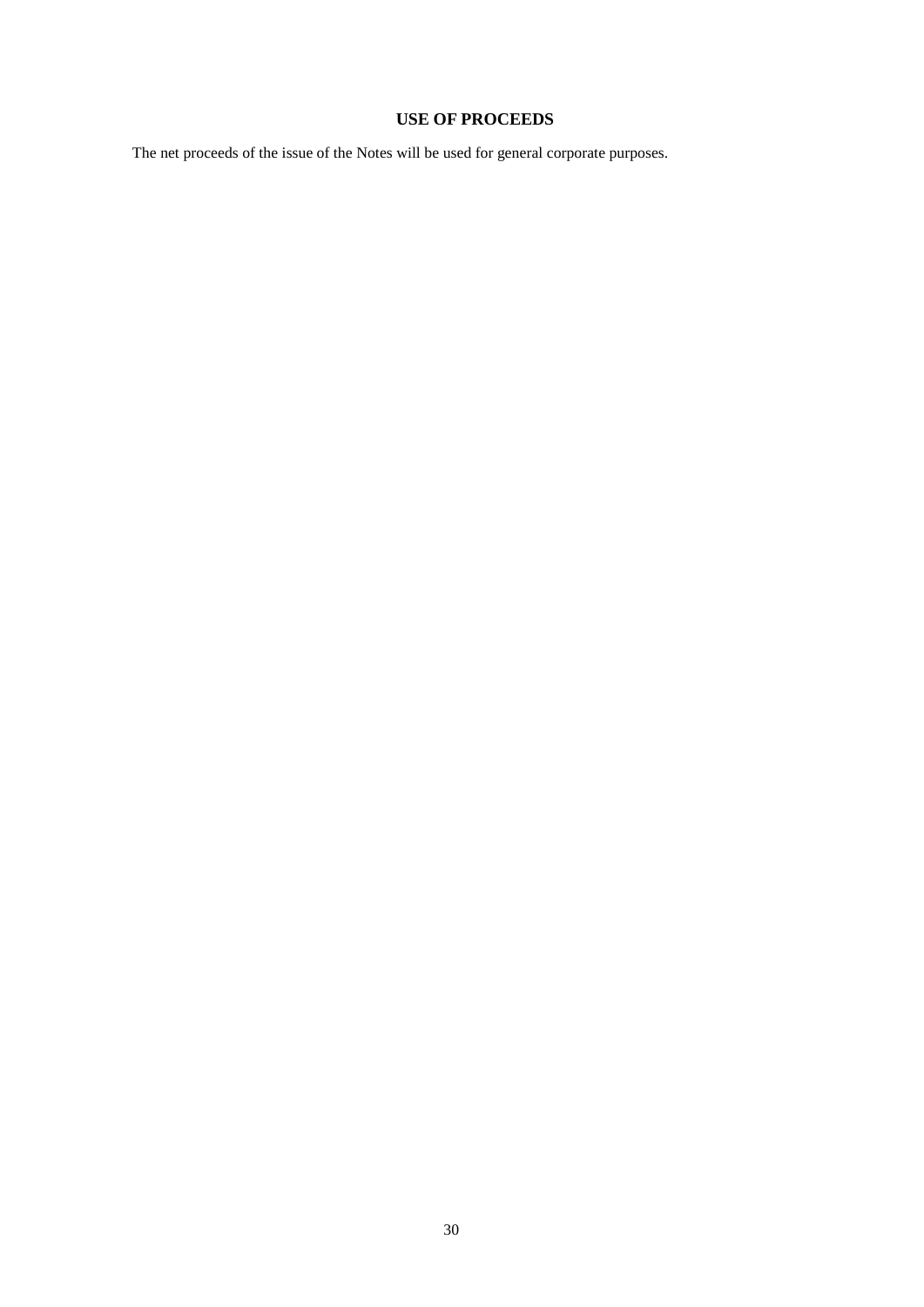# USE OF PROCEEDS

The net proceeds of the issue of the Notes will be used for general corporate purposes.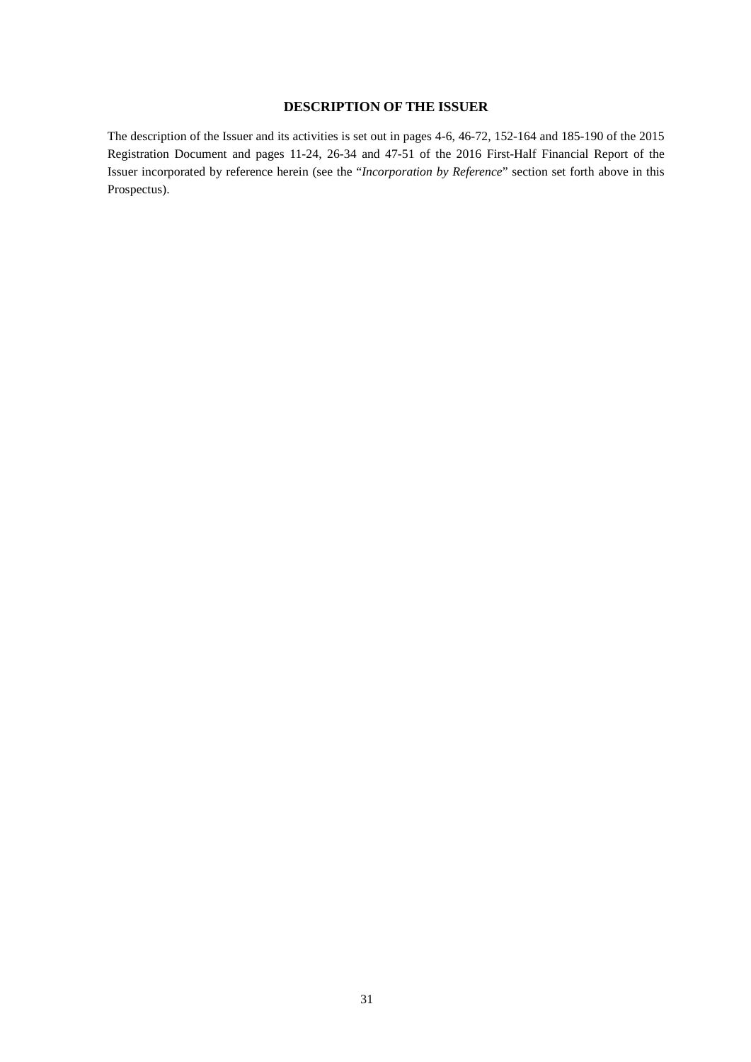# DESCRIPTION OF THE ISSUER

The description of the Issuer and its activities is set out in pages 4-6, 46-72, 152-164 and 185-190 of the 2015 Registration Document and pages 11-24, 26-34 and 47-51 of the 2016 First-Half Financial Report of the Issuer incorporated by reference herein (see the "*Incorporation by Reference*" section set forth above in this Prospectus).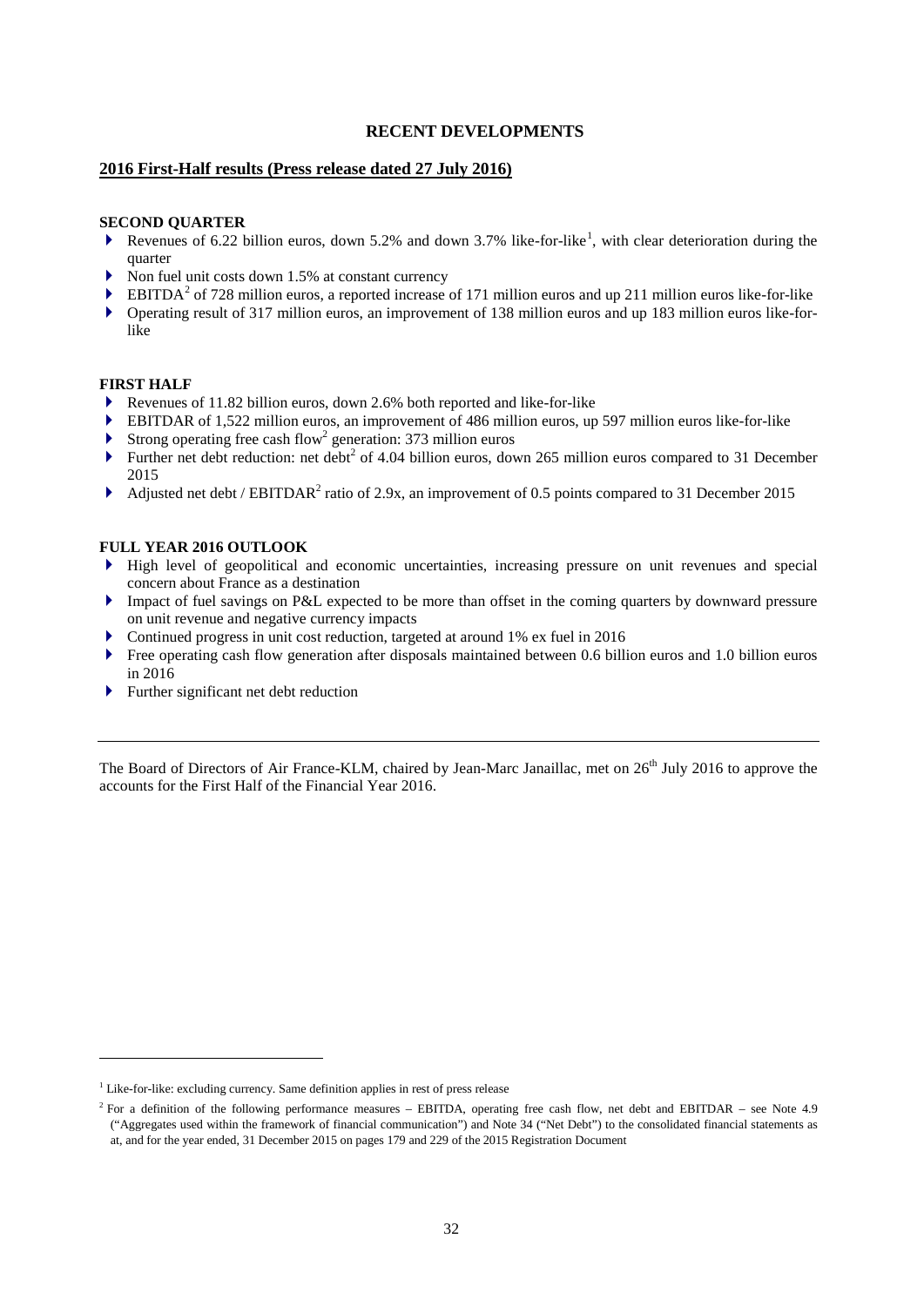# RECENT DEVELOPMENTS

## 2016 First-Half results (Press release dated 27 July 2016)

### SECOND QUARTER

- Revenues of 6.22 billion euros, down 5.2% and down 3.7% like-for-like[1], with clear deterioration during the quarter
- Non fuel unit costs down 1.5% at constant currency
- EBITDA[2] of 728 million euros, a reported increase of 171 million euros and up 211 million euros like-for-like
- Operating result of 317 million euros, an improvement of 138 million euros and up 183 million euros like-for-like

### FIRST HALF

- Revenues of 11.82 billion euros, down 2.6% both reported and like-for-like
- EBITDAR of 1,522 million euros, an improvement of 486 million euros, up 597 million euros like-for-like
- Strong operating free cash flow[2] generation: 373 million euros
- Further net debt reduction: net debt[2] of 4.04 billion euros, down 265 million euros compared to 31 December 2015
- Adjusted net debt / EBITDAR[2] ratio of 2.9x, an improvement of 0.5 points compared to 31 December 2015

### FULL YEAR 2016 OUTLOOK

- High level of geopolitical and economic uncertainties, increasing pressure on unit revenues and special concern about France as a destination
- Impact of fuel savings on P&L expected to be more than offset in the coming quarters by downward pressure on unit revenue and negative currency impacts
- Continued progress in unit cost reduction, targeted at around 1% ex fuel in 2016
- Free operating cash flow generation after disposals maintained between 0.6 billion euros and 1.0 billion euros in 2016
- Further significant net debt reduction

---

The Board of Directors of Air France-KLM, chaired by Jean-Marc Janaillac, met on 26th July 2016 to approve the accounts for the First Half of the Financial Year 2016.

---

[1] Like-for-like: excluding currency. Same definition applies in rest of press release

[2] For a definition of the following performance measures – EBITDA, operating free cash flow, net debt and EBITDAR – see Note 4.9 ("Aggregates used within the framework of financial communication") and Note 34 ("Net Debt") to the consolidated financial statements as at, and for the year ended, 31 December 2015 on pages 179 and 229 of the 2015 Registration Document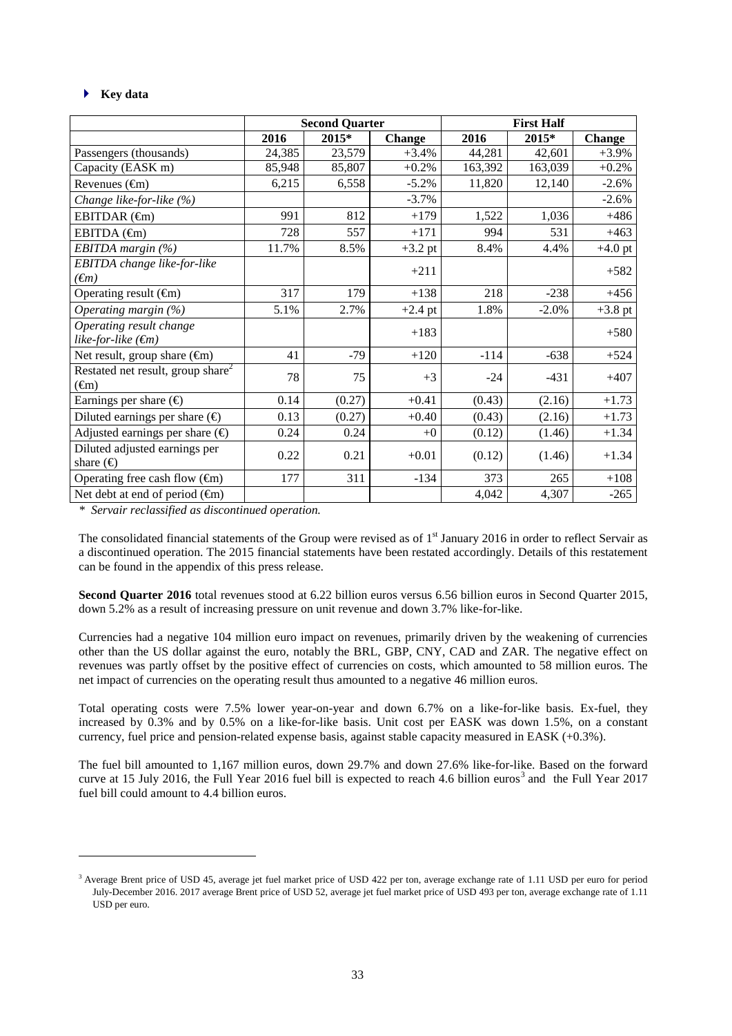### Key data

| | Second Quarter | | | First Half | | |
|---|---|---|---|---|---|---|
| | 2016 | 2015* | Change | 2016 | 2015* | Change |
| Passengers (thousands) | 24,385 | 23,579 | +3.4% | 44,281 | 42,601 | +3.9% |
| Capacity (EASK m) | 85,948 | 85,807 | +0.2% | 163,392 | 163,039 | +0.2% |
| Revenues (€m) | 6,215 | 6,558 | -5.2% | 11,820 | 12,140 | -2.6% |
| *Change like-for-like (%)* | | | -3.7% | | | -2.6% |
| EBITDAR (€m) | 991 | 812 | +179 | 1,522 | 1,036 | +486 |
| EBITDA (€m) | 728 | 557 | +171 | 994 | 531 | +463 |
| *EBITDA margin (%)* | 11.7% | 8.5% | +3.2 pt | 8.4% | 4.4% | +4.0 pt |
| *EBITDA change like-for-like (€m)* | | | +211 | | | +582 |
| Operating result (€m) | 317 | 179 | +138 | 218 | -238 | +456 |
| *Operating margin (%)* | 5.1% | 2.7% | +2.4 pt | 1.8% | -2.0% | +3.8 pt |
| *Operating result change like-for-like (€m)* | | | +183 | | | +580 |
| Net result, group share (€m) | 41 | -79 | +120 | -114 | -638 | +524 |
| Restated net result, group share[2] (€m) | 78 | 75 | +3 | -24 | -431 | +407 |
| Earnings per share (€) | 0.14 | (0.27) | +0.41 | (0.43) | (2.16) | +1.73 |
| Diluted earnings per share (€) | 0.13 | (0.27) | +0.40 | (0.43) | (2.16) | +1.73 |
| Adjusted earnings per share (€) | 0.24 | 0.24 | +0 | (0.12) | (1.46) | +1.34 |
| Diluted adjusted earnings per share (€) | 0.22 | 0.21 | +0.01 | (0.12) | (1.46) | +1.34 |
| Operating free cash flow (€m) | 177 | 311 | -134 | 373 | 265 | +108 |
| Net debt at end of period (€m) | | | | 4,042 | 4,307 | -265 |

* *Servair reclassified as discontinued operation.*

The consolidated financial statements of the Group were revised as of 1st January 2016 in order to reflect Servair as a discontinued operation. The 2015 financial statements have been restated accordingly. Details of this restatement can be found in the appendix of this press release.

**Second Quarter 2016** total revenues stood at 6.22 billion euros versus 6.56 billion euros in Second Quarter 2015, down 5.2% as a result of increasing pressure on unit revenue and down 3.7% like-for-like.

Currencies had a negative 104 million euro impact on revenues, primarily driven by the weakening of currencies other than the US dollar against the euro, notably the BRL, GBP, CNY, CAD and ZAR. The negative effect on revenues was partly offset by the positive effect of currencies on costs, which amounted to 58 million euros. The net impact of currencies on the operating result thus amounted to a negative 46 million euros.

Total operating costs were 7.5% lower year-on-year and down 6.7% on a like-for-like basis. Ex-fuel, they increased by 0.3% and by 0.5% on a like-for-like basis. Unit cost per EASK was down 1.5%, on a constant currency, fuel price and pension-related expense basis, against stable capacity measured in EASK (+0.3%).

The fuel bill amounted to 1,167 million euros, down 29.7% and down 27.6% like-for-like. Based on the forward curve at 15 July 2016, the Full Year 2016 fuel bill is expected to reach 4.6 billion euros[3] and the Full Year 2017 fuel bill could amount to 4.4 billion euros.

[3] Average Brent price of USD 45, average jet fuel market price of USD 422 per ton, average exchange rate of 1.11 USD per euro for period July-December 2016. 2017 average Brent price of USD 52, average jet fuel market price of USD 493 per ton, average exchange rate of 1.11 USD per euro.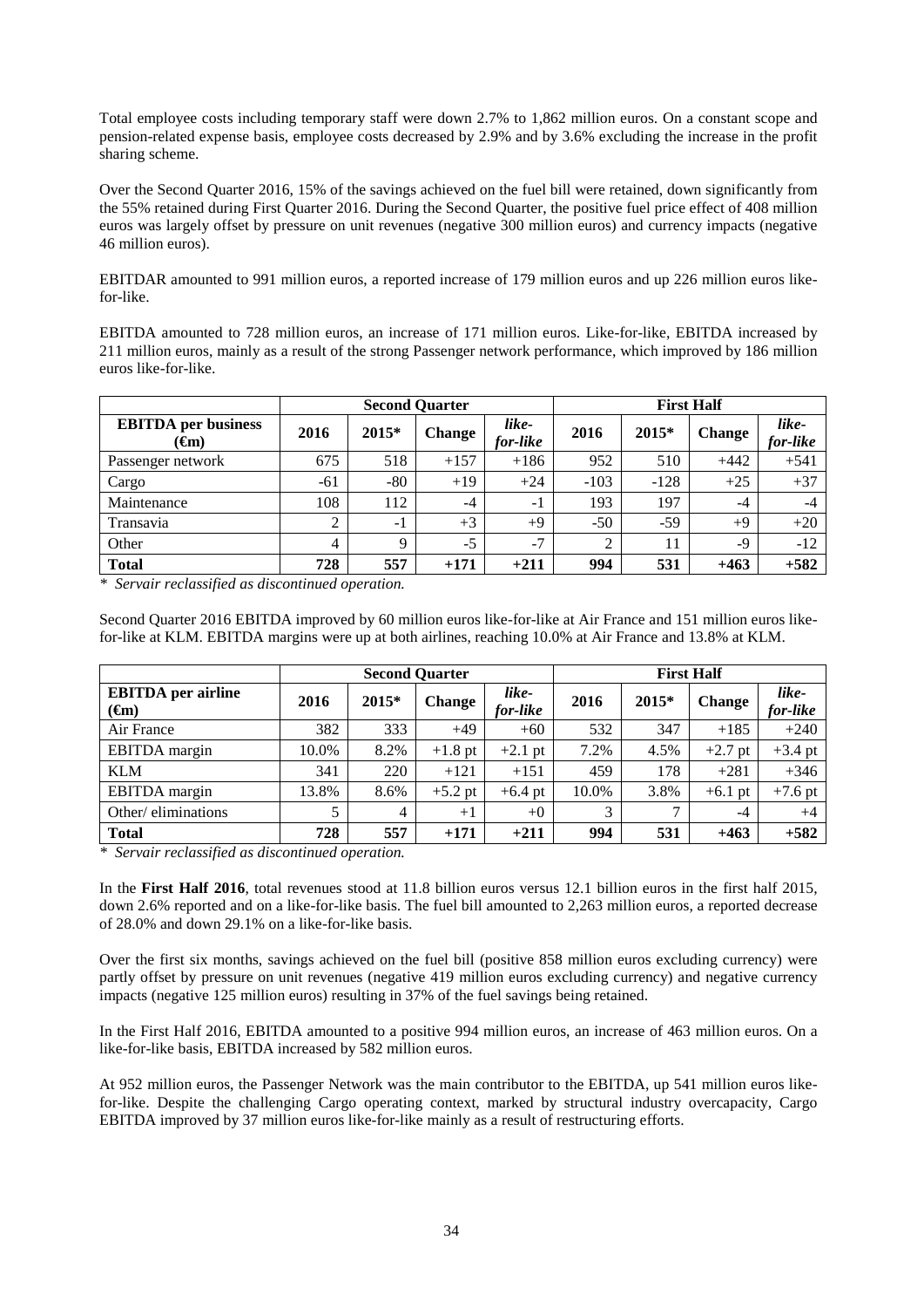Total employee costs including temporary staff were down 2.7% to 1,862 million euros. On a constant scope and pension-related expense basis, employee costs decreased by 2.9% and by 3.6% excluding the increase in the profit sharing scheme.

Over the Second Quarter 2016, 15% of the savings achieved on the fuel bill were retained, down significantly from the 55% retained during First Quarter 2016. During the Second Quarter, the positive fuel price effect of 408 million euros was largely offset by pressure on unit revenues (negative 300 million euros) and currency impacts (negative 46 million euros).

EBITDAR amounted to 991 million euros, a reported increase of 179 million euros and up 226 million euros like-for-like.

EBITDA amounted to 728 million euros, an increase of 171 million euros. Like-for-like, EBITDA increased by 211 million euros, mainly as a result of the strong Passenger network performance, which improved by 186 million euros like-for-like.

| | Second Quarter | | | | First Half | | | |
|---|---|---|---|---|---|---|---|---|
| **EBITDA per business (€m)** | **2016** | **2015*** | **Change** | ***like-for-like*** | **2016** | **2015*** | **Change** | ***like-for-like*** |
| Passenger network | 675 | 518 | +157 | +186 | 952 | 510 | +442 | +541 |
| Cargo | -61 | -80 | +19 | +24 | -103 | -128 | +25 | +37 |
| Maintenance | 108 | 112 | -4 | -1 | 193 | 197 | -4 | -4 |
| Transavia | 2 | -1 | +3 | +9 | -50 | -59 | +9 | +20 |
| Other | 4 | 9 | -5 | -7 | 2 | 11 | -9 | -12 |
| **Total** | **728** | **557** | **+171** | **+211** | **994** | **531** | **+463** | **+582** |

*\* Servair reclassified as discontinued operation.*

Second Quarter 2016 EBITDA improved by 60 million euros like-for-like at Air France and 151 million euros like-for-like at KLM. EBITDA margins were up at both airlines, reaching 10.0% at Air France and 13.8% at KLM.

| | Second Quarter | | | | First Half | | | |
|---|---|---|---|---|---|---|---|---|
| **EBITDA per airline (€m)** | **2016** | **2015*** | **Change** | ***like-for-like*** | **2016** | **2015*** | **Change** | ***like-for-like*** |
| Air France | 382 | 333 | +49 | +60 | 532 | 347 | +185 | +240 |
| EBITDA margin | 10.0% | 8.2% | +1.8 pt | +2.1 pt | 7.2% | 4.5% | +2.7 pt | +3.4 pt |
| KLM | 341 | 220 | +121 | +151 | 459 | 178 | +281 | +346 |
| EBITDA margin | 13.8% | 8.6% | +5.2 pt | +6.4 pt | 10.0% | 3.8% | +6.1 pt | +7.6 pt |
| Other/ eliminations | 5 | 4 | +1 | +0 | 3 | 7 | -4 | +4 |
| **Total** | **728** | **557** | **+171** | **+211** | **994** | **531** | **+463** | **+582** |

*\* Servair reclassified as discontinued operation.*

In the **First Half 2016**, total revenues stood at 11.8 billion euros versus 12.1 billion euros in the first half 2015, down 2.6% reported and on a like-for-like basis. The fuel bill amounted to 2,263 million euros, a reported decrease of 28.0% and down 29.1% on a like-for-like basis.

Over the first six months, savings achieved on the fuel bill (positive 858 million euros excluding currency) were partly offset by pressure on unit revenues (negative 419 million euros excluding currency) and negative currency impacts (negative 125 million euros) resulting in 37% of the fuel savings being retained.

In the First Half 2016, EBITDA amounted to a positive 994 million euros, an increase of 463 million euros. On a like-for-like basis, EBITDA increased by 582 million euros.

At 952 million euros, the Passenger Network was the main contributor to the EBITDA, up 541 million euros like-for-like. Despite the challenging Cargo operating context, marked by structural industry overcapacity, Cargo EBITDA improved by 37 million euros like-for-like mainly as a result of restructuring efforts.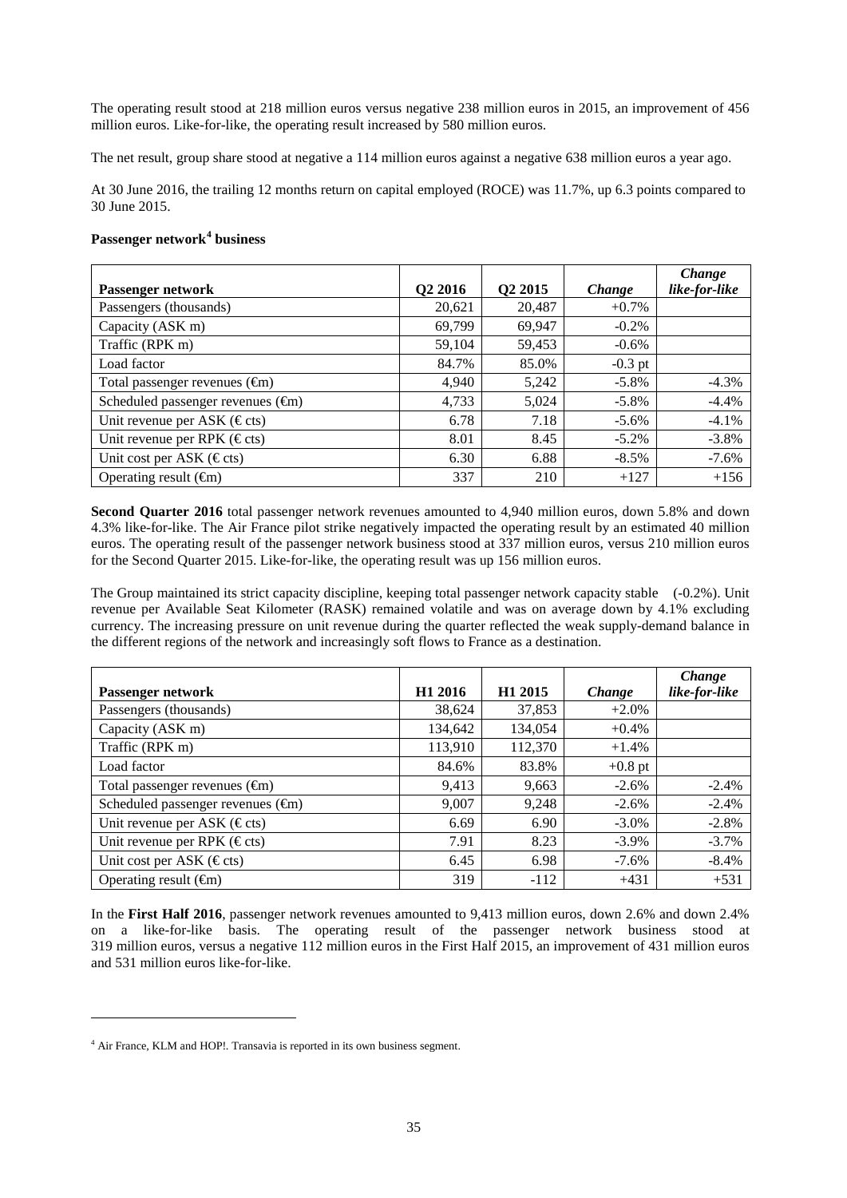The operating result stood at 218 million euros versus negative 238 million euros in 2015, an improvement of 456 million euros. Like-for-like, the operating result increased by 580 million euros.

The net result, group share stood at negative a 114 million euros against a negative 638 million euros a year ago.

At 30 June 2016, the trailing 12 months return on capital employed (ROCE) was 11.7%, up 6.3 points compared to 30 June 2015.

### Passenger network[4] business

| Passenger network | Q2 2016 | Q2 2015 | *Change* | *Change like-for-like* |
|---|---|---|---|---|
| Passengers (thousands) | 20,621 | 20,487 | +0.7% | |
| Capacity (ASK m) | 69,799 | 69,947 | -0.2% | |
| Traffic (RPK m) | 59,104 | 59,453 | -0.6% | |
| Load factor | 84.7% | 85.0% | -0.3 pt | |
| Total passenger revenues (€m) | 4,940 | 5,242 | -5.8% | -4.3% |
| Scheduled passenger revenues (€m) | 4,733 | 5,024 | -5.8% | -4.4% |
| Unit revenue per ASK (€ cts) | 6.78 | 7.18 | -5.6% | -4.1% |
| Unit revenue per RPK (€ cts) | 8.01 | 8.45 | -5.2% | -3.8% |
| Unit cost per ASK (€ cts) | 6.30 | 6.88 | -8.5% | -7.6% |
| Operating result (€m) | 337 | 210 | +127 | +156 |

**Second Quarter 2016** total passenger network revenues amounted to 4,940 million euros, down 5.8% and down 4.3% like-for-like. The Air France pilot strike negatively impacted the operating result by an estimated 40 million euros. The operating result of the passenger network business stood at 337 million euros, versus 210 million euros for the Second Quarter 2015. Like-for-like, the operating result was up 156 million euros.

The Group maintained its strict capacity discipline, keeping total passenger network capacity stable (-0.2%). Unit revenue per Available Seat Kilometer (RASK) remained volatile and was on average down by 4.1% excluding currency. The increasing pressure on unit revenue during the quarter reflected the weak supply-demand balance in the different regions of the network and increasingly soft flows to France as a destination.

| Passenger network | H1 2016 | H1 2015 | *Change* | *Change like-for-like* |
|---|---|---|---|---|
| Passengers (thousands) | 38,624 | 37,853 | +2.0% | |
| Capacity (ASK m) | 134,642 | 134,054 | +0.4% | |
| Traffic (RPK m) | 113,910 | 112,370 | +1.4% | |
| Load factor | 84.6% | 83.8% | +0.8 pt | |
| Total passenger revenues (€m) | 9,413 | 9,663 | -2.6% | -2.4% |
| Scheduled passenger revenues (€m) | 9,007 | 9,248 | -2.6% | -2.4% |
| Unit revenue per ASK (€ cts) | 6.69 | 6.90 | -3.0% | -2.8% |
| Unit revenue per RPK (€ cts) | 7.91 | 8.23 | -3.9% | -3.7% |
| Unit cost per ASK (€ cts) | 6.45 | 6.98 | -7.6% | -8.4% |
| Operating result (€m) | 319 | -112 | +431 | +531 |

In the **First Half 2016**, passenger network revenues amounted to 9,413 million euros, down 2.6% and down 2.4% on a like-for-like basis. The operating result of the passenger network business stood at 319 million euros, versus a negative 112 million euros in the First Half 2015, an improvement of 431 million euros and 531 million euros like-for-like.

[4] Air France, KLM and HOP!. Transavia is reported in its own business segment.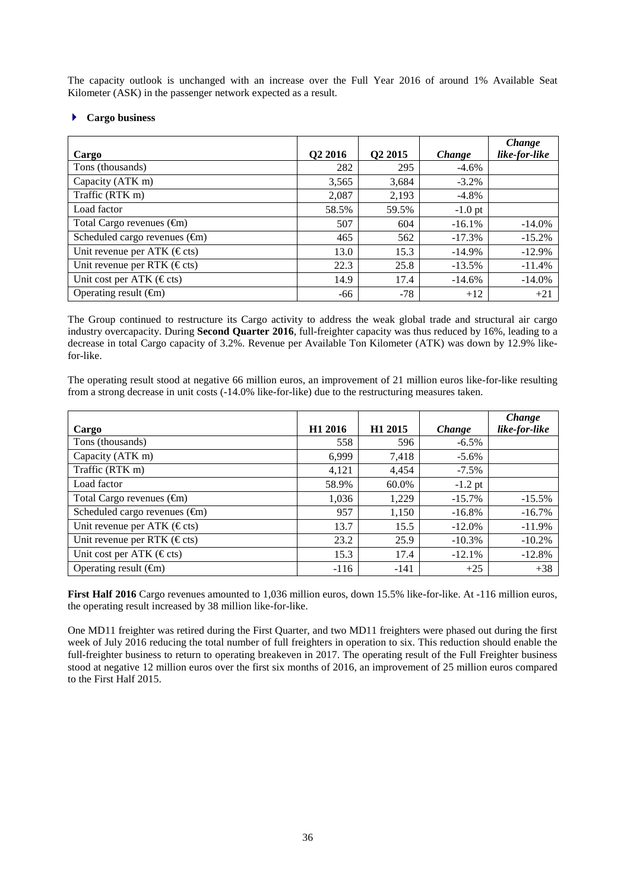The capacity outlook is unchanged with an increase over the Full Year 2016 of around 1% Available Seat Kilometer (ASK) in the passenger network expected as a result.

### Cargo business

| Cargo | Q2 2016 | Q2 2015 | *Change* | *Change like-for-like* |
|---|---|---|---|---|
| Tons (thousands) | 282 | 295 | -4.6% | |
| Capacity (ATK m) | 3,565 | 3,684 | -3.2% | |
| Traffic (RTK m) | 2,087 | 2,193 | -4.8% | |
| Load factor | 58.5% | 59.5% | -1.0 pt | |
| Total Cargo revenues (€m) | 507 | 604 | -16.1% | -14.0% |
| Scheduled cargo revenues (€m) | 465 | 562 | -17.3% | -15.2% |
| Unit revenue per ATK (€ cts) | 13.0 | 15.3 | -14.9% | -12.9% |
| Unit revenue per RTK (€ cts) | 22.3 | 25.8 | -13.5% | -11.4% |
| Unit cost per ATK (€ cts) | 14.9 | 17.4 | -14.6% | -14.0% |
| Operating result (€m) | -66 | -78 | +12 | +21 |

The Group continued to restructure its Cargo activity to address the weak global trade and structural air cargo industry overcapacity. During **Second Quarter 2016**, full-freighter capacity was thus reduced by 16%, leading to a decrease in total Cargo capacity of 3.2%. Revenue per Available Ton Kilometer (ATK) was down by 12.9% like-for-like.

The operating result stood at negative 66 million euros, an improvement of 21 million euros like-for-like resulting from a strong decrease in unit costs (-14.0% like-for-like) due to the restructuring measures taken.

| Cargo | H1 2016 | H1 2015 | *Change* | *Change like-for-like* |
|---|---|---|---|---|
| Tons (thousands) | 558 | 596 | -6.5% | |
| Capacity (ATK m) | 6,999 | 7,418 | -5.6% | |
| Traffic (RTK m) | 4,121 | 4,454 | -7.5% | |
| Load factor | 58.9% | 60.0% | -1.2 pt | |
| Total Cargo revenues (€m) | 1,036 | 1,229 | -15.7% | -15.5% |
| Scheduled cargo revenues (€m) | 957 | 1,150 | -16.8% | -16.7% |
| Unit revenue per ATK (€ cts) | 13.7 | 15.5 | -12.0% | -11.9% |
| Unit revenue per RTK (€ cts) | 23.2 | 25.9 | -10.3% | -10.2% |
| Unit cost per ATK (€ cts) | 15.3 | 17.4 | -12.1% | -12.8% |
| Operating result (€m) | -116 | -141 | +25 | +38 |

**First Half 2016** Cargo revenues amounted to 1,036 million euros, down 15.5% like-for-like. At -116 million euros, the operating result increased by 38 million like-for-like.

One MD11 freighter was retired during the First Quarter, and two MD11 freighters were phased out during the first week of July 2016 reducing the total number of full freighters in operation to six. This reduction should enable the full-freighter business to return to operating breakeven in 2017. The operating result of the Full Freighter business stood at negative 12 million euros over the first six months of 2016, an improvement of 25 million euros compared to the First Half 2015.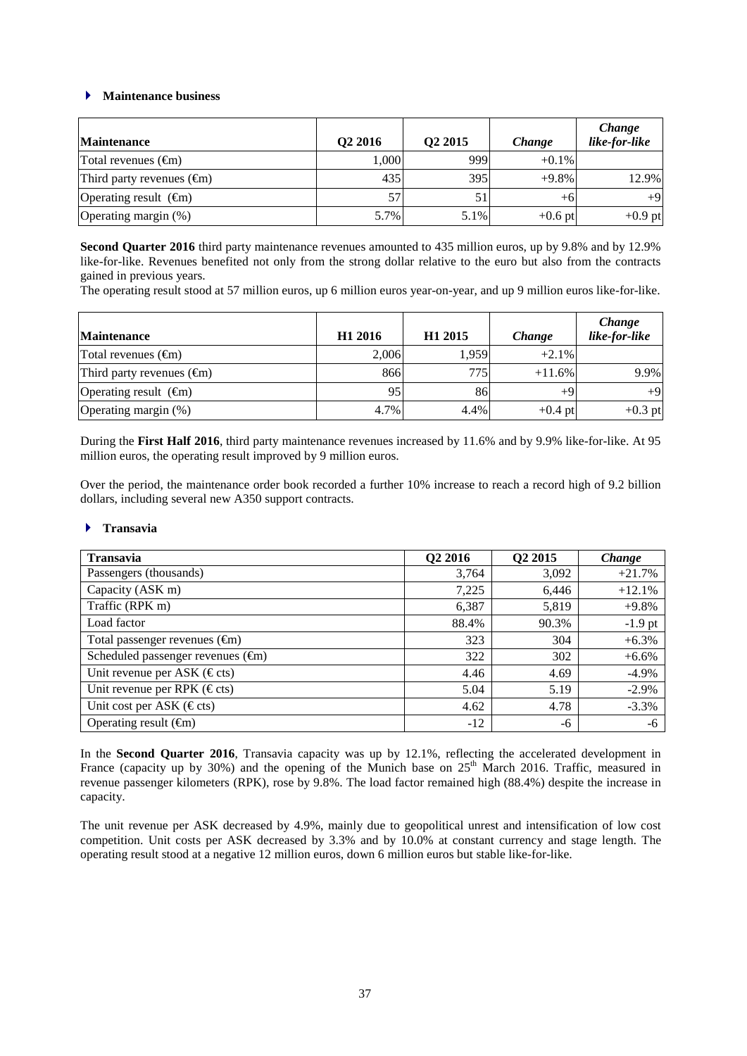### Maintenance business

| Maintenance | Q2 2016 | Q2 2015 | *Change* | *Change like-for-like* |
|---|---|---|---|---|
| Total revenues (€m) | 1,000 | 999 | +0.1% | |
| Third party revenues (€m) | 435 | 395 | +9.8% | 12.9% |
| Operating result (€m) | 57 | 51 | +6 | +9 |
| Operating margin (%) | 5.7% | 5.1% | +0.6 pt | +0.9 pt |

**Second Quarter 2016** third party maintenance revenues amounted to 435 million euros, up by 9.8% and by 12.9% like-for-like. Revenues benefited not only from the strong dollar relative to the euro but also from the contracts gained in previous years.
The operating result stood at 57 million euros, up 6 million euros year-on-year, and up 9 million euros like-for-like.

| Maintenance | H1 2016 | H1 2015 | *Change* | *Change like-for-like* |
|---|---|---|---|---|
| Total revenues (€m) | 2,006 | 1,959 | +2.1% | |
| Third party revenues (€m) | 866 | 775 | +11.6% | 9.9% |
| Operating result (€m) | 95 | 86 | +9 | +9 |
| Operating margin (%) | 4.7% | 4.4% | +0.4 pt | +0.3 pt |

During the **First Half 2016**, third party maintenance revenues increased by 11.6% and by 9.9% like-for-like. At 95 million euros, the operating result improved by 9 million euros.

Over the period, the maintenance order book recorded a further 10% increase to reach a record high of 9.2 billion dollars, including several new A350 support contracts.

### Transavia

| Transavia | Q2 2016 | Q2 2015 | *Change* |
|---|---|---|---|
| Passengers (thousands) | 3,764 | 3,092 | +21.7% |
| Capacity (ASK m) | 7,225 | 6,446 | +12.1% |
| Traffic (RPK m) | 6,387 | 5,819 | +9.8% |
| Load factor | 88.4% | 90.3% | -1.9 pt |
| Total passenger revenues (€m) | 323 | 304 | +6.3% |
| Scheduled passenger revenues (€m) | 322 | 302 | +6.6% |
| Unit revenue per ASK (€ cts) | 4.46 | 4.69 | -4.9% |
| Unit revenue per RPK (€ cts) | 5.04 | 5.19 | -2.9% |
| Unit cost per ASK (€ cts) | 4.62 | 4.78 | -3.3% |
| Operating result (€m) | -12 | -6 | -6 |

In the **Second Quarter 2016**, Transavia capacity was up by 12.1%, reflecting the accelerated development in France (capacity up by 30%) and the opening of the Munich base on 25th March 2016. Traffic, measured in revenue passenger kilometers (RPK), rose by 9.8%. The load factor remained high (88.4%) despite the increase in capacity.

The unit revenue per ASK decreased by 4.9%, mainly due to geopolitical unrest and intensification of low cost competition. Unit costs per ASK decreased by 3.3% and by 10.0% at constant currency and stage length. The operating result stood at a negative 12 million euros, down 6 million euros but stable like-for-like.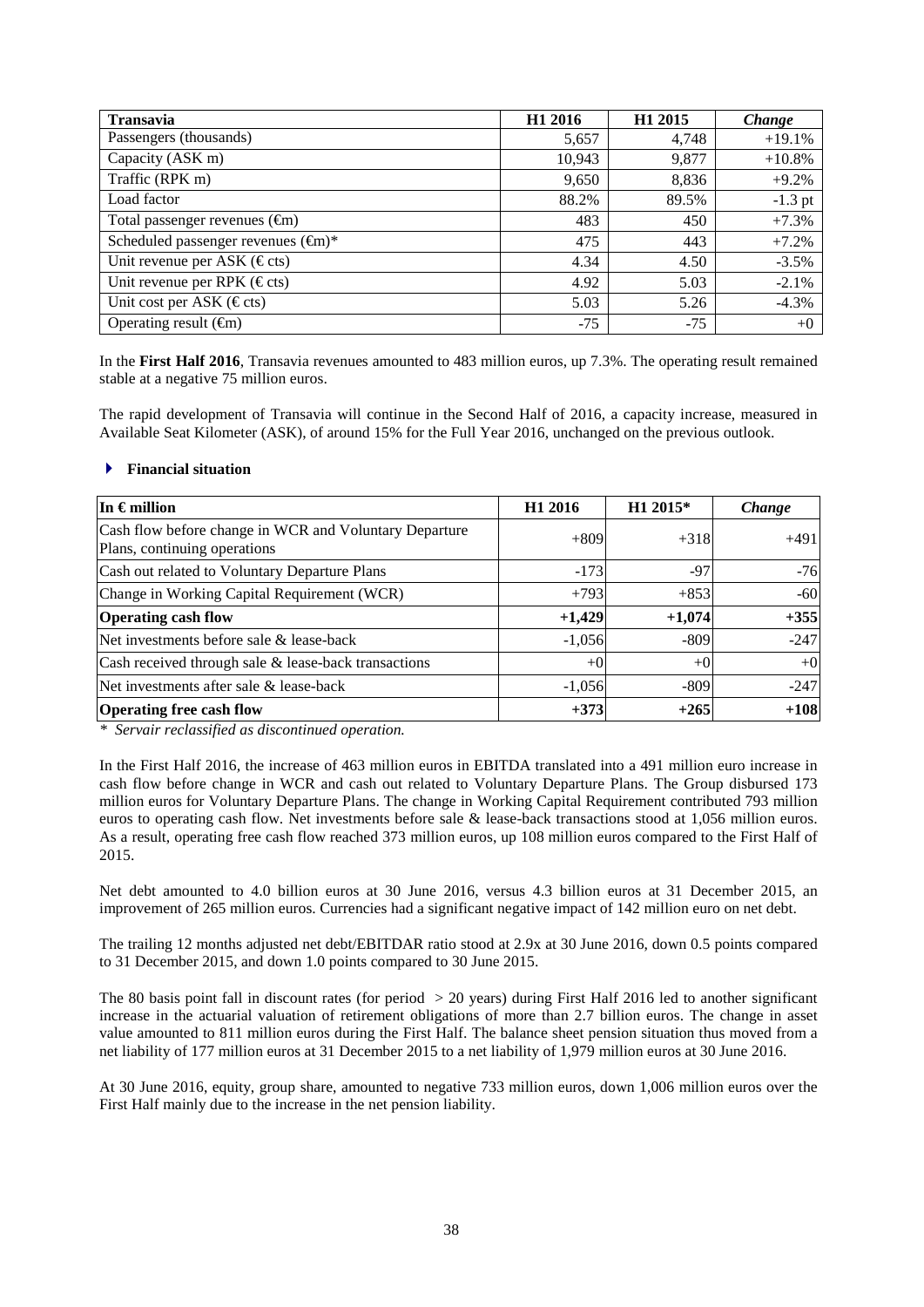| Transavia | H1 2016 | H1 2015 | *Change* |
|---|---|---|---|
| Passengers (thousands) | 5,657 | 4,748 | +19.1% |
| Capacity (ASK m) | 10,943 | 9,877 | +10.8% |
| Traffic (RPK m) | 9,650 | 8,836 | +9.2% |
| Load factor | 88.2% | 89.5% | -1.3 pt |
| Total passenger revenues (€m) | 483 | 450 | +7.3% |
| Scheduled passenger revenues (€m)* | 475 | 443 | +7.2% |
| Unit revenue per ASK (€ cts) | 4.34 | 4.50 | -3.5% |
| Unit revenue per RPK (€ cts) | 4.92 | 5.03 | -2.1% |
| Unit cost per ASK (€ cts) | 5.03 | 5.26 | -4.3% |
| Operating result (€m) | -75 | -75 | +0 |

In the **First Half 2016**, Transavia revenues amounted to 483 million euros, up 7.3%. The operating result remained stable at a negative 75 million euros.

The rapid development of Transavia will continue in the Second Half of 2016, a capacity increase, measured in Available Seat Kilometer (ASK), of around 15% for the Full Year 2016, unchanged on the previous outlook.

### Financial situation

| In € million | H1 2016 | H1 2015* | *Change* |
|---|---|---|---|
| Cash flow before change in WCR and Voluntary Departure Plans, continuing operations | +809 | +318 | +491 |
| Cash out related to Voluntary Departure Plans | -173 | -97 | -76 |
| Change in Working Capital Requirement (WCR) | +793 | +853 | -60 |
| **Operating cash flow** | **+1,429** | **+1,074** | **+355** |
| Net investments before sale & lease-back | -1,056 | -809 | -247 |
| Cash received through sale & lease-back transactions | +0 | +0 | +0 |
| Net investments after sale & lease-back | -1,056 | -809 | -247 |
| **Operating free cash flow** | **+373** | **+265** | **+108** |

*\* Servair reclassified as discontinued operation.*

In the First Half 2016, the increase of 463 million euros in EBITDA translated into a 491 million euro increase in cash flow before change in WCR and cash out related to Voluntary Departure Plans. The Group disbursed 173 million euros for Voluntary Departure Plans. The change in Working Capital Requirement contributed 793 million euros to operating cash flow. Net investments before sale & lease-back transactions stood at 1,056 million euros. As a result, operating free cash flow reached 373 million euros, up 108 million euros compared to the First Half of 2015.

Net debt amounted to 4.0 billion euros at 30 June 2016, versus 4.3 billion euros at 31 December 2015, an improvement of 265 million euros. Currencies had a significant negative impact of 142 million euro on net debt.

The trailing 12 months adjusted net debt/EBITDAR ratio stood at 2.9x at 30 June 2016, down 0.5 points compared to 31 December 2015, and down 1.0 points compared to 30 June 2015.

The 80 basis point fall in discount rates (for period > 20 years) during First Half 2016 led to another significant increase in the actuarial valuation of retirement obligations of more than 2.7 billion euros. The change in asset value amounted to 811 million euros during the First Half. The balance sheet pension situation thus moved from a net liability of 177 million euros at 31 December 2015 to a net liability of 1,979 million euros at 30 June 2016.

At 30 June 2016, equity, group share, amounted to negative 733 million euros, down 1,006 million euros over the First Half mainly due to the increase in the net pension liability.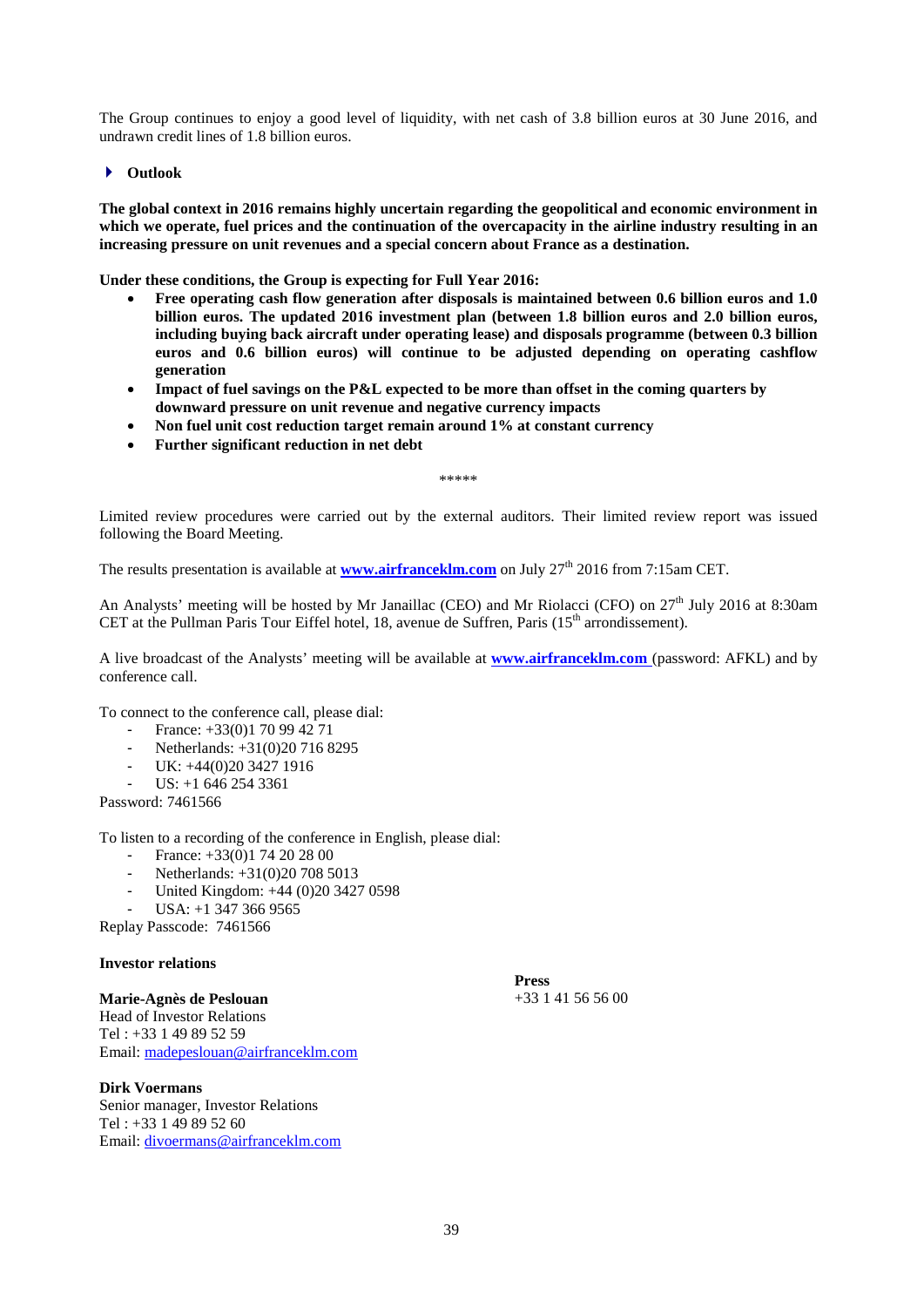The Group continues to enjoy a good level of liquidity, with net cash of 3.8 billion euros at 30 June 2016, and undrawn credit lines of 1.8 billion euros.

## Outlook

**The global context in 2016 remains highly uncertain regarding the geopolitical and economic environment in which we operate, fuel prices and the continuation of the overcapacity in the airline industry resulting in an increasing pressure on unit revenues and a special concern about France as a destination.**

**Under these conditions, the Group is expecting for Full Year 2016:**

- **Free operating cash flow generation after disposals is maintained between 0.6 billion euros and 1.0 billion euros. The updated 2016 investment plan (between 1.8 billion euros and 2.0 billion euros, including buying back aircraft under operating lease) and disposals programme (between 0.3 billion euros and 0.6 billion euros) will continue to be adjusted depending on operating cashflow generation**
- **Impact of fuel savings on the P&L expected to be more than offset in the coming quarters by downward pressure on unit revenue and negative currency impacts**
- **Non fuel unit cost reduction target remain around 1% at constant currency**
- **Further significant reduction in net debt**

*****

Limited review procedures were carried out by the external auditors. Their limited review report was issued following the Board Meeting.

The results presentation is available at **www.airfranceklm.com** on July 27th 2016 from 7:15am CET.

An Analysts' meeting will be hosted by Mr Janaillac (CEO) and Mr Riolacci (CFO) on 27th July 2016 at 8:30am CET at the Pullman Paris Tour Eiffel hotel, 18, avenue de Suffren, Paris (15th arrondissement).

A live broadcast of the Analysts' meeting will be available at **www.airfranceklm.com** (password: AFKL) and by conference call.

To connect to the conference call, please dial:

- France: +33(0)1 70 99 42 71
- Netherlands: +31(0)20 716 8295
- UK: +44(0)20 3427 1916
- US: +1 646 254 3361

Password: 7461566

To listen to a recording of the conference in English, please dial:

- France: +33(0)1 74 20 28 00
- Netherlands: +31(0)20 708 5013
- United Kingdom: +44 (0)20 3427 0598
- USA: +1 347 366 9565

Replay Passcode: 7461566

**Investor relations**

**Marie-Agnès de Peslouan**
Head of Investor Relations
Tel : +33 1 49 89 52 59
Email: madepeslouan@airfranceklm.com

**Dirk Voermans**
Senior manager, Investor Relations
Tel : +33 1 49 89 52 60
Email: divoermans@airfranceklm.com

**Press**
+33 1 41 56 56 00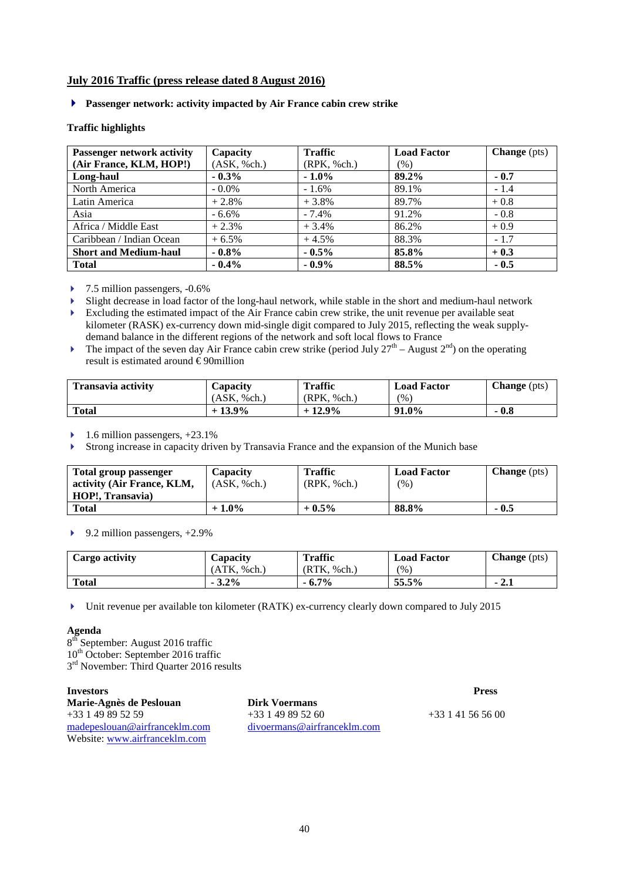## July 2016 Traffic (press release dated 8 August 2016)

- **Passenger network: activity impacted by Air France cabin crew strike**

**Traffic highlights**

| Passenger network activity (Air France, KLM, HOP!) | Capacity (ASK, %ch.) | Traffic (RPK, %ch.) | Load Factor (%) | Change (pts) |
|---|---|---|---|---|
| **Long-haul** | **- 0.3%** | **- 1.0%** | **89.2%** | **- 0.7** |
| North America | - 0.0% | - 1.6% | 89.1% | - 1.4 |
| Latin America | + 2.8% | + 3.8% | 89.7% | + 0.8 |
| Asia | - 6.6% | - 7.4% | 91.2% | - 0.8 |
| Africa / Middle East | + 2.3% | + 3.4% | 86.2% | + 0.9 |
| Caribbean / Indian Ocean | + 6.5% | + 4.5% | 88.3% | - 1.7 |
| **Short and Medium-haul** | **- 0.8%** | **- 0.5%** | **85.8%** | **+ 0.3** |
| **Total** | **- 0.4%** | **- 0.9%** | **88.5%** | **- 0.5** |

- 7.5 million passengers, -0.6%
- Slight decrease in load factor of the long-haul network, while stable in the short and medium-haul network
- Excluding the estimated impact of the Air France cabin crew strike, the unit revenue per available seat kilometer (RASK) ex-currency down mid-single digit compared to July 2015, reflecting the weak supply-demand balance in the different regions of the network and soft local flows to France
- The impact of the seven day Air France cabin crew strike (period July 27th – August 2nd) on the operating result is estimated around € 90million

| Transavia activity | Capacity (ASK, %ch.) | Traffic (RPK, %ch.) | Load Factor (%) | Change (pts) |
|---|---|---|---|---|
| **Total** | **+ 13.9%** | **+ 12.9%** | **91.0%** | **- 0.8** |

- 1.6 million passengers, +23.1%
- Strong increase in capacity driven by Transavia France and the expansion of the Munich base

| Total group passenger activity (Air France, KLM, HOP!, Transavia) | Capacity (ASK, %ch.) | Traffic (RPK, %ch.) | Load Factor (%) | Change (pts) |
|---|---|---|---|---|
| **Total** | **+ 1.0%** | **+ 0.5%** | **88.8%** | **- 0.5** |

- 9.2 million passengers, +2.9%

| Cargo activity | Capacity (ATK, %ch.) | Traffic (RTK, %ch.) | Load Factor (%) | Change (pts) |
|---|---|---|---|---|
| **Total** | **- 3.2%** | **- 6.7%** | **55.5%** | **- 2.1** |

- Unit revenue per available ton kilometer (RATK) ex-currency clearly down compared to July 2015

**Agenda**

8th September: August 2016 traffic
10th October: September 2016 traffic
3rd November: Third Quarter 2016 results

**Investors**

**Marie-Agnès de Peslouan**
+33 1 49 89 52 59
madepeslouan@airfranceklm.com
Website: www.airfranceklm.com

**Dirk Voermans**
+33 1 49 89 52 60
divoermans@airfranceklm.com

**Press**

+33 1 41 56 56 00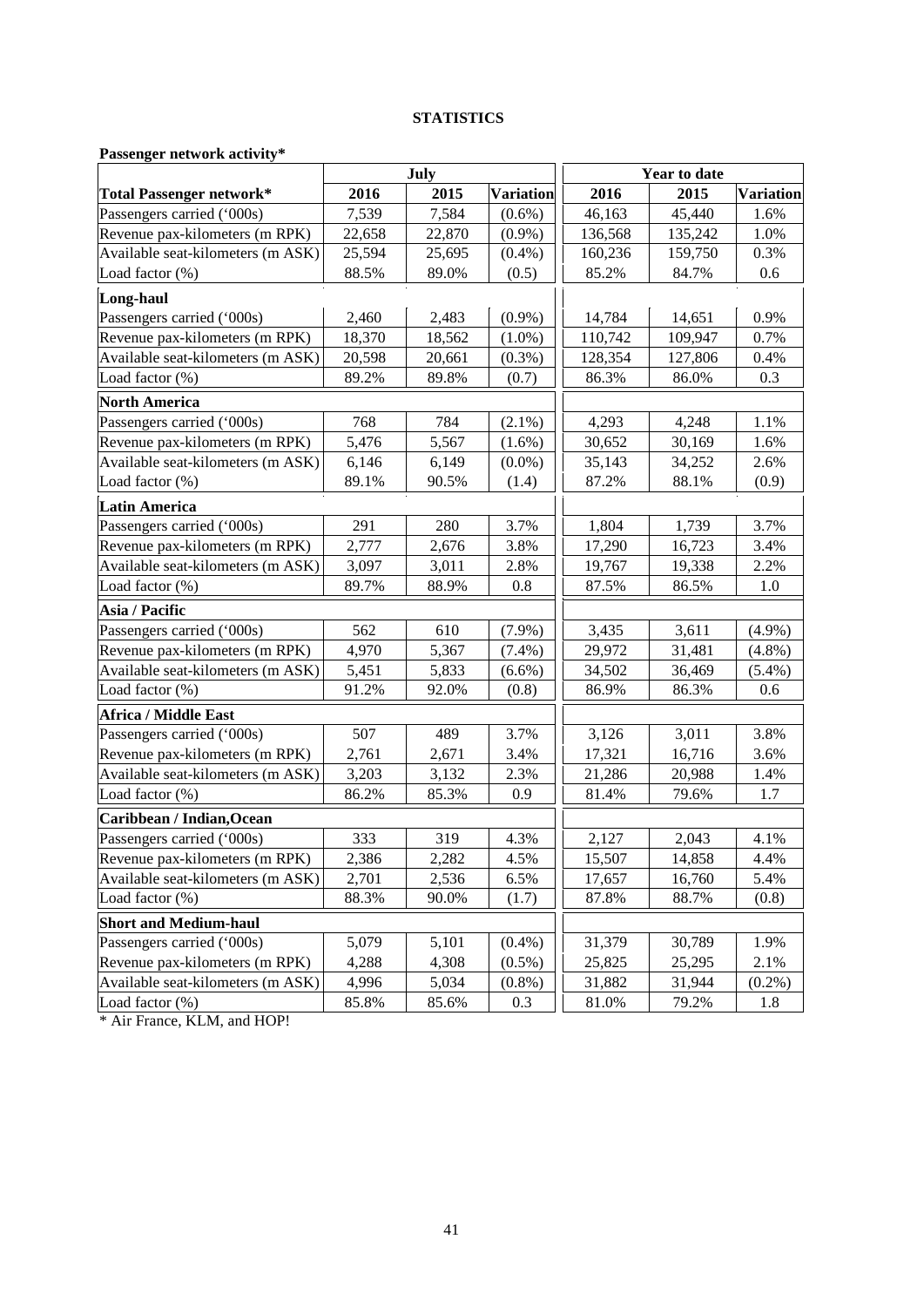**STATISTICS**

**Passenger network activity***

| Total Passenger network* | July | | | Year to date | | |
|---|---|---|---|---|---|---|
| | 2016 | 2015 | Variation | 2016 | 2015 | Variation |
| Passengers carried ('000s) | 7,539 | 7,584 | (0.6%) | 46,163 | 45,440 | 1.6% |
| Revenue pax-kilometers (m RPK) | 22,658 | 22,870 | (0.9%) | 136,568 | 135,242 | 1.0% |
| Available seat-kilometers (m ASK) | 25,594 | 25,695 | (0.4%) | 160,236 | 159,750 | 0.3% |
| Load factor (%) | 88.5% | 89.0% | (0.5) | 85.2% | 84.7% | 0.6 |
| **Long-haul** | | | | | | |
| Passengers carried ('000s) | 2,460 | 2,483 | (0.9%) | 14,784 | 14,651 | 0.9% |
| Revenue pax-kilometers (m RPK) | 18,370 | 18,562 | (1.0%) | 110,742 | 109,947 | 0.7% |
| Available seat-kilometers (m ASK) | 20,598 | 20,661 | (0.3%) | 128,354 | 127,806 | 0.4% |
| Load factor (%) | 89.2% | 89.8% | (0.7) | 86.3% | 86.0% | 0.3 |
| **North America** | | | | | | |
| Passengers carried ('000s) | 768 | 784 | (2.1%) | 4,293 | 4,248 | 1.1% |
| Revenue pax-kilometers (m RPK) | 5,476 | 5,567 | (1.6%) | 30,652 | 30,169 | 1.6% |
| Available seat-kilometers (m ASK) | 6,146 | 6,149 | (0.0%) | 35,143 | 34,252 | 2.6% |
| Load factor (%) | 89.1% | 90.5% | (1.4) | 87.2% | 88.1% | (0.9) |
| **Latin America** | | | | | | |
| Passengers carried ('000s) | 291 | 280 | 3.7% | 1,804 | 1,739 | 3.7% |
| Revenue pax-kilometers (m RPK) | 2,777 | 2,676 | 3.8% | 17,290 | 16,723 | 3.4% |
| Available seat-kilometers (m ASK) | 3,097 | 3,011 | 2.8% | 19,767 | 19,338 | 2.2% |
| Load factor (%) | 89.7% | 88.9% | 0.8 | 87.5% | 86.5% | 1.0 |
| **Asia / Pacific** | | | | | | |
| Passengers carried ('000s) | 562 | 610 | (7.9%) | 3,435 | 3,611 | (4.9%) |
| Revenue pax-kilometers (m RPK) | 4,970 | 5,367 | (7.4%) | 29,972 | 31,481 | (4.8%) |
| Available seat-kilometers (m ASK) | 5,451 | 5,833 | (6.6%) | 34,502 | 36,469 | (5.4%) |
| Load factor (%) | 91.2% | 92.0% | (0.8) | 86.9% | 86.3% | 0.6 |
| **Africa / Middle East** | | | | | | |
| Passengers carried ('000s) | 507 | 489 | 3.7% | 3,126 | 3,011 | 3.8% |
| Revenue pax-kilometers (m RPK) | 2,761 | 2,671 | 3.4% | 17,321 | 16,716 | 3.6% |
| Available seat-kilometers (m ASK) | 3,203 | 3,132 | 2.3% | 21,286 | 20,988 | 1.4% |
| Load factor (%) | 86.2% | 85.3% | 0.9 | 81.4% | 79.6% | 1.7 |
| **Caribbean / Indian,Ocean** | | | | | | |
| Passengers carried ('000s) | 333 | 319 | 4.3% | 2,127 | 2,043 | 4.1% |
| Revenue pax-kilometers (m RPK) | 2,386 | 2,282 | 4.5% | 15,507 | 14,858 | 4.4% |
| Available seat-kilometers (m ASK) | 2,701 | 2,536 | 6.5% | 17,657 | 16,760 | 5.4% |
| Load factor (%) | 88.3% | 90.0% | (1.7) | 87.8% | 88.7% | (0.8) |
| **Short and Medium-haul** | | | | | | |
| Passengers carried ('000s) | 5,079 | 5,101 | (0.4%) | 31,379 | 30,789 | 1.9% |
| Revenue pax-kilometers (m RPK) | 4,288 | 4,308 | (0.5%) | 25,825 | 25,295 | 2.1% |
| Available seat-kilometers (m ASK) | 4,996 | 5,034 | (0.8%) | 31,882 | 31,944 | (0.2%) |
| Load factor (%) | 85.8% | 85.6% | 0.3 | 81.0% | 79.2% | 1.8 |

* Air France, KLM, and HOP!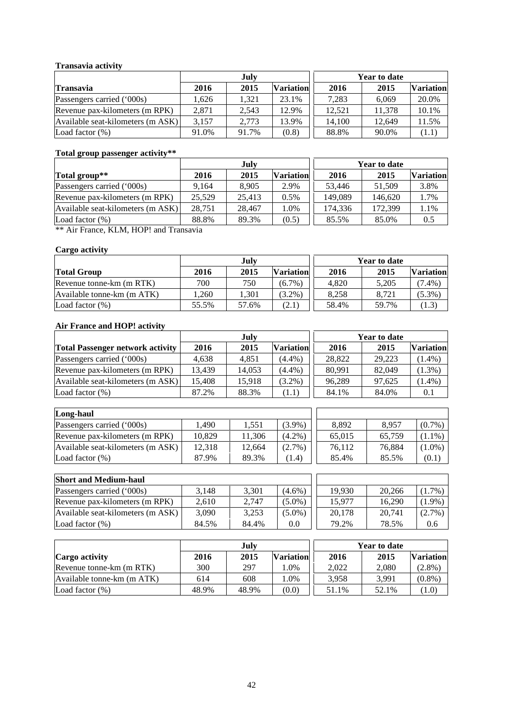**Transavia activity**

| | July | | | Year to date | | |
|---|---|---|---|---|---|---|
| **Transavia** | **2016** | **2015** | **Variation** | **2016** | **2015** | **Variation** |
| Passengers carried ('000s) | 1,626 | 1,321 | 23.1% | 7,283 | 6,069 | 20.0% |
| Revenue pax-kilometers (m RPK) | 2,871 | 2,543 | 12.9% | 12,521 | 11,378 | 10.1% |
| Available seat-kilometers (m ASK) | 3,157 | 2,773 | 13.9% | 14,100 | 12,649 | 11.5% |
| Load factor (%) | 91.0% | 91.7% | (0.8) | 88.8% | 90.0% | (1.1) |

**Total group passenger activity****

| | July | | | Year to date | | |
|---|---|---|---|---|---|---|
| **Total group**** | **2016** | **2015** | **Variation** | **2016** | **2015** | **Variation** |
| Passengers carried ('000s) | 9,164 | 8,905 | 2.9% | 53,446 | 51,509 | 3.8% |
| Revenue pax-kilometers (m RPK) | 25,529 | 25,413 | 0.5% | 149,089 | 146,620 | 1.7% |
| Available seat-kilometers (m ASK) | 28,751 | 28,467 | 1.0% | 174,336 | 172,399 | 1.1% |
| Load factor (%) | 88.8% | 89.3% | (0.5) | 85.5% | 85.0% | 0.5 |

** Air France, KLM, HOP! and Transavia

**Cargo activity**

| | July | | | Year to date | | |
|---|---|---|---|---|---|---|
| **Total Group** | **2016** | **2015** | **Variation** | **2016** | **2015** | **Variation** |
| Revenue tonne-km (m RTK) | 700 | 750 | (6.7%) | 4,820 | 5,205 | (7.4%) |
| Available tonne-km (m ATK) | 1,260 | 1,301 | (3.2%) | 8,258 | 8,721 | (5.3%) |
| Load factor (%) | 55.5% | 57.6% | (2.1) | 58.4% | 59.7% | (1.3) |

**Air France and HOP! activity**

| | July | | | Year to date | | |
|---|---|---|---|---|---|---|
| **Total Passenger network activity** | **2016** | **2015** | **Variation** | **2016** | **2015** | **Variation** |
| Passengers carried ('000s) | 4,638 | 4,851 | (4.4%) | 28,822 | 29,223 | (1.4%) |
| Revenue pax-kilometers (m RPK) | 13,439 | 14,053 | (4.4%) | 80,991 | 82,049 | (1.3%) |
| Available seat-kilometers (m ASK) | 15,408 | 15,918 | (3.2%) | 96,289 | 97,625 | (1.4%) |
| Load factor (%) | 87.2% | 88.3% | (1.1) | 84.1% | 84.0% | 0.1 |
| **Long-haul** | | | | | | |
| Passengers carried ('000s) | 1,490 | 1,551 | (3.9%) | 8,892 | 8,957 | (0.7%) |
| Revenue pax-kilometers (m RPK) | 10,829 | 11,306 | (4.2%) | 65,015 | 65,759 | (1.1%) |
| Available seat-kilometers (m ASK) | 12,318 | 12,664 | (2.7%) | 76,112 | 76,884 | (1.0%) |
| Load factor (%) | 87.9% | 89.3% | (1.4) | 85.4% | 85.5% | (0.1) |
| **Short and Medium-haul** | | | | | | |
| Passengers carried ('000s) | 3,148 | 3,301 | (4.6%) | 19,930 | 20,266 | (1.7%) |
| Revenue pax-kilometers (m RPK) | 2,610 | 2,747 | (5.0%) | 15,977 | 16,290 | (1.9%) |
| Available seat-kilometers (m ASK) | 3,090 | 3,253 | (5.0%) | 20,178 | 20,741 | (2.7%) |
| Load factor (%) | 84.5% | 84.4% | 0.0 | 79.2% | 78.5% | 0.6 |

| | July | | | Year to date | | |
|---|---|---|---|---|---|---|
| **Cargo activity** | **2016** | **2015** | **Variation** | **2016** | **2015** | **Variation** |
| Revenue tonne-km (m RTK) | 300 | 297 | 1.0% | 2,022 | 2,080 | (2.8%) |
| Available tonne-km (m ATK) | 614 | 608 | 1.0% | 3,958 | 3,991 | (0.8%) |
| Load factor (%) | 48.9% | 48.9% | (0.0) | 51.1% | 52.1% | (1.0) |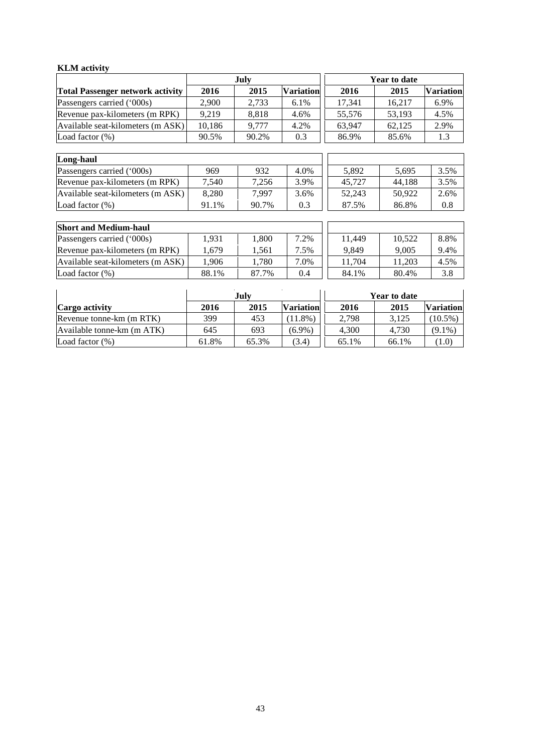**KLM activity**

| | July | | | Year to date | | |
|---|---|---|---|---|---|---|
| **Total Passenger network activity** | **2016** | **2015** | **Variation** | **2016** | **2015** | **Variation** |
| Passengers carried (‘000s) | 2,900 | 2,733 | 6.1% | 17,341 | 16,217 | 6.9% |
| Revenue pax-kilometers (m RPK) | 9,219 | 8,818 | 4.6% | 55,576 | 53,193 | 4.5% |
| Available seat-kilometers (m ASK) | 10,186 | 9,777 | 4.2% | 63,947 | 62,125 | 2.9% |
| Load factor (%) | 90.5% | 90.2% | 0.3 | 86.9% | 85.6% | 1.3 |
| **Long-haul** | | | | | | |
| Passengers carried (‘000s) | 969 | 932 | 4.0% | 5,892 | 5,695 | 3.5% |
| Revenue pax-kilometers (m RPK) | 7,540 | 7,256 | 3.9% | 45,727 | 44,188 | 3.5% |
| Available seat-kilometers (m ASK) | 8,280 | 7,997 | 3.6% | 52,243 | 50,922 | 2.6% |
| Load factor (%) | 91.1% | 90.7% | 0.3 | 87.5% | 86.8% | 0.8 |
| **Short and Medium-haul** | | | | | | |
| Passengers carried (‘000s) | 1,931 | 1,800 | 7.2% | 11,449 | 10,522 | 8.8% |
| Revenue pax-kilometers (m RPK) | 1,679 | 1,561 | 7.5% | 9,849 | 9,005 | 9.4% |
| Available seat-kilometers (m ASK) | 1,906 | 1,780 | 7.0% | 11,704 | 11,203 | 4.5% |
| Load factor (%) | 88.1% | 87.7% | 0.4 | 84.1% | 80.4% | 3.8 |

| | July | | | Year to date | | |
|---|---|---|---|---|---|---|
| **Cargo activity** | **2016** | **2015** | **Variation** | **2016** | **2015** | **Variation** |
| Revenue tonne-km (m RTK) | 399 | 453 | (11.8%) | 2,798 | 3,125 | (10.5%) |
| Available tonne-km (m ATK) | 645 | 693 | (6.9%) | 4,300 | 4,730 | (9.1%) |
| Load factor (%) | 61.8% | 65.3% | (3.4) | 65.1% | 66.1% | (1.0) |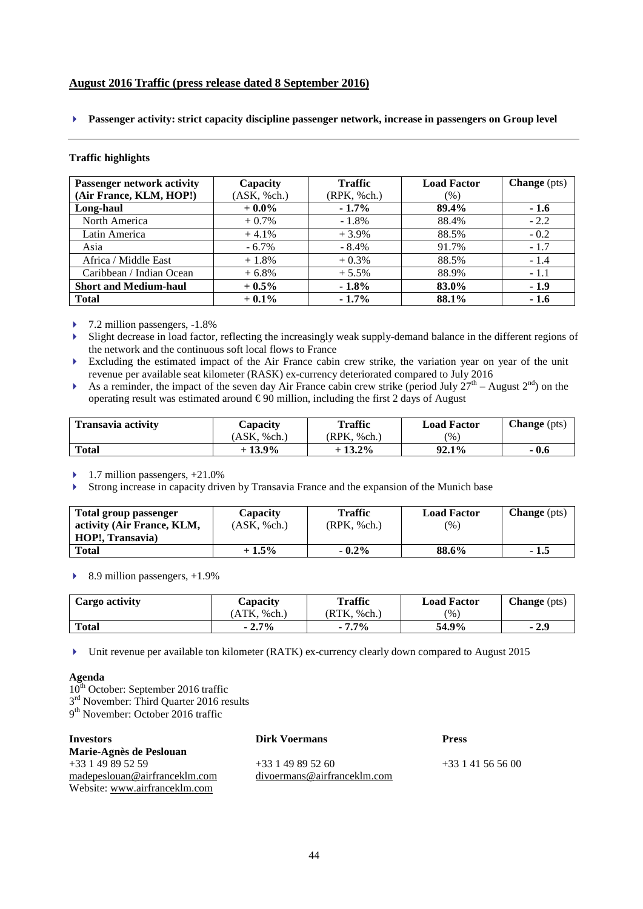## August 2016 Traffic (press release dated 8 September 2016)

- **Passenger activity: strict capacity discipline passenger network, increase in passengers on Group level**

### Traffic highlights

| Passenger network activity (Air France, KLM, HOP!) | Capacity (ASK, %ch.) | Traffic (RPK, %ch.) | Load Factor (%) | Change (pts) |
|---|---|---|---|---|
| **Long-haul** | **+ 0.0%** | **- 1.7%** | **89.4%** | **- 1.6** |
| North America | + 0.7% | - 1.8% | 88.4% | - 2.2 |
| Latin America | + 4.1% | + 3.9% | 88.5% | - 0.2 |
| Asia | - 6.7% | - 8.4% | 91.7% | - 1.7 |
| Africa / Middle East | + 1.8% | + 0.3% | 88.5% | - 1.4 |
| Caribbean / Indian Ocean | + 6.8% | + 5.5% | 88.9% | - 1.1 |
| **Short and Medium-haul** | **+ 0.5%** | **- 1.8%** | **83.0%** | **- 1.9** |
| **Total** | **+ 0.1%** | **- 1.7%** | **88.1%** | **- 1.6** |

- 7.2 million passengers, -1.8%
- Slight decrease in load factor, reflecting the increasingly weak supply-demand balance in the different regions of the network and the continuous soft local flows to France
- Excluding the estimated impact of the Air France cabin crew strike, the variation year on year of the unit revenue per available seat kilometer (RASK) ex-currency deteriorated compared to July 2016
- As a reminder, the impact of the seven day Air France cabin crew strike (period July 27th – August 2nd) on the operating result was estimated around € 90 million, including the first 2 days of August

| Transavia activity | Capacity (ASK, %ch.) | Traffic (RPK, %ch.) | Load Factor (%) | Change (pts) |
|---|---|---|---|---|
| **Total** | **+ 13.9%** | **+ 13.2%** | **92.1%** | **- 0.6** |

- 1.7 million passengers, +21.0%
- Strong increase in capacity driven by Transavia France and the expansion of the Munich base

| Total group passenger activity (Air France, KLM, HOP!, Transavia) | Capacity (ASK, %ch.) | Traffic (RPK, %ch.) | Load Factor (%) | Change (pts) |
|---|---|---|---|---|
| **Total** | **+ 1.5%** | **- 0.2%** | **88.6%** | **- 1.5** |

- 8.9 million passengers, +1.9%

| Cargo activity | Capacity (ATK, %ch.) | Traffic (RTK, %ch.) | Load Factor (%) | Change (pts) |
|---|---|---|---|---|
| **Total** | **- 2.7%** | **- 7.7%** | **54.9%** | **- 2.9** |

- Unit revenue per available ton kilometer (RATK) ex-currency clearly down compared to August 2015

**Agenda**

10th October: September 2016 traffic
3rd November: Third Quarter 2016 results
9th November: October 2016 traffic

**Investors**
**Marie-Agnès de Peslouan**
+33 1 49 89 52 59
madepeslouan@airfranceklm.com
Website: www.airfranceklm.com

**Dirk Voermans**
+33 1 49 89 52 60
divoermans@airfranceklm.com

**Press**
+33 1 41 56 56 00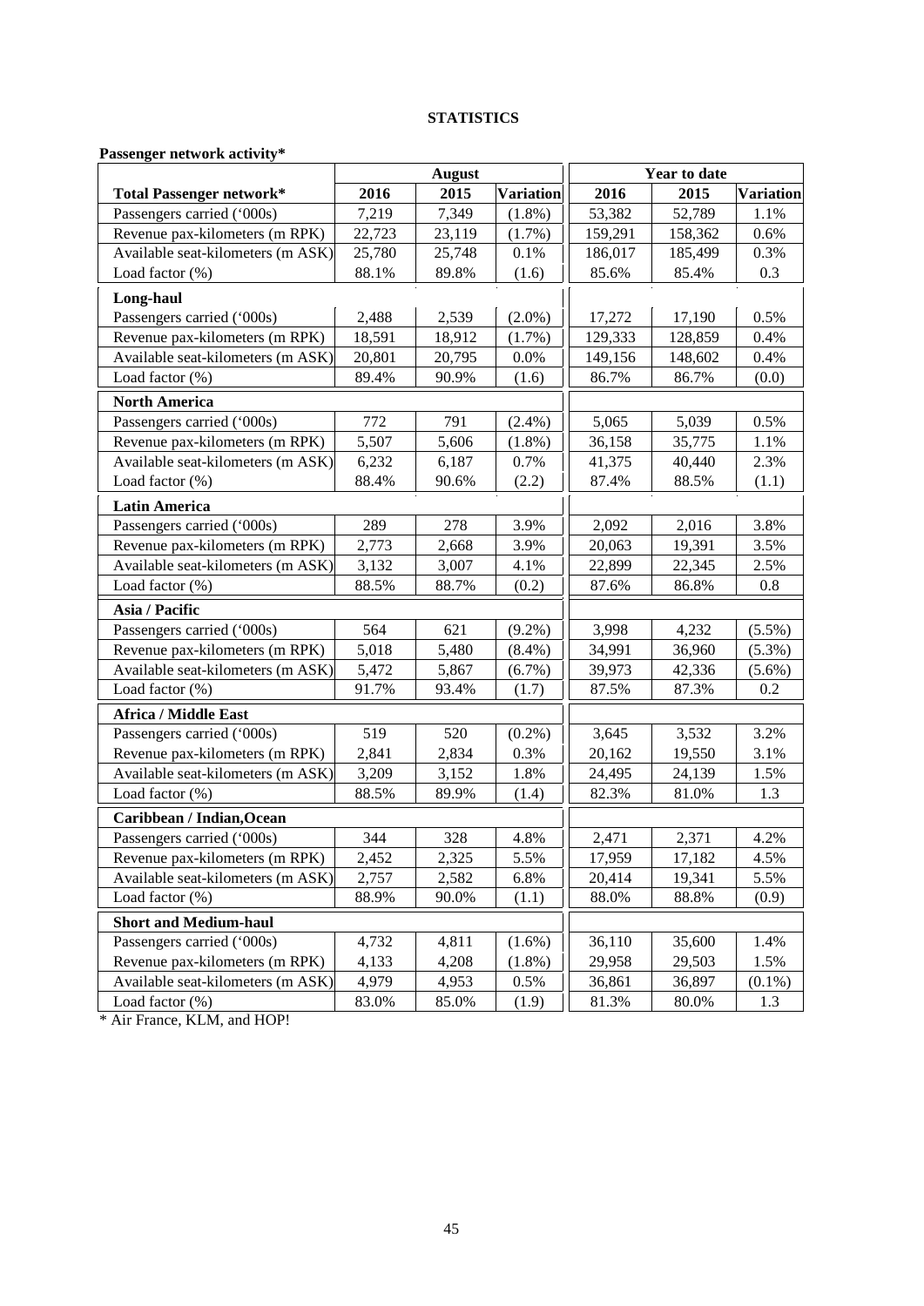## STATISTICS

**Passenger network activity***

| | August | | | Year to date | | |
|---|---|---|---|---|---|---|
| **Total Passenger network*** | **2016** | **2015** | **Variation** | **2016** | **2015** | **Variation** |
| Passengers carried ('000s) | 7,219 | 7,349 | (1.8%) | 53,382 | 52,789 | 1.1% |
| Revenue pax-kilometers (m RPK) | 22,723 | 23,119 | (1.7%) | 159,291 | 158,362 | 0.6% |
| Available seat-kilometers (m ASK) | 25,780 | 25,748 | 0.1% | 186,017 | 185,499 | 0.3% |
| Load factor (%) | 88.1% | 89.8% | (1.6) | 85.6% | 85.4% | 0.3 |
| **Long-haul** | | | | | | |
| Passengers carried ('000s) | 2,488 | 2,539 | (2.0%) | 17,272 | 17,190 | 0.5% |
| Revenue pax-kilometers (m RPK) | 18,591 | 18,912 | (1.7%) | 129,333 | 128,859 | 0.4% |
| Available seat-kilometers (m ASK) | 20,801 | 20,795 | 0.0% | 149,156 | 148,602 | 0.4% |
| Load factor (%) | 89.4% | 90.9% | (1.6) | 86.7% | 86.7% | (0.0) |
| **North America** | | | | | | |
| Passengers carried ('000s) | 772 | 791 | (2.4%) | 5,065 | 5,039 | 0.5% |
| Revenue pax-kilometers (m RPK) | 5,507 | 5,606 | (1.8%) | 36,158 | 35,775 | 1.1% |
| Available seat-kilometers (m ASK) | 6,232 | 6,187 | 0.7% | 41,375 | 40,440 | 2.3% |
| Load factor (%) | 88.4% | 90.6% | (2.2) | 87.4% | 88.5% | (1.1) |
| **Latin America** | | | | | | |
| Passengers carried ('000s) | 289 | 278 | 3.9% | 2,092 | 2,016 | 3.8% |
| Revenue pax-kilometers (m RPK) | 2,773 | 2,668 | 3.9% | 20,063 | 19,391 | 3.5% |
| Available seat-kilometers (m ASK) | 3,132 | 3,007 | 4.1% | 22,899 | 22,345 | 2.5% |
| Load factor (%) | 88.5% | 88.7% | (0.2) | 87.6% | 86.8% | 0.8 |
| **Asia / Pacific** | | | | | | |
| Passengers carried ('000s) | 564 | 621 | (9.2%) | 3,998 | 4,232 | (5.5%) |
| Revenue pax-kilometers (m RPK) | 5,018 | 5,480 | (8.4%) | 34,991 | 36,960 | (5.3%) |
| Available seat-kilometers (m ASK) | 5,472 | 5,867 | (6.7%) | 39,973 | 42,336 | (5.6%) |
| Load factor (%) | 91.7% | 93.4% | (1.7) | 87.5% | 87.3% | 0.2 |
| **Africa / Middle East** | | | | | | |
| Passengers carried ('000s) | 519 | 520 | (0.2%) | 3,645 | 3,532 | 3.2% |
| Revenue pax-kilometers (m RPK) | 2,841 | 2,834 | 0.3% | 20,162 | 19,550 | 3.1% |
| Available seat-kilometers (m ASK) | 3,209 | 3,152 | 1.8% | 24,495 | 24,139 | 1.5% |
| Load factor (%) | 88.5% | 89.9% | (1.4) | 82.3% | 81.0% | 1.3 |
| **Caribbean / Indian,Ocean** | | | | | | |
| Passengers carried ('000s) | 344 | 328 | 4.8% | 2,471 | 2,371 | 4.2% |
| Revenue pax-kilometers (m RPK) | 2,452 | 2,325 | 5.5% | 17,959 | 17,182 | 4.5% |
| Available seat-kilometers (m ASK) | 2,757 | 2,582 | 6.8% | 20,414 | 19,341 | 5.5% |
| Load factor (%) | 88.9% | 90.0% | (1.1) | 88.0% | 88.8% | (0.9) |
| **Short and Medium-haul** | | | | | | |
| Passengers carried ('000s) | 4,732 | 4,811 | (1.6%) | 36,110 | 35,600 | 1.4% |
| Revenue pax-kilometers (m RPK) | 4,133 | 4,208 | (1.8%) | 29,958 | 29,503 | 1.5% |
| Available seat-kilometers (m ASK) | 4,979 | 4,953 | 0.5% | 36,861 | 36,897 | (0.1%) |
| Load factor (%) | 83.0% | 85.0% | (1.9) | 81.3% | 80.0% | 1.3 |

* Air France, KLM, and HOP!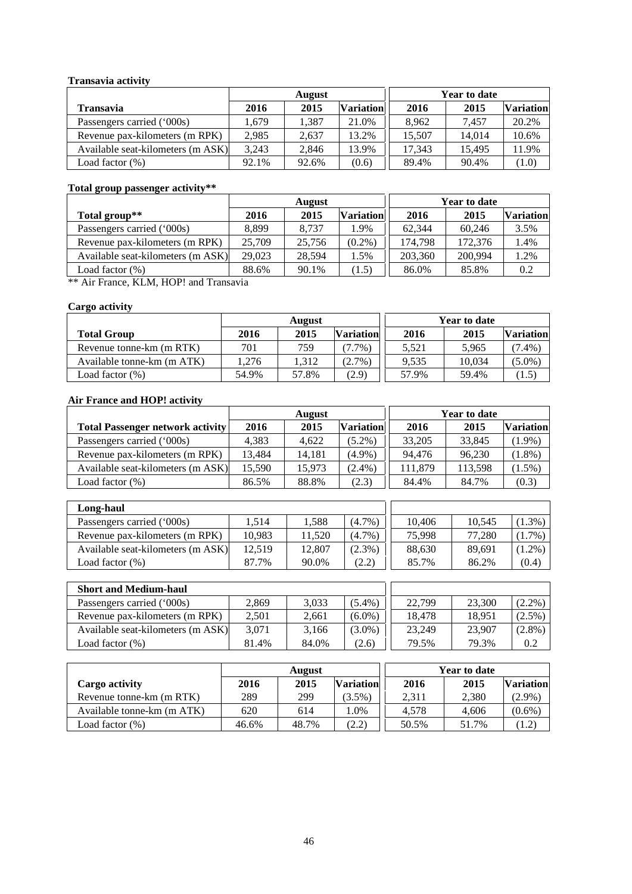### Transavia activity

| Transavia | August | | | Year to date | | |
|---|---|---|---|---|---|---|
| | 2016 | 2015 | Variation | 2016 | 2015 | Variation |
| Passengers carried ('000s) | 1,679 | 1,387 | 21.0% | 8,962 | 7,457 | 20.2% |
| Revenue pax-kilometers (m RPK) | 2,985 | 2,637 | 13.2% | 15,507 | 14,014 | 10.6% |
| Available seat-kilometers (m ASK) | 3,243 | 2,846 | 13.9% | 17,343 | 15,495 | 11.9% |
| Load factor (%) | 92.1% | 92.6% | (0.6) | 89.4% | 90.4% | (1.0) |

### Total group passenger activity**

| Total group** | August | | | Year to date | | |
|---|---|---|---|---|---|---|
| | 2016 | 2015 | Variation | 2016 | 2015 | Variation |
| Passengers carried ('000s) | 8,899 | 8,737 | 1.9% | 62,344 | 60,246 | 3.5% |
| Revenue pax-kilometers (m RPK) | 25,709 | 25,756 | (0.2%) | 174,798 | 172,376 | 1.4% |
| Available seat-kilometers (m ASK) | 29,023 | 28,594 | 1.5% | 203,360 | 200,994 | 1.2% |
| Load factor (%) | 88.6% | 90.1% | (1.5) | 86.0% | 85.8% | 0.2 |

** Air France, KLM, HOP! and Transavia

### Cargo activity

| Total Group | August | | | Year to date | | |
|---|---|---|---|---|---|---|
| | 2016 | 2015 | Variation | 2016 | 2015 | Variation |
| Revenue tonne-km (m RTK) | 701 | 759 | (7.7%) | 5,521 | 5,965 | (7.4%) |
| Available tonne-km (m ATK) | 1,276 | 1,312 | (2.7%) | 9,535 | 10,034 | (5.0%) |
| Load factor (%) | 54.9% | 57.8% | (2.9) | 57.9% | 59.4% | (1.5) |

### Air France and HOP! activity

| Total Passenger network activity | August | | | Year to date | | |
|---|---|---|---|---|---|---|
| | 2016 | 2015 | Variation | 2016 | 2015 | Variation |
| Passengers carried ('000s) | 4,383 | 4,622 | (5.2%) | 33,205 | 33,845 | (1.9%) |
| Revenue pax-kilometers (m RPK) | 13,484 | 14,181 | (4.9%) | 94,476 | 96,230 | (1.8%) |
| Available seat-kilometers (m ASK) | 15,590 | 15,973 | (2.4%) | 111,879 | 113,598 | (1.5%) |
| Load factor (%) | 86.5% | 88.8% | (2.3) | 84.4% | 84.7% | (0.3) |
| **Long-haul** | | | | | | |
| Passengers carried ('000s) | 1,514 | 1,588 | (4.7%) | 10,406 | 10,545 | (1.3%) |
| Revenue pax-kilometers (m RPK) | 10,983 | 11,520 | (4.7%) | 75,998 | 77,280 | (1.7%) |
| Available seat-kilometers (m ASK) | 12,519 | 12,807 | (2.3%) | 88,630 | 89,691 | (1.2%) |
| Load factor (%) | 87.7% | 90.0% | (2.2) | 85.7% | 86.2% | (0.4) |
| **Short and Medium-haul** | | | | | | |
| Passengers carried ('000s) | 2,869 | 3,033 | (5.4%) | 22,799 | 23,300 | (2.2%) |
| Revenue pax-kilometers (m RPK) | 2,501 | 2,661 | (6.0%) | 18,478 | 18,951 | (2.5%) |
| Available seat-kilometers (m ASK) | 3,071 | 3,166 | (3.0%) | 23,249 | 23,907 | (2.8%) |
| Load factor (%) | 81.4% | 84.0% | (2.6) | 79.5% | 79.3% | 0.2 |

| Cargo activity | August | | | Year to date | | |
|---|---|---|---|---|---|---|
| | 2016 | 2015 | Variation | 2016 | 2015 | Variation |
| Revenue tonne-km (m RTK) | 289 | 299 | (3.5%) | 2,311 | 2,380 | (2.9%) |
| Available tonne-km (m ATK) | 620 | 614 | 1.0% | 4,578 | 4,606 | (0.6%) |
| Load factor (%) | 46.6% | 48.7% | (2.2) | 50.5% | 51.7% | (1.2) |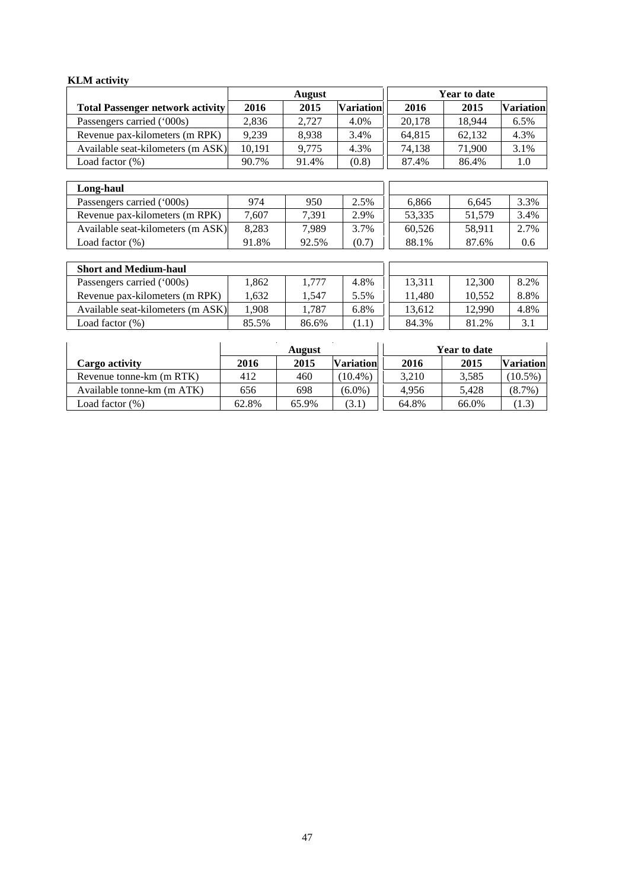**KLM activity**

| | August | | | Year to date | | |
|---|---|---|---|---|---|---|
| **Total Passenger network activity** | **2016** | **2015** | **Variation** | **2016** | **2015** | **Variation** |
| Passengers carried (‘000s) | 2,836 | 2,727 | 4.0% | 20,178 | 18,944 | 6.5% |
| Revenue pax-kilometers (m RPK) | 9,239 | 8,938 | 3.4% | 64,815 | 62,132 | 4.3% |
| Available seat-kilometers (m ASK) | 10,191 | 9,775 | 4.3% | 74,138 | 71,900 | 3.1% |
| Load factor (%) | 90.7% | 91.4% | (0.8) | 87.4% | 86.4% | 1.0 |
| **Long-haul** | | | | | | |
| Passengers carried (‘000s) | 974 | 950 | 2.5% | 6,866 | 6,645 | 3.3% |
| Revenue pax-kilometers (m RPK) | 7,607 | 7,391 | 2.9% | 53,335 | 51,579 | 3.4% |
| Available seat-kilometers (m ASK) | 8,283 | 7,989 | 3.7% | 60,526 | 58,911 | 2.7% |
| Load factor (%) | 91.8% | 92.5% | (0.7) | 88.1% | 87.6% | 0.6 |
| **Short and Medium-haul** | | | | | | |
| Passengers carried (‘000s) | 1,862 | 1,777 | 4.8% | 13,311 | 12,300 | 8.2% |
| Revenue pax-kilometers (m RPK) | 1,632 | 1,547 | 5.5% | 11,480 | 10,552 | 8.8% |
| Available seat-kilometers (m ASK) | 1,908 | 1,787 | 6.8% | 13,612 | 12,990 | 4.8% |
| Load factor (%) | 85.5% | 86.6% | (1.1) | 84.3% | 81.2% | 3.1 |

| | August | | | Year to date | | |
|---|---|---|---|---|---|---|
| **Cargo activity** | **2016** | **2015** | **Variation** | **2016** | **2015** | **Variation** |
| Revenue tonne-km (m RTK) | 412 | 460 | (10.4%) | 3,210 | 3,585 | (10.5%) |
| Available tonne-km (m ATK) | 656 | 698 | (6.0%) | 4,956 | 5,428 | (8.7%) |
| Load factor (%) | 62.8% | 65.9% | (3.1) | 64.8% | 66.0% | (1.3) |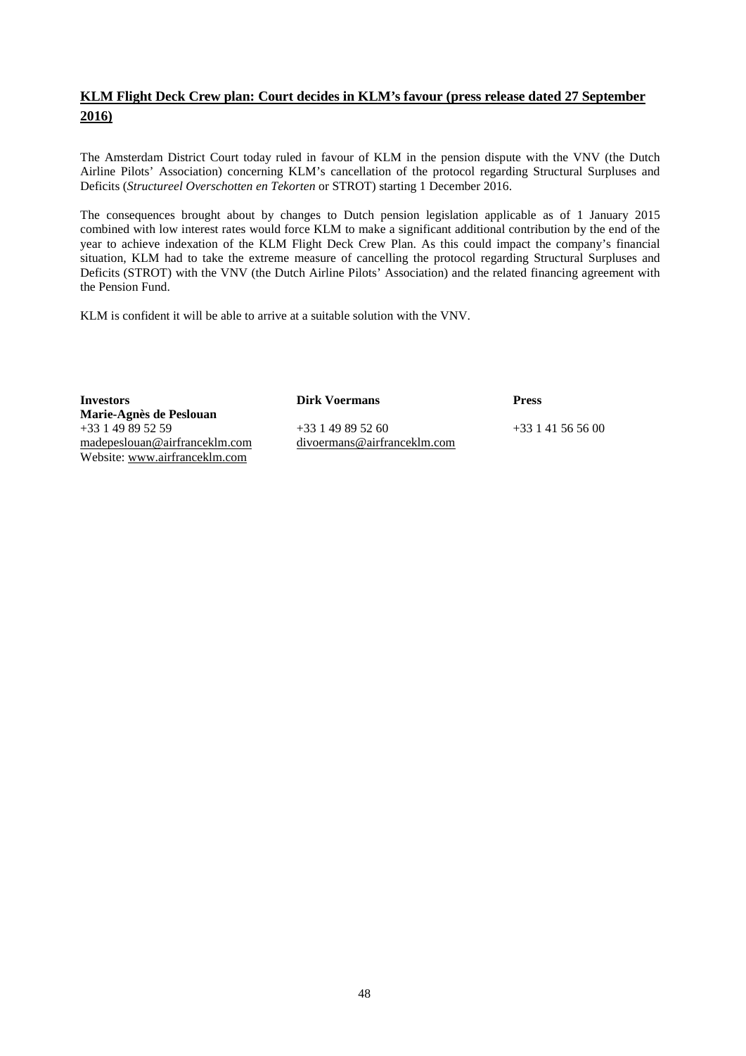## KLM Flight Deck Crew plan: Court decides in KLM's favour (press release dated 27 September 2016)

The Amsterdam District Court today ruled in favour of KLM in the pension dispute with the VNV (the Dutch Airline Pilots' Association) concerning KLM's cancellation of the protocol regarding Structural Surpluses and Deficits (*Structureel Overschotten en Tekorten* or STROT) starting 1 December 2016.

The consequences brought about by changes to Dutch pension legislation applicable as of 1 January 2015 combined with low interest rates would force KLM to make a significant additional contribution by the end of the year to achieve indexation of the KLM Flight Deck Crew Plan. As this could impact the company's financial situation, KLM had to take the extreme measure of cancelling the protocol regarding Structural Surpluses and Deficits (STROT) with the VNV (the Dutch Airline Pilots' Association) and the related financing agreement with the Pension Fund.

KLM is confident it will be able to arrive at a suitable solution with the VNV.

| **Investors** | **Dirk Voermans** | **Press** |
|---|---|---|
| **Marie-Agnès de Peslouan** | | |
| +33 1 49 89 52 59 | +33 1 49 89 52 60 | +33 1 41 56 56 00 |
| madepeslouan@airfranceklm.com | divoermans@airfranceklm.com | |
| Website: www.airfranceklm.com | | |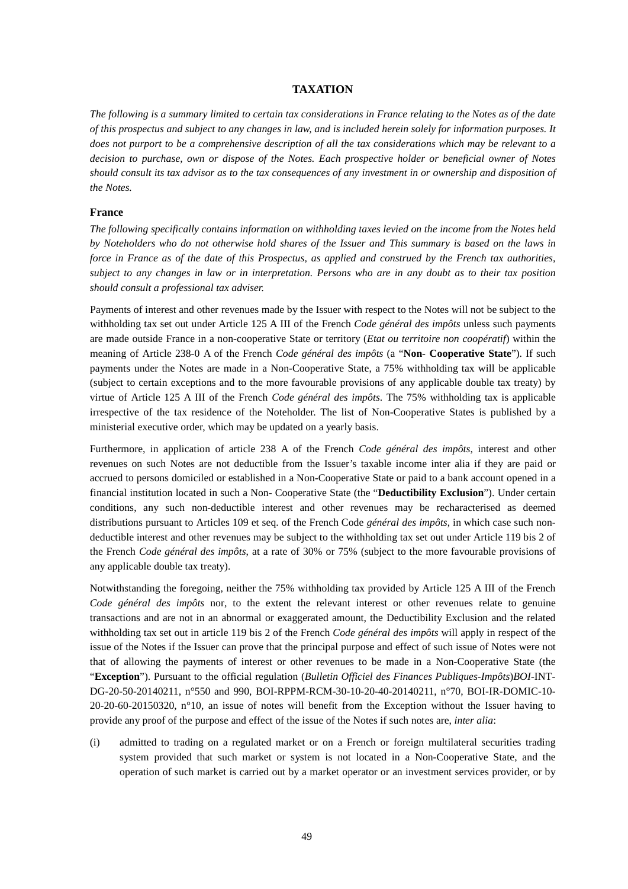# TAXATION

*The following is a summary limited to certain tax considerations in France relating to the Notes as of the date of this prospectus and subject to any changes in law, and is included herein solely for information purposes. It does not purport to be a comprehensive description of all the tax considerations which may be relevant to a decision to purchase, own or dispose of the Notes. Each prospective holder or beneficial owner of Notes should consult its tax advisor as to the tax consequences of any investment in or ownership and disposition of the Notes.*

## France

*The following specifically contains information on withholding taxes levied on the income from the Notes held by Noteholders who do not otherwise hold shares of the Issuer and This summary is based on the laws in force in France as of the date of this Prospectus, as applied and construed by the French tax authorities, subject to any changes in law or in interpretation. Persons who are in any doubt as to their tax position should consult a professional tax adviser.*

Payments of interest and other revenues made by the Issuer with respect to the Notes will not be subject to the withholding tax set out under Article 125 A III of the French *Code général des impôts* unless such payments are made outside France in a non-cooperative State or territory (*Etat ou territoire non coopératif*) within the meaning of Article 238-0 A of the French *Code général des impôts* (a "**Non- Cooperative State**"). If such payments under the Notes are made in a Non-Cooperative State, a 75% withholding tax will be applicable (subject to certain exceptions and to the more favourable provisions of any applicable double tax treaty) by virtue of Article 125 A III of the French *Code général des impôts*. The 75% withholding tax is applicable irrespective of the tax residence of the Noteholder. The list of Non-Cooperative States is published by a ministerial executive order, which may be updated on a yearly basis.

Furthermore, in application of article 238 A of the French *Code général des impôts*, interest and other revenues on such Notes are not deductible from the Issuer's taxable income inter alia if they are paid or accrued to persons domiciled or established in a Non-Cooperative State or paid to a bank account opened in a financial institution located in such a Non- Cooperative State (the "**Deductibility Exclusion**"). Under certain conditions, any such non-deductible interest and other revenues may be recharacterised as deemed distributions pursuant to Articles 109 et seq. of the French Code *général des impôts*, in which case such non-deductible interest and other revenues may be subject to the withholding tax set out under Article 119 bis 2 of the French *Code général des impôts*, at a rate of 30% or 75% (subject to the more favourable provisions of any applicable double tax treaty).

Notwithstanding the foregoing, neither the 75% withholding tax provided by Article 125 A III of the French *Code général des impôts* nor, to the extent the relevant interest or other revenues relate to genuine transactions and are not in an abnormal or exaggerated amount, the Deductibility Exclusion and the related withholding tax set out in article 119 bis 2 of the French *Code général des impôts* will apply in respect of the issue of the Notes if the Issuer can prove that the principal purpose and effect of such issue of Notes were not that of allowing the payments of interest or other revenues to be made in a Non-Cooperative State (the "**Exception**"). Pursuant to the official regulation (*Bulletin Officiel des Finances Publiques-Impôts*)*BOI*-INT-DG-20-50-20140211, n°550 and 990, BOI-RPPM-RCM-30-10-20-40-20140211, n°70, BOI-IR-DOMIC-10-20-20-60-20150320, n°10, an issue of notes will benefit from the Exception without the Issuer having to provide any proof of the purpose and effect of the issue of the Notes if such notes are, *inter alia*:

(i) admitted to trading on a regulated market or on a French or foreign multilateral securities trading system provided that such market or system is not located in a Non-Cooperative State, and the operation of such market is carried out by a market operator or an investment services provider, or by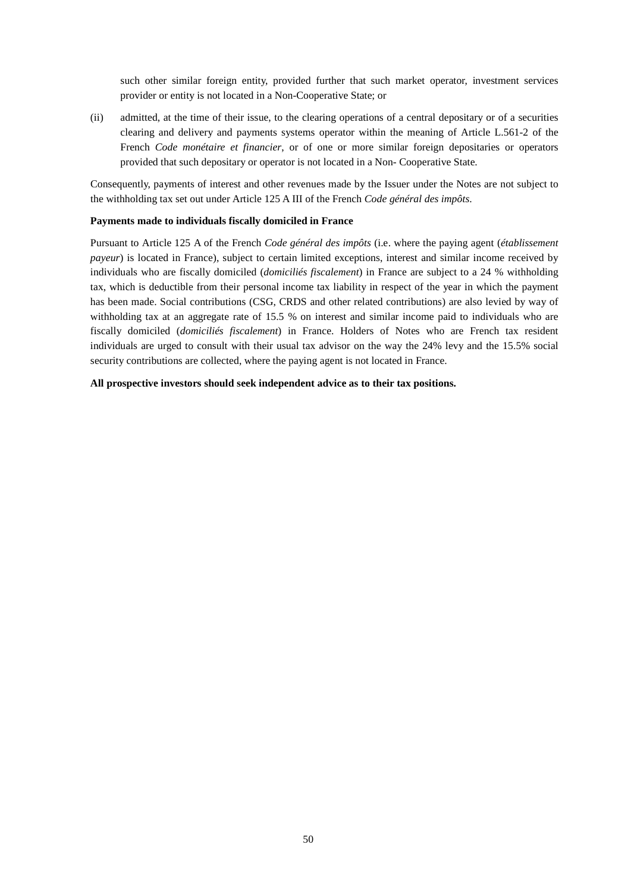such other similar foreign entity, provided further that such market operator, investment services provider or entity is not located in a Non-Cooperative State; or

(ii) admitted, at the time of their issue, to the clearing operations of a central depositary or of a securities clearing and delivery and payments systems operator within the meaning of Article L.561-2 of the French *Code monétaire et financier*, or of one or more similar foreign depositaries or operators provided that such depositary or operator is not located in a Non- Cooperative State.

Consequently, payments of interest and other revenues made by the Issuer under the Notes are not subject to the withholding tax set out under Article 125 A III of the French *Code général des impôts*.

**Payments made to individuals fiscally domiciled in France**

Pursuant to Article 125 A of the French *Code général des impôts* (i.e. where the paying agent (*établissement payeur*) is located in France), subject to certain limited exceptions, interest and similar income received by individuals who are fiscally domiciled (*domiciliés fiscalement*) in France are subject to a 24 % withholding tax, which is deductible from their personal income tax liability in respect of the year in which the payment has been made. Social contributions (CSG, CRDS and other related contributions) are also levied by way of withholding tax at an aggregate rate of 15.5 % on interest and similar income paid to individuals who are fiscally domiciled (*domiciliés fiscalement*) in France. Holders of Notes who are French tax resident individuals are urged to consult with their usual tax advisor on the way the 24% levy and the 15.5% social security contributions are collected, where the paying agent is not located in France.

**All prospective investors should seek independent advice as to their tax positions.**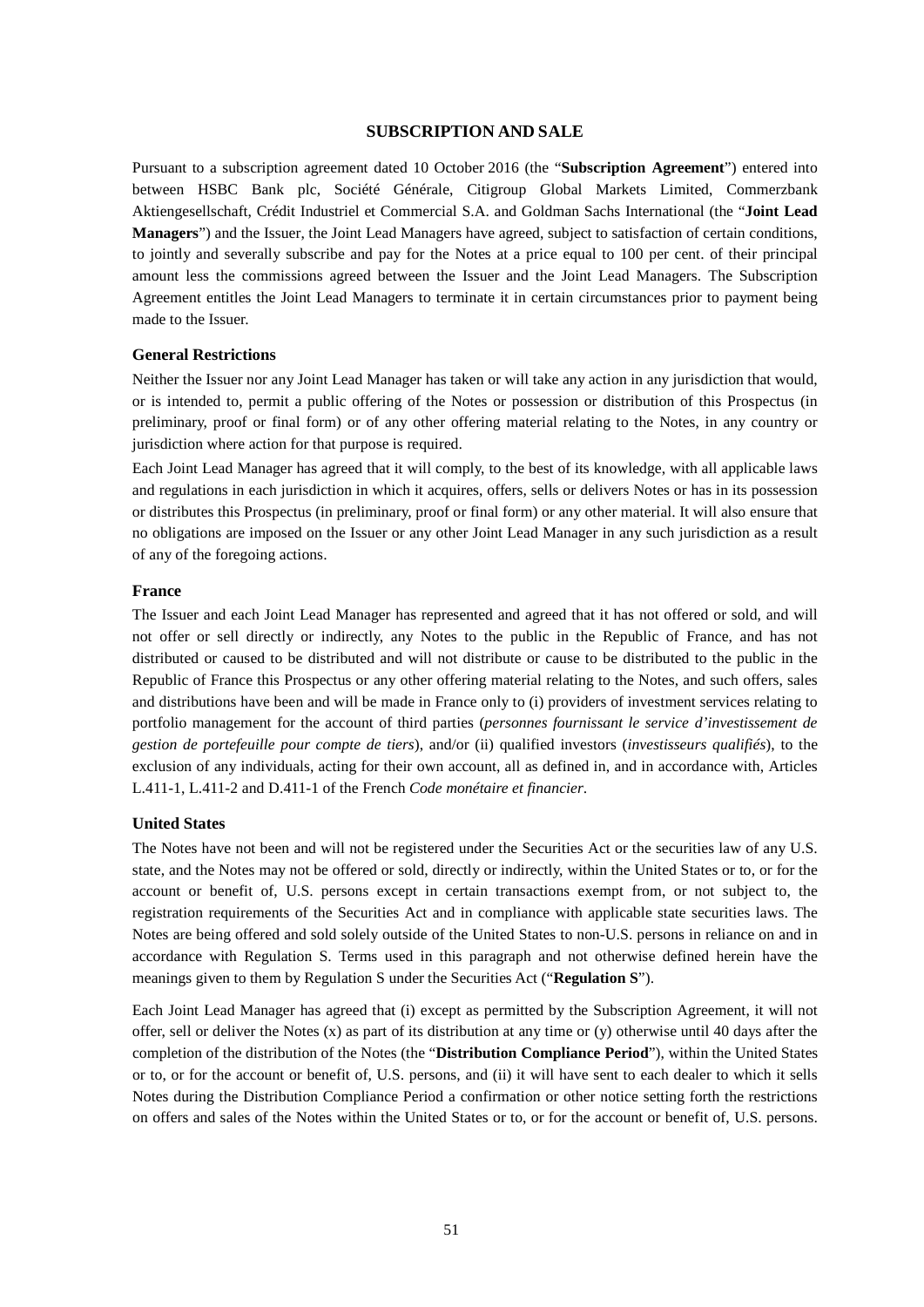## SUBSCRIPTION AND SALE

Pursuant to a subscription agreement dated 10 October 2016 (the "**Subscription Agreement**") entered into between HSBC Bank plc, Société Générale, Citigroup Global Markets Limited, Commerzbank Aktiengesellschaft, Crédit Industriel et Commercial S.A. and Goldman Sachs International (the "**Joint Lead Managers**") and the Issuer, the Joint Lead Managers have agreed, subject to satisfaction of certain conditions, to jointly and severally subscribe and pay for the Notes at a price equal to 100 per cent. of their principal amount less the commissions agreed between the Issuer and the Joint Lead Managers. The Subscription Agreement entitles the Joint Lead Managers to terminate it in certain circumstances prior to payment being made to the Issuer.

### General Restrictions

Neither the Issuer nor any Joint Lead Manager has taken or will take any action in any jurisdiction that would, or is intended to, permit a public offering of the Notes or possession or distribution of this Prospectus (in preliminary, proof or final form) or of any other offering material relating to the Notes, in any country or jurisdiction where action for that purpose is required.

Each Joint Lead Manager has agreed that it will comply, to the best of its knowledge, with all applicable laws and regulations in each jurisdiction in which it acquires, offers, sells or delivers Notes or has in its possession or distributes this Prospectus (in preliminary, proof or final form) or any other material. It will also ensure that no obligations are imposed on the Issuer or any other Joint Lead Manager in any such jurisdiction as a result of any of the foregoing actions.

### France

The Issuer and each Joint Lead Manager has represented and agreed that it has not offered or sold, and will not offer or sell directly or indirectly, any Notes to the public in the Republic of France, and has not distributed or caused to be distributed and will not distribute or cause to be distributed to the public in the Republic of France this Prospectus or any other offering material relating to the Notes, and such offers, sales and distributions have been and will be made in France only to (i) providers of investment services relating to portfolio management for the account of third parties (*personnes fournissant le service d'investissement de gestion de portefeuille pour compte de tiers*), and/or (ii) qualified investors (*investisseurs qualifiés*), to the exclusion of any individuals, acting for their own account, all as defined in, and in accordance with, Articles L.411-1, L.411-2 and D.411-1 of the French *Code monétaire et financier*.

### United States

The Notes have not been and will not be registered under the Securities Act or the securities law of any U.S. state, and the Notes may not be offered or sold, directly or indirectly, within the United States or to, or for the account or benefit of, U.S. persons except in certain transactions exempt from, or not subject to, the registration requirements of the Securities Act and in compliance with applicable state securities laws. The Notes are being offered and sold solely outside of the United States to non-U.S. persons in reliance on and in accordance with Regulation S. Terms used in this paragraph and not otherwise defined herein have the meanings given to them by Regulation S under the Securities Act ("**Regulation S**").

Each Joint Lead Manager has agreed that (i) except as permitted by the Subscription Agreement, it will not offer, sell or deliver the Notes (x) as part of its distribution at any time or (y) otherwise until 40 days after the completion of the distribution of the Notes (the "**Distribution Compliance Period**"), within the United States or to, or for the account or benefit of, U.S. persons, and (ii) it will have sent to each dealer to which it sells Notes during the Distribution Compliance Period a confirmation or other notice setting forth the restrictions on offers and sales of the Notes within the United States or to, or for the account or benefit of, U.S. persons.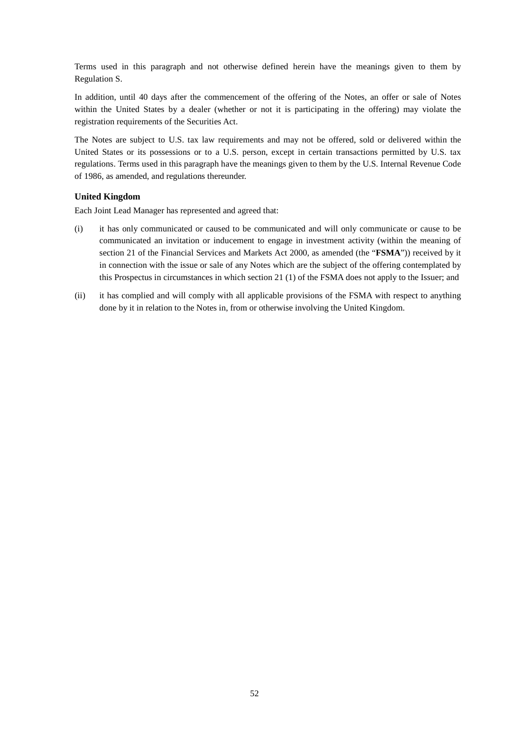Terms used in this paragraph and not otherwise defined herein have the meanings given to them by Regulation S.

In addition, until 40 days after the commencement of the offering of the Notes, an offer or sale of Notes within the United States by a dealer (whether or not it is participating in the offering) may violate the registration requirements of the Securities Act.

The Notes are subject to U.S. tax law requirements and may not be offered, sold or delivered within the United States or its possessions or to a U.S. person, except in certain transactions permitted by U.S. tax regulations. Terms used in this paragraph have the meanings given to them by the U.S. Internal Revenue Code of 1986, as amended, and regulations thereunder.

**United Kingdom**

Each Joint Lead Manager has represented and agreed that:

(i) it has only communicated or caused to be communicated and will only communicate or cause to be communicated an invitation or inducement to engage in investment activity (within the meaning of section 21 of the Financial Services and Markets Act 2000, as amended (the "**FSMA**")) received by it in connection with the issue or sale of any Notes which are the subject of the offering contemplated by this Prospectus in circumstances in which section 21 (1) of the FSMA does not apply to the Issuer; and

(ii) it has complied and will comply with all applicable provisions of the FSMA with respect to anything done by it in relation to the Notes in, from or otherwise involving the United Kingdom.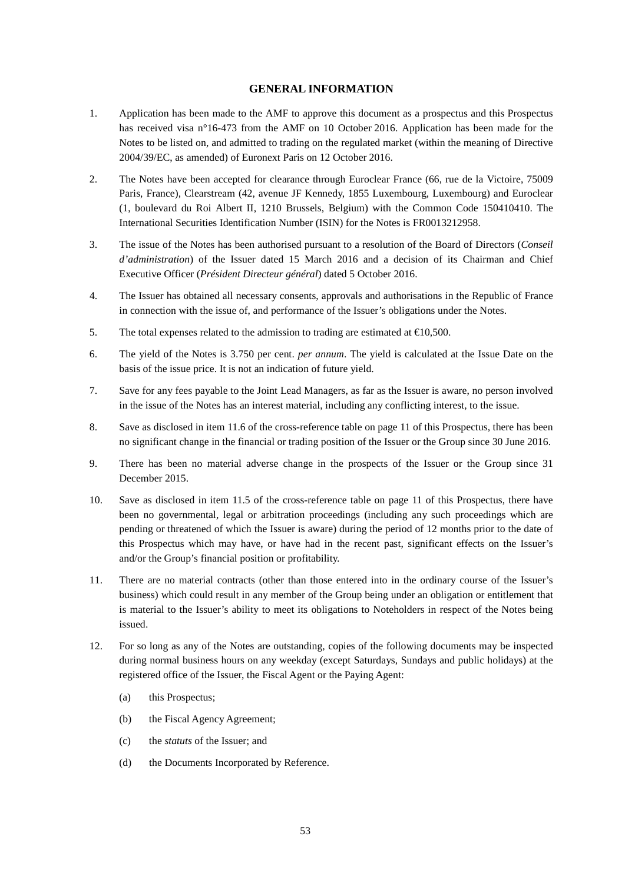## GENERAL INFORMATION

1. Application has been made to the AMF to approve this document as a prospectus and this Prospectus has received visa n°16-473 from the AMF on 10 October 2016. Application has been made for the Notes to be listed on, and admitted to trading on the regulated market (within the meaning of Directive 2004/39/EC, as amended) of Euronext Paris on 12 October 2016.

2. The Notes have been accepted for clearance through Euroclear France (66, rue de la Victoire, 75009 Paris, France), Clearstream (42, avenue JF Kennedy, 1855 Luxembourg, Luxembourg) and Euroclear (1, boulevard du Roi Albert II, 1210 Brussels, Belgium) with the Common Code 150410410. The International Securities Identification Number (ISIN) for the Notes is FR0013212958.

3. The issue of the Notes has been authorised pursuant to a resolution of the Board of Directors (*Conseil d'administration*) of the Issuer dated 15 March 2016 and a decision of its Chairman and Chief Executive Officer (*Président Directeur général*) dated 5 October 2016.

4. The Issuer has obtained all necessary consents, approvals and authorisations in the Republic of France in connection with the issue of, and performance of the Issuer's obligations under the Notes.

5. The total expenses related to the admission to trading are estimated at €10,500.

6. The yield of the Notes is 3.750 per cent. *per annum*. The yield is calculated at the Issue Date on the basis of the issue price. It is not an indication of future yield.

7. Save for any fees payable to the Joint Lead Managers, as far as the Issuer is aware, no person involved in the issue of the Notes has an interest material, including any conflicting interest, to the issue.

8. Save as disclosed in item 11.6 of the cross-reference table on page 11 of this Prospectus, there has been no significant change in the financial or trading position of the Issuer or the Group since 30 June 2016.

9. There has been no material adverse change in the prospects of the Issuer or the Group since 31 December 2015.

10. Save as disclosed in item 11.5 of the cross-reference table on page 11 of this Prospectus, there have been no governmental, legal or arbitration proceedings (including any such proceedings which are pending or threatened of which the Issuer is aware) during the period of 12 months prior to the date of this Prospectus which may have, or have had in the recent past, significant effects on the Issuer's and/or the Group's financial position or profitability.

11. There are no material contracts (other than those entered into in the ordinary course of the Issuer's business) which could result in any member of the Group being under an obligation or entitlement that is material to the Issuer's ability to meet its obligations to Noteholders in respect of the Notes being issued.

12. For so long as any of the Notes are outstanding, copies of the following documents may be inspected during normal business hours on any weekday (except Saturdays, Sundays and public holidays) at the registered office of the Issuer, the Fiscal Agent or the Paying Agent:

    (a) this Prospectus;

    (b) the Fiscal Agency Agreement;

    (c) the *statuts* of the Issuer; and

    (d) the Documents Incorporated by Reference.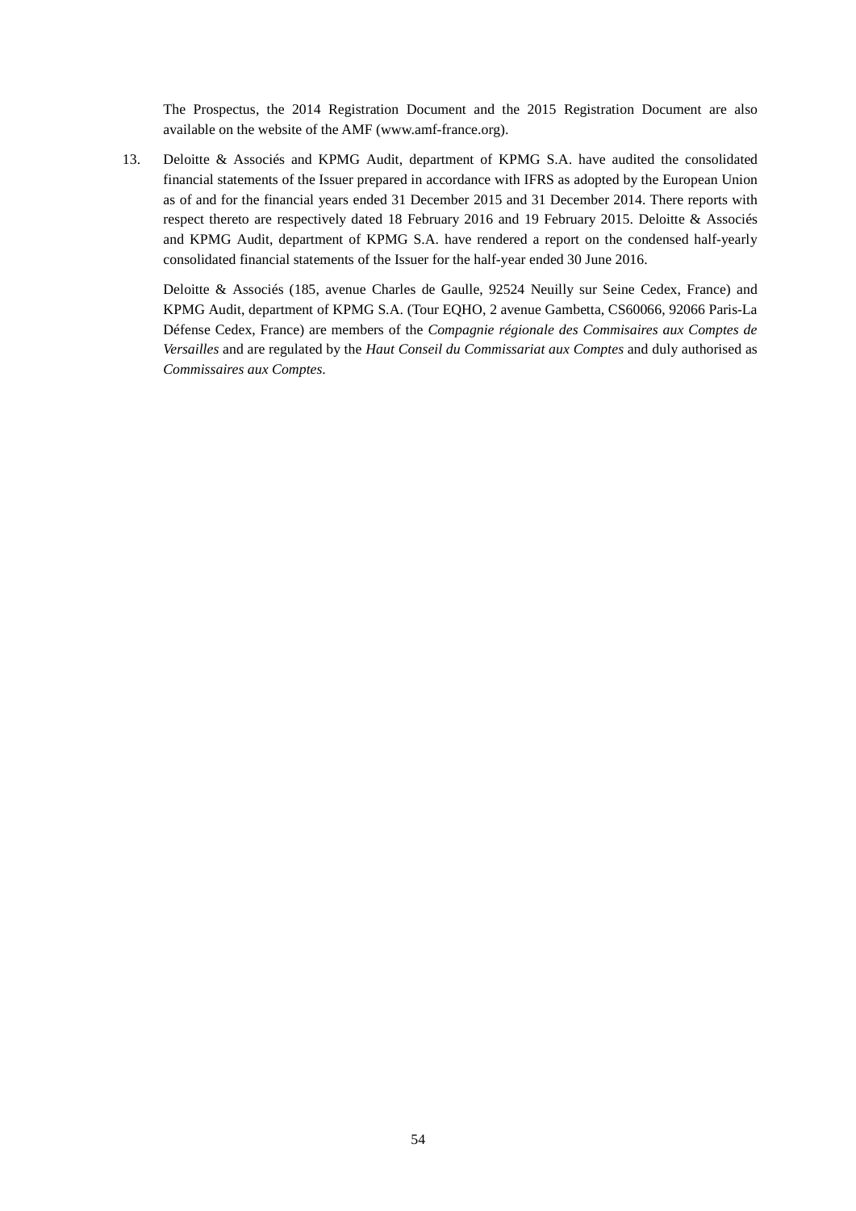The Prospectus, the 2014 Registration Document and the 2015 Registration Document are also available on the website of the AMF (www.amf-france.org).

13. Deloitte & Associés and KPMG Audit, department of KPMG S.A. have audited the consolidated financial statements of the Issuer prepared in accordance with IFRS as adopted by the European Union as of and for the financial years ended 31 December 2015 and 31 December 2014. There reports with respect thereto are respectively dated 18 February 2016 and 19 February 2015. Deloitte & Associés and KPMG Audit, department of KPMG S.A. have rendered a report on the condensed half-yearly consolidated financial statements of the Issuer for the half-year ended 30 June 2016.

    Deloitte & Associés (185, avenue Charles de Gaulle, 92524 Neuilly sur Seine Cedex, France) and KPMG Audit, department of KPMG S.A. (Tour EQHO, 2 avenue Gambetta, CS60066, 92066 Paris-La Défense Cedex, France) are members of the *Compagnie régionale des Commisaires aux Comptes de Versailles* and are regulated by the *Haut Conseil du Commissariat aux Comptes* and duly authorised as *Commissaires aux Comptes*.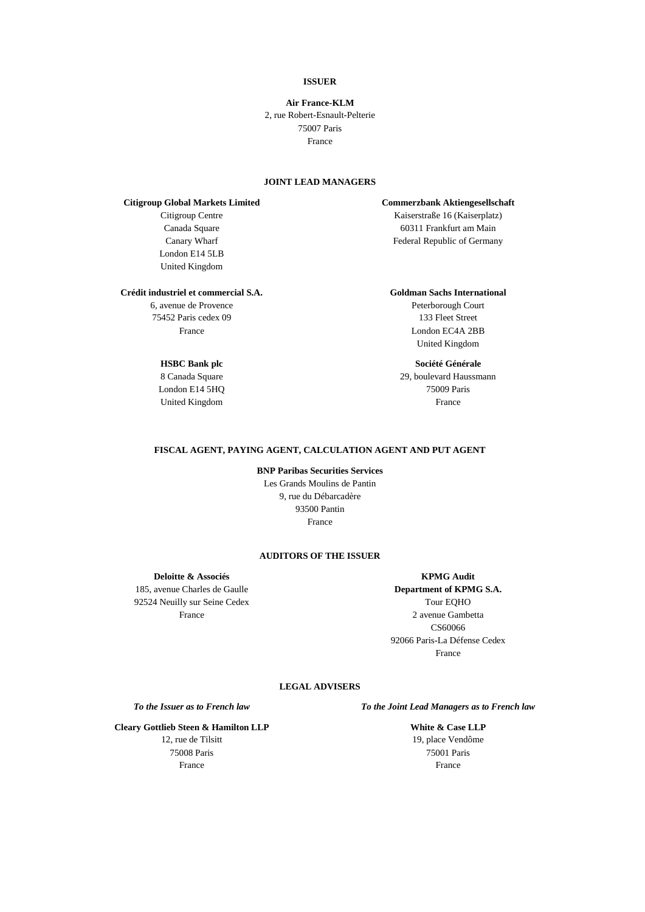## ISSUER

**Air France-KLM**
2, rue Robert-Esnault-Pelterie
75007 Paris
France

## JOINT LEAD MANAGERS

**Citigroup Global Markets Limited**
Citigroup Centre
Canada Square
Canary Wharf
London E14 5LB
United Kingdom

**Commerzbank Aktiengesellschaft**
Kaiserstraße 16 (Kaiserplatz)
60311 Frankfurt am Main
Federal Republic of Germany

**Crédit industriel et commercial S.A.**
6, avenue de Provence
75452 Paris cedex 09
France

**Goldman Sachs International**
Peterborough Court
133 Fleet Street
London EC4A 2BB
United Kingdom

**HSBC Bank plc**
8 Canada Square
London E14 5HQ
United Kingdom

**Société Générale**
29, boulevard Haussmann
75009 Paris
France

## FISCAL AGENT, PAYING AGENT, CALCULATION AGENT AND PUT AGENT

**BNP Paribas Securities Services**
Les Grands Moulins de Pantin
9, rue du Débarcadère
93500 Pantin
France

## AUDITORS OF THE ISSUER

**Deloitte & Associés**
185, avenue Charles de Gaulle
92524 Neuilly sur Seine Cedex
France

**KPMG Audit**
**Department of KPMG S.A.**
Tour EQHO
2 avenue Gambetta
CS60066
92066 Paris-La Défense Cedex
France

## LEGAL ADVISERS

***To the Issuer as to French law***

**Cleary Gottlieb Steen & Hamilton LLP**
12, rue de Tilsitt
75008 Paris
France

***To the Joint Lead Managers as to French law***

**White & Case LLP**
19, place Vendôme
75001 Paris
France